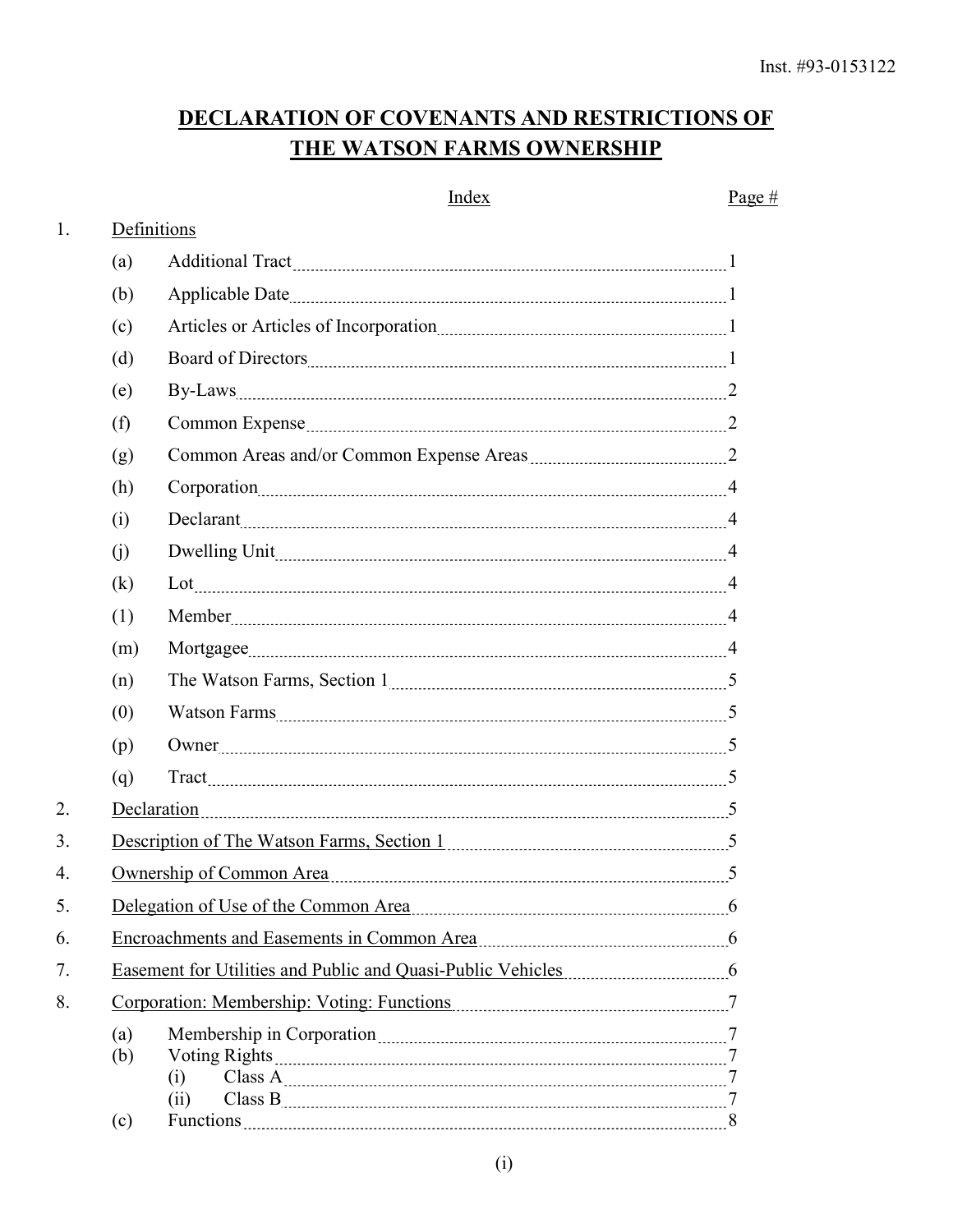Inst. #93-0153122

# DECLARATION OF COVENANTS AND RESTRICTIONS OF THE WATSON FARMS OWNERSHIP

| | | Index | Page # |
|---|---|---|---|
| 1. | Definitions | | |
| | (a) | Additional Tract | 1 |
| | (b) | Applicable Date | 1 |
| | (c) | Articles or Articles of Incorporation | 1 |
| | (d) | Board of Directors | 1 |
| | (e) | By-Laws | 2 |
| | (f) | Common Expense | 2 |
| | (g) | Common Areas and/or Common Expense Areas | 2 |
| | (h) | Corporation | 4 |
| | (i) | Declarant | 4 |
| | (j) | Dwelling Unit | 4 |
| | (k) | Lot | 4 |
| | (1) | Member | 4 |
| | (m) | Mortgagee | 4 |
| | (n) | The Watson Farms, Section 1 | 5 |
| | (0) | Watson Farms | 5 |
| | (p) | Owner | 5 |
| | (q) | Tract | 5 |
| 2. | Declaration | | 5 |
| 3. | Description of The Watson Farms, Section 1 | | 5 |
| 4. | Ownership of Common Area | | 5 |
| 5. | Delegation of Use of the Common Area | | 6 |
| 6. | Encroachments and Easements in Common Area | | 6 |
| 7. | Easement for Utilities and Public and Quasi-Public Vehicles | | 6 |
| 8. | Corporation: Membership: Voting: Functions | | 7 |
| | (a) | Membership in Corporation | 7 |
| | (b) | Voting Rights | 7 |
| | | (i) Class A | 7 |
| | | (ii) Class B | 7 |
| | (c) | Functions | 8 |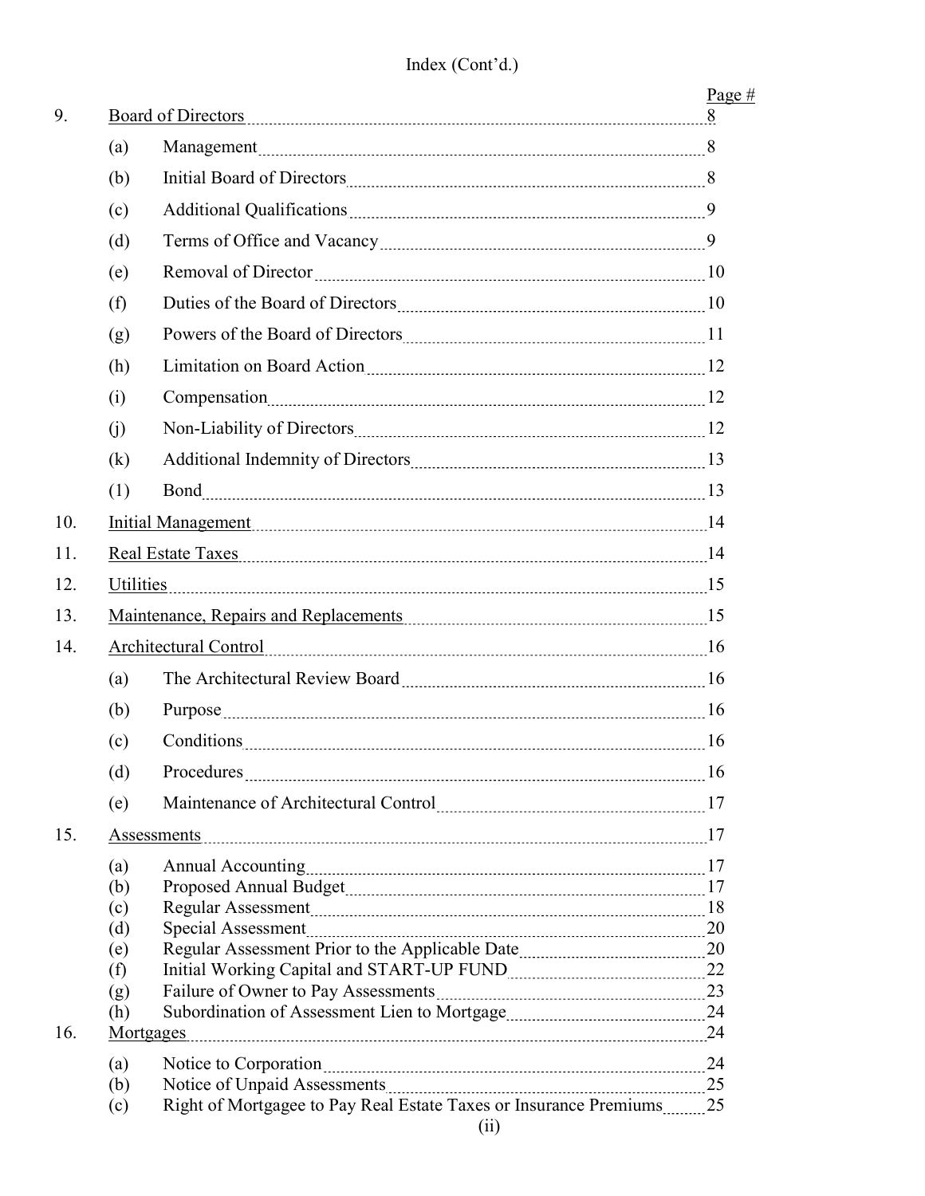Index (Cont'd.)

| | | | Page # |
|---|---|---|---|
| 9. | Board of Directors | | 8 |
| | (a) | Management | 8 |
| | (b) | Initial Board of Directors | 8 |
| | (c) | Additional Qualifications | 9 |
| | (d) | Terms of Office and Vacancy | 9 |
| | (e) | Removal of Director | 10 |
| | (f) | Duties of the Board of Directors | 10 |
| | (g) | Powers of the Board of Directors | 11 |
| | (h) | Limitation on Board Action | 12 |
| | (i) | Compensation | 12 |
| | (j) | Non-Liability of Directors | 12 |
| | (k) | Additional Indemnity of Directors | 13 |
| | (1) | Bond | 13 |
| 10. | Initial Management | | 14 |
| 11. | Real Estate Taxes | | 14 |
| 12. | Utilities | | 15 |
| 13. | Maintenance, Repairs and Replacements | | 15 |
| 14. | Architectural Control | | 16 |
| | (a) | The Architectural Review Board | 16 |
| | (b) | Purpose | 16 |
| | (c) | Conditions | 16 |
| | (d) | Procedures | 16 |
| | (e) | Maintenance of Architectural Control | 17 |
| 15. | Assessments | | 17 |
| | (a) | Annual Accounting | 17 |
| | (b) | Proposed Annual Budget | 17 |
| | (c) | Regular Assessment | 18 |
| | (d) | Special Assessment | 20 |
| | (e) | Regular Assessment Prior to the Applicable Date | 20 |
| | (f) | Initial Working Capital and START-UP FUND | 22 |
| | (g) | Failure of Owner to Pay Assessments | 23 |
| | (h) | Subordination of Assessment Lien to Mortgage | 24 |
| 16. | Mortgages | | 24 |
| | (a) | Notice to Corporation | 24 |
| | (b) | Notice of Unpaid Assessments | 25 |
| | (c) | Right of Mortgagee to Pay Real Estate Taxes or Insurance Premiums | 25 |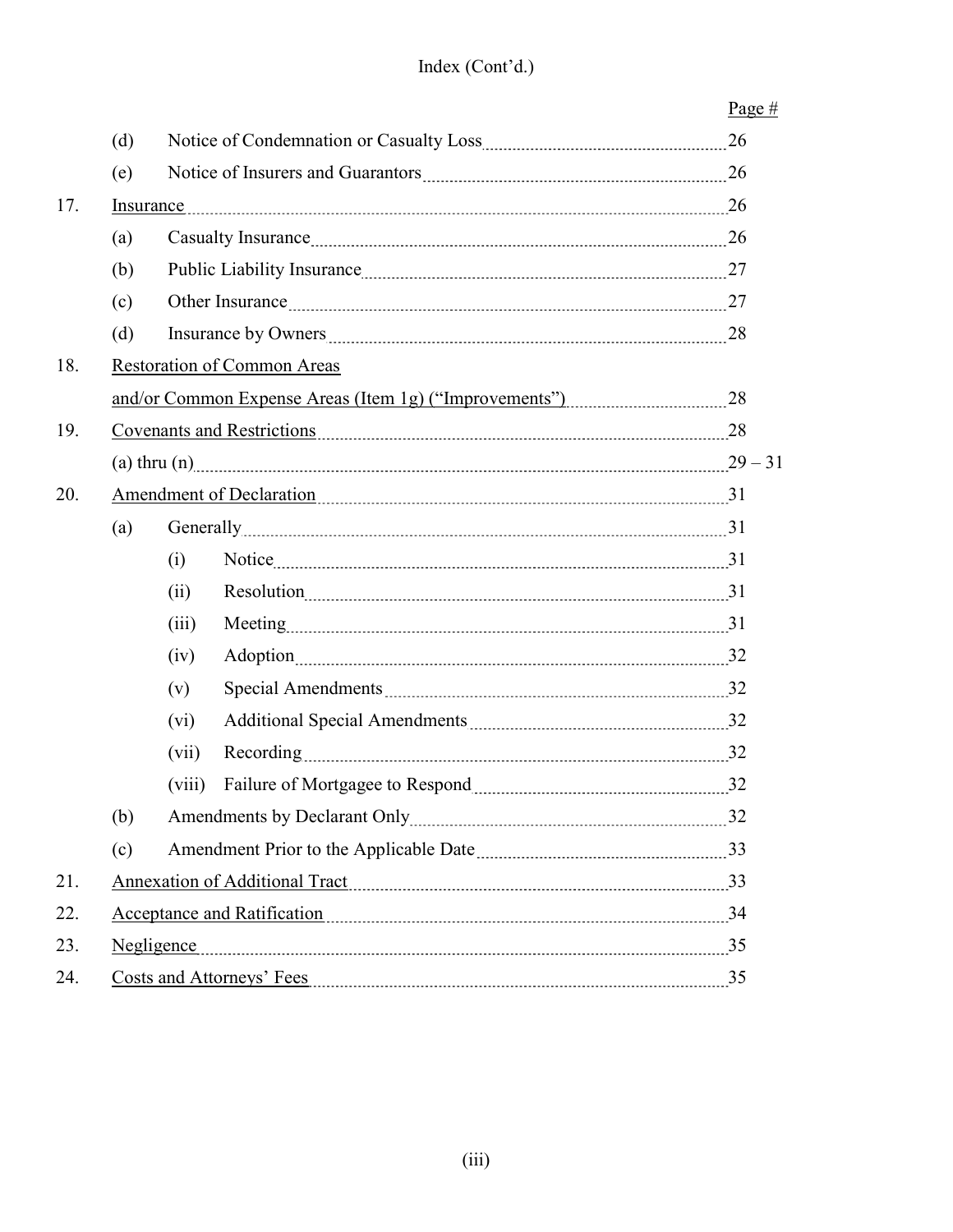Index (Cont'd.)

| | | | Page # |
|---|---|---|---|
| | (d) | Notice of Condemnation or Casualty Loss | 26 |
| | (e) | Notice of Insurers and Guarantors | 26 |
| 17. | Insurance | | 26 |
| | (a) | Casualty Insurance | 26 |
| | (b) | Public Liability Insurance | 27 |
| | (c) | Other Insurance | 27 |
| | (d) | Insurance by Owners | 28 |
| 18. | Restoration of Common Areas and/or Common Expense Areas (Item 1g) ("Improvements") | | 28 |
| 19. | Covenants and Restrictions | | 28 |
| | (a) thru (n) | | 29 – 31 |
| 20. | Amendment of Declaration | | 31 |
| | (a) | Generally | 31 |
| | | (i) Notice | 31 |
| | | (ii) Resolution | 31 |
| | | (iii) Meeting | 31 |
| | | (iv) Adoption | 32 |
| | | (v) Special Amendments | 32 |
| | | (vi) Additional Special Amendments | 32 |
| | | (vii) Recording | 32 |
| | | (viii) Failure of Mortgagee to Respond | 32 |
| | (b) | Amendments by Declarant Only | 32 |
| | (c) | Amendment Prior to the Applicable Date | 33 |
| 21. | Annexation of Additional Tract | | 33 |
| 22. | Acceptance and Ratification | | 34 |
| 23. | Negligence | | 35 |
| 24. | Costs and Attorneys' Fees | | 35 |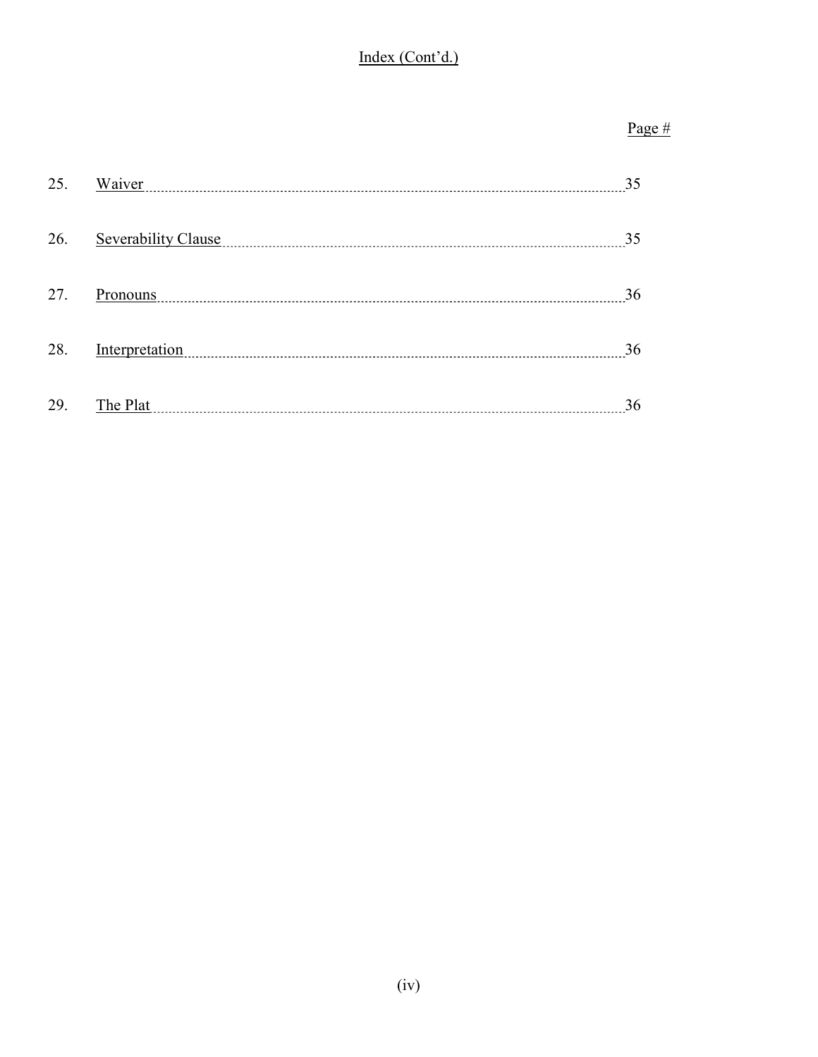Index (Cont'd.)

| | | Page # |
|---|---|---|
| 25. | Waiver | 35 |
| 26. | Severability Clause | 35 |
| 27. | Pronouns | 36 |
| 28. | Interpretation | 36 |
| 29. | The Plat | 36 |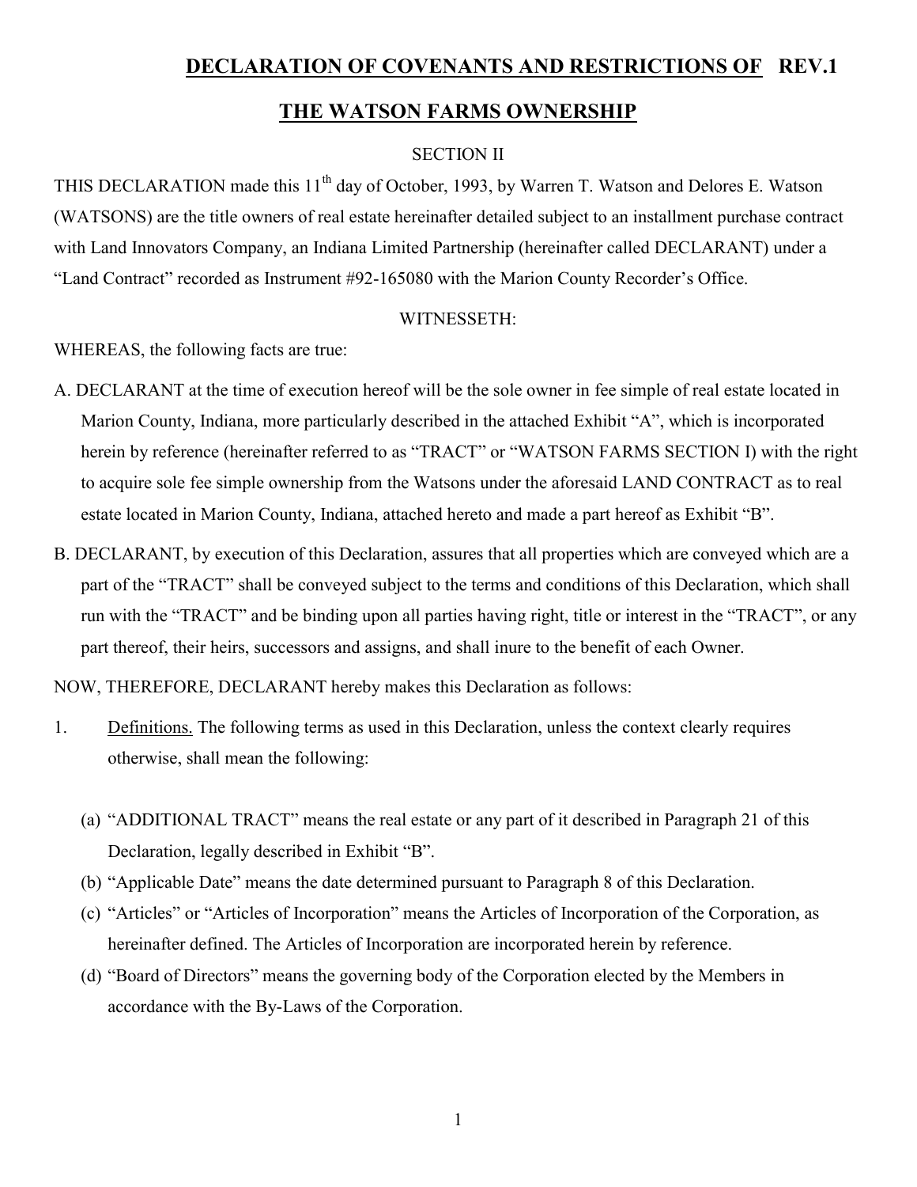# DECLARATION OF COVENANTS AND RESTRICTIONS OF REV.1

## THE WATSON FARMS OWNERSHIP

SECTION II

THIS DECLARATION made this 11th day of October, 1993, by Warren T. Watson and Delores E. Watson (WATSONS) are the title owners of real estate hereinafter detailed subject to an installment purchase contract with Land Innovators Company, an Indiana Limited Partnership (hereinafter called DECLARANT) under a "Land Contract" recorded as Instrument #92-165080 with the Marion County Recorder's Office.

WITNESSETH:

WHEREAS, the following facts are true:

A. DECLARANT at the time of execution hereof will be the sole owner in fee simple of real estate located in Marion County, Indiana, more particularly described in the attached Exhibit "A", which is incorporated herein by reference (hereinafter referred to as "TRACT" or "WATSON FARMS SECTION I) with the right to acquire sole fee simple ownership from the Watsons under the aforesaid LAND CONTRACT as to real estate located in Marion County, Indiana, attached hereto and made a part hereof as Exhibit "B".

B. DECLARANT, by execution of this Declaration, assures that all properties which are conveyed which are a part of the "TRACT" shall be conveyed subject to the terms and conditions of this Declaration, which shall run with the "TRACT" and be binding upon all parties having right, title or interest in the "TRACT", or any part thereof, their heirs, successors and assigns, and shall inure to the benefit of each Owner.

NOW, THEREFORE, DECLARANT hereby makes this Declaration as follows:

1. Definitions. The following terms as used in this Declaration, unless the context clearly requires otherwise, shall mean the following:

   (a) "ADDITIONAL TRACT" means the real estate or any part of it described in Paragraph 21 of this Declaration, legally described in Exhibit "B".
   (b) "Applicable Date" means the date determined pursuant to Paragraph 8 of this Declaration.
   (c) "Articles" or "Articles of Incorporation" means the Articles of Incorporation of the Corporation, as hereinafter defined. The Articles of Incorporation are incorporated herein by reference.
   (d) "Board of Directors" means the governing body of the Corporation elected by the Members in accordance with the By-Laws of the Corporation.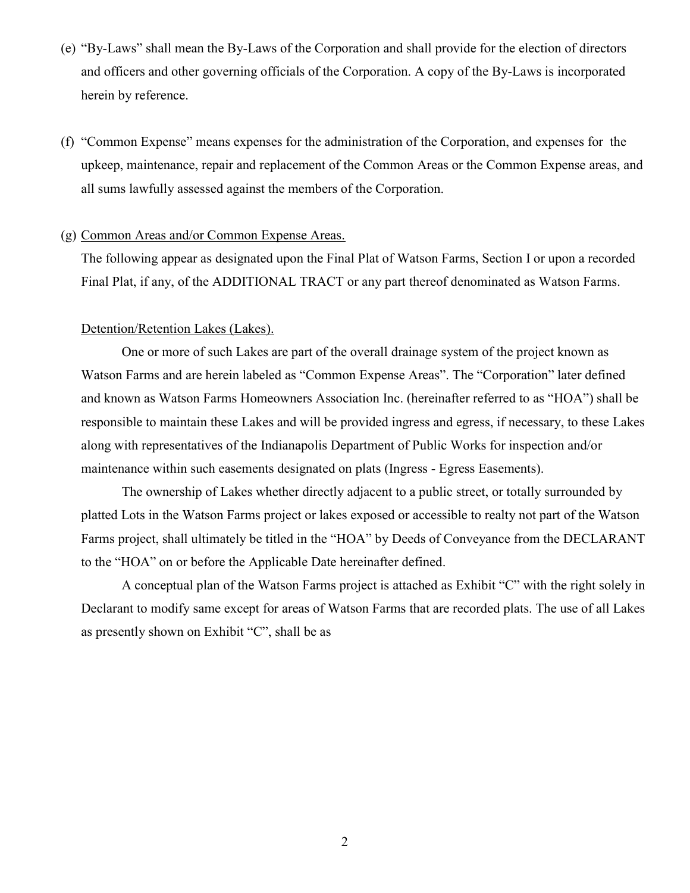(e) "By-Laws" shall mean the By-Laws of the Corporation and shall provide for the election of directors and officers and other governing officials of the Corporation. A copy of the By-Laws is incorporated herein by reference.

(f) "Common Expense" means expenses for the administration of the Corporation, and expenses for the upkeep, maintenance, repair and replacement of the Common Areas or the Common Expense areas, and all sums lawfully assessed against the members of the Corporation.

(g) <u>Common Areas and/or Common Expense Areas.</u>

The following appear as designated upon the Final Plat of Watson Farms, Section I or upon a recorded Final Plat, if any, of the ADDITIONAL TRACT or any part thereof denominated as Watson Farms.

<u>Detention/Retention Lakes (Lakes).</u>

One or more of such Lakes are part of the overall drainage system of the project known as Watson Farms and are herein labeled as "Common Expense Areas". The "Corporation" later defined and known as Watson Farms Homeowners Association Inc. (hereinafter referred to as "HOA") shall be responsible to maintain these Lakes and will be provided ingress and egress, if necessary, to these Lakes along with representatives of the Indianapolis Department of Public Works for inspection and/or maintenance within such easements designated on plats (Ingress - Egress Easements).

The ownership of Lakes whether directly adjacent to a public street, or totally surrounded by platted Lots in the Watson Farms project or lakes exposed or accessible to realty not part of the Watson Farms project, shall ultimately be titled in the "HOA" by Deeds of Conveyance from the DECLARANT to the "HOA" on or before the Applicable Date hereinafter defined.

A conceptual plan of the Watson Farms project is attached as Exhibit "C" with the right solely in Declarant to modify same except for areas of Watson Farms that are recorded plats. The use of all Lakes as presently shown on Exhibit "C", shall be as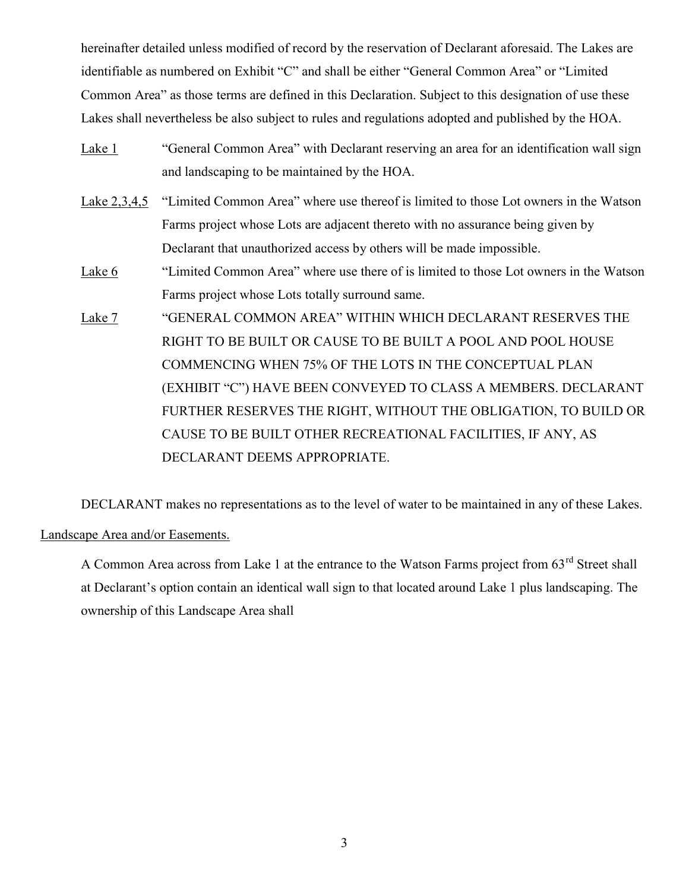hereinafter detailed unless modified of record by the reservation of Declarant aforesaid. The Lakes are identifiable as numbered on Exhibit "C" and shall be either "General Common Area" or "Limited Common Area" as those terms are defined in this Declaration. Subject to this designation of use these Lakes shall nevertheless be also subject to rules and regulations adopted and published by the HOA.

<u>Lake 1</u> "General Common Area" with Declarant reserving an area for an identification wall sign and landscaping to be maintained by the HOA.

<u>Lake 2,3,4,5</u> "Limited Common Area" where use thereof is limited to those Lot owners in the Watson Farms project whose Lots are adjacent thereto with no assurance being given by Declarant that unauthorized access by others will be made impossible.

<u>Lake 6</u> "Limited Common Area" where use there of is limited to those Lot owners in the Watson Farms project whose Lots totally surround same.

<u>Lake 7</u> "GENERAL COMMON AREA" WITHIN WHICH DECLARANT RESERVES THE RIGHT TO BE BUILT OR CAUSE TO BE BUILT A POOL AND POOL HOUSE COMMENCING WHEN 75% OF THE LOTS IN THE CONCEPTUAL PLAN (EXHIBIT "C") HAVE BEEN CONVEYED TO CLASS A MEMBERS. DECLARANT FURTHER RESERVES THE RIGHT, WITHOUT THE OBLIGATION, TO BUILD OR CAUSE TO BE BUILT OTHER RECREATIONAL FACILITIES, IF ANY, AS DECLARANT DEEMS APPROPRIATE.

DECLARANT makes no representations as to the level of water to be maintained in any of these Lakes.

<u>Landscape Area and/or Easements.</u>

A Common Area across from Lake 1 at the entrance to the Watson Farms project from 63rd Street shall at Declarant's option contain an identical wall sign to that located around Lake 1 plus landscaping. The ownership of this Landscape Area shall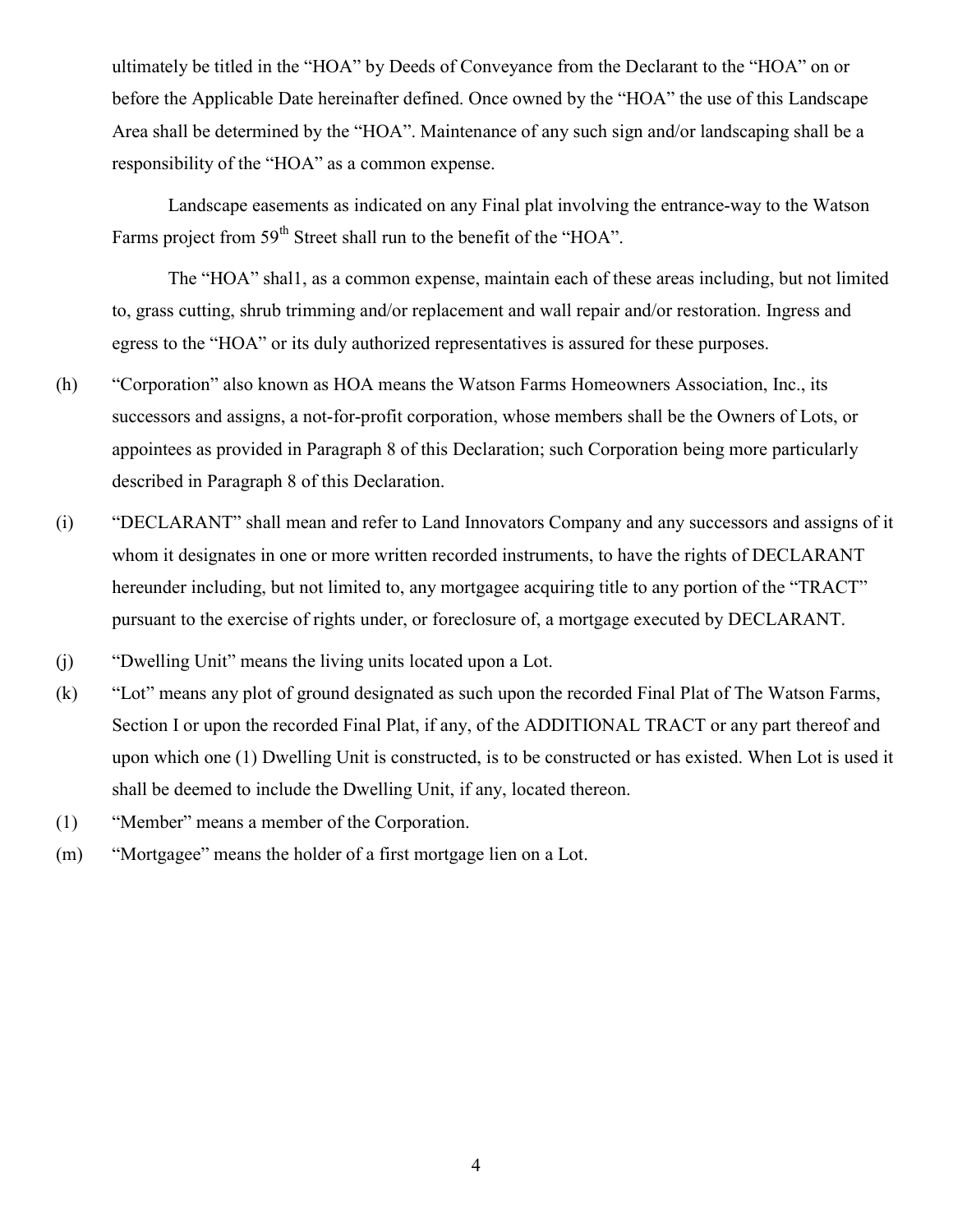ultimately be titled in the "HOA" by Deeds of Conveyance from the Declarant to the "HOA" on or before the Applicable Date hereinafter defined. Once owned by the "HOA" the use of this Landscape Area shall be determined by the "HOA". Maintenance of any such sign and/or landscaping shall be a responsibility of the "HOA" as a common expense.

Landscape easements as indicated on any Final plat involving the entrance-way to the Watson Farms project from 59th Street shall run to the benefit of the "HOA".

The "HOA" shal1, as a common expense, maintain each of these areas including, but not limited to, grass cutting, shrub trimming and/or replacement and wall repair and/or restoration. Ingress and egress to the "HOA" or its duly authorized representatives is assured for these purposes.

(h) "Corporation" also known as HOA means the Watson Farms Homeowners Association, Inc., its successors and assigns, a not-for-profit corporation, whose members shall be the Owners of Lots, or appointees as provided in Paragraph 8 of this Declaration; such Corporation being more particularly described in Paragraph 8 of this Declaration.

(i) "DECLARANT" shall mean and refer to Land Innovators Company and any successors and assigns of it whom it designates in one or more written recorded instruments, to have the rights of DECLARANT hereunder including, but not limited to, any mortgagee acquiring title to any portion of the "TRACT" pursuant to the exercise of rights under, or foreclosure of, a mortgage executed by DECLARANT.

(j) "Dwelling Unit" means the living units located upon a Lot.

(k) "Lot" means any plot of ground designated as such upon the recorded Final Plat of The Watson Farms, Section I or upon the recorded Final Plat, if any, of the ADDITIONAL TRACT or any part thereof and upon which one (1) Dwelling Unit is constructed, is to be constructed or has existed. When Lot is used it shall be deemed to include the Dwelling Unit, if any, located thereon.

(1) "Member" means a member of the Corporation.

(m) "Mortgagee" means the holder of a first mortgage lien on a Lot.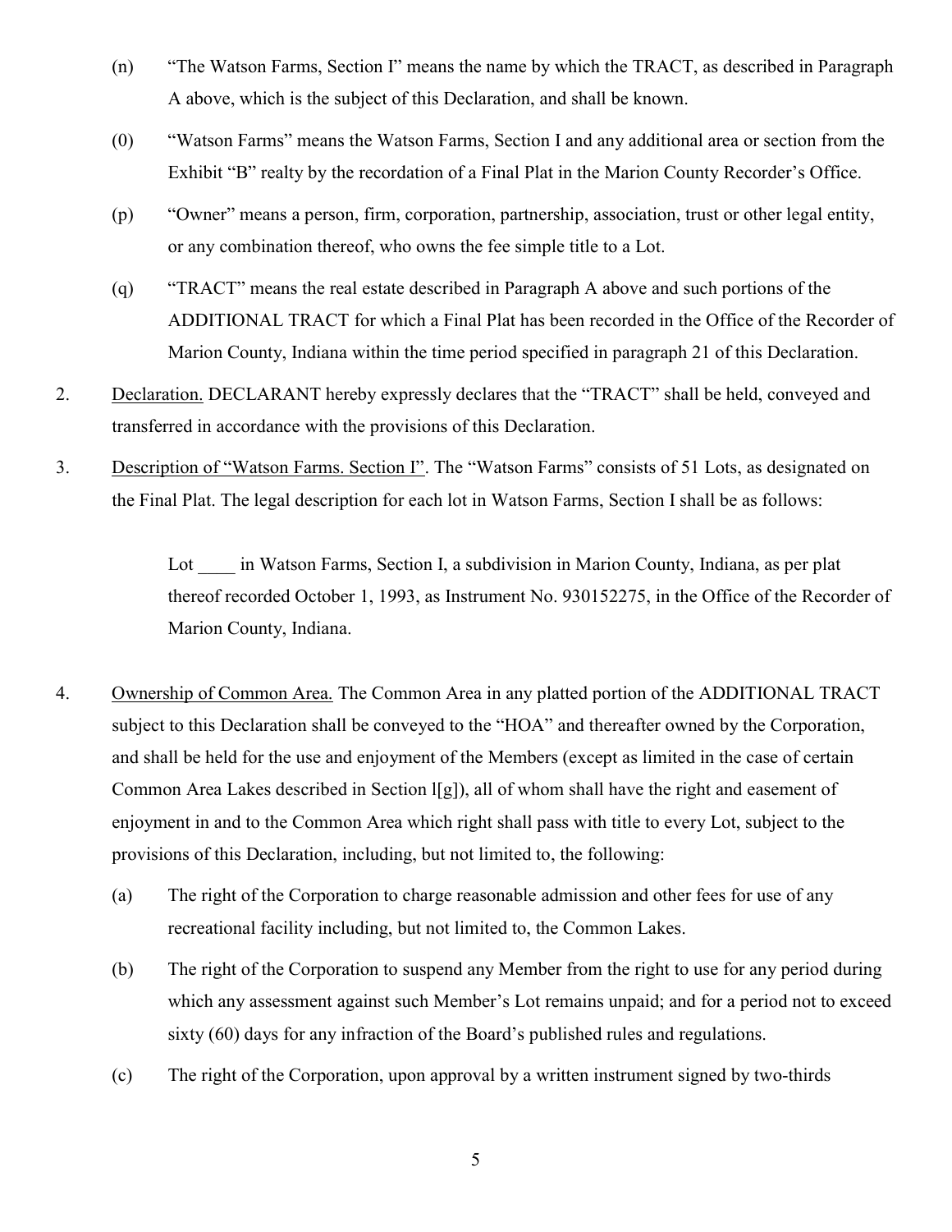(n) "The Watson Farms, Section I" means the name by which the TRACT, as described in Paragraph A above, which is the subject of this Declaration, and shall be known.

(0) "Watson Farms" means the Watson Farms, Section I and any additional area or section from the Exhibit "B" realty by the recordation of a Final Plat in the Marion County Recorder's Office.

(p) "Owner" means a person, firm, corporation, partnership, association, trust or other legal entity, or any combination thereof, who owns the fee simple title to a Lot.

(q) "TRACT" means the real estate described in Paragraph A above and such portions of the ADDITIONAL TRACT for which a Final Plat has been recorded in the Office of the Recorder of Marion County, Indiana within the time period specified in paragraph 21 of this Declaration.

2. Declaration. DECLARANT hereby expressly declares that the "TRACT" shall be held, conveyed and transferred in accordance with the provisions of this Declaration.

3. Description of "Watson Farms. Section I". The "Watson Farms" consists of 51 Lots, as designated on the Final Plat. The legal description for each lot in Watson Farms, Section I shall be as follows:

   Lot ____ in Watson Farms, Section I, a subdivision in Marion County, Indiana, as per plat thereof recorded October 1, 1993, as Instrument No. 930152275, in the Office of the Recorder of Marion County, Indiana.

4. Ownership of Common Area. The Common Area in any platted portion of the ADDITIONAL TRACT subject to this Declaration shall be conveyed to the "HOA" and thereafter owned by the Corporation, and shall be held for the use and enjoyment of the Members (except as limited in the case of certain Common Area Lakes described in Section l[g]), all of whom shall have the right and easement of enjoyment in and to the Common Area which right shall pass with title to every Lot, subject to the provisions of this Declaration, including, but not limited to, the following:

   (a) The right of the Corporation to charge reasonable admission and other fees for use of any recreational facility including, but not limited to, the Common Lakes.

   (b) The right of the Corporation to suspend any Member from the right to use for any period during which any assessment against such Member's Lot remains unpaid; and for a period not to exceed sixty (60) days for any infraction of the Board's published rules and regulations.

   (c) The right of the Corporation, upon approval by a written instrument signed by two-thirds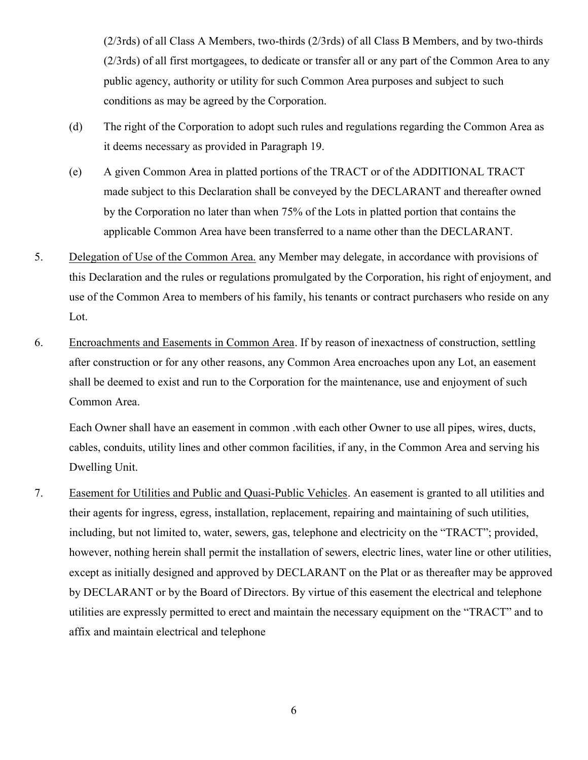(2/3rds) of all Class A Members, two-thirds (2/3rds) of all Class B Members, and by two-thirds (2/3rds) of all first mortgagees, to dedicate or transfer all or any part of the Common Area to any public agency, authority or utility for such Common Area purposes and subject to such conditions as may be agreed by the Corporation.

(d) The right of the Corporation to adopt such rules and regulations regarding the Common Area as it deems necessary as provided in Paragraph 19.

(e) A given Common Area in platted portions of the TRACT or of the ADDITIONAL TRACT made subject to this Declaration shall be conveyed by the DECLARANT and thereafter owned by the Corporation no later than when 75% of the Lots in platted portion that contains the applicable Common Area have been transferred to a name other than the DECLARANT.

5. Delegation of Use of the Common Area. any Member may delegate, in accordance with provisions of this Declaration and the rules or regulations promulgated by the Corporation, his right of enjoyment, and use of the Common Area to members of his family, his tenants or contract purchasers who reside on any Lot.

6. Encroachments and Easements in Common Area. If by reason of inexactness of construction, settling after construction or for any other reasons, any Common Area encroaches upon any Lot, an easement shall be deemed to exist and run to the Corporation for the maintenance, use and enjoyment of such Common Area.

Each Owner shall have an easement in common .with each other Owner to use all pipes, wires, ducts, cables, conduits, utility lines and other common facilities, if any, in the Common Area and serving his Dwelling Unit.

7. Easement for Utilities and Public and Quasi-Public Vehicles. An easement is granted to all utilities and their agents for ingress, egress, installation, replacement, repairing and maintaining of such utilities, including, but not limited to, water, sewers, gas, telephone and electricity on the "TRACT"; provided, however, nothing herein shall permit the installation of sewers, electric lines, water line or other utilities, except as initially designed and approved by DECLARANT on the Plat or as thereafter may be approved by DECLARANT or by the Board of Directors. By virtue of this easement the electrical and telephone utilities are expressly permitted to erect and maintain the necessary equipment on the "TRACT" and to affix and maintain electrical and telephone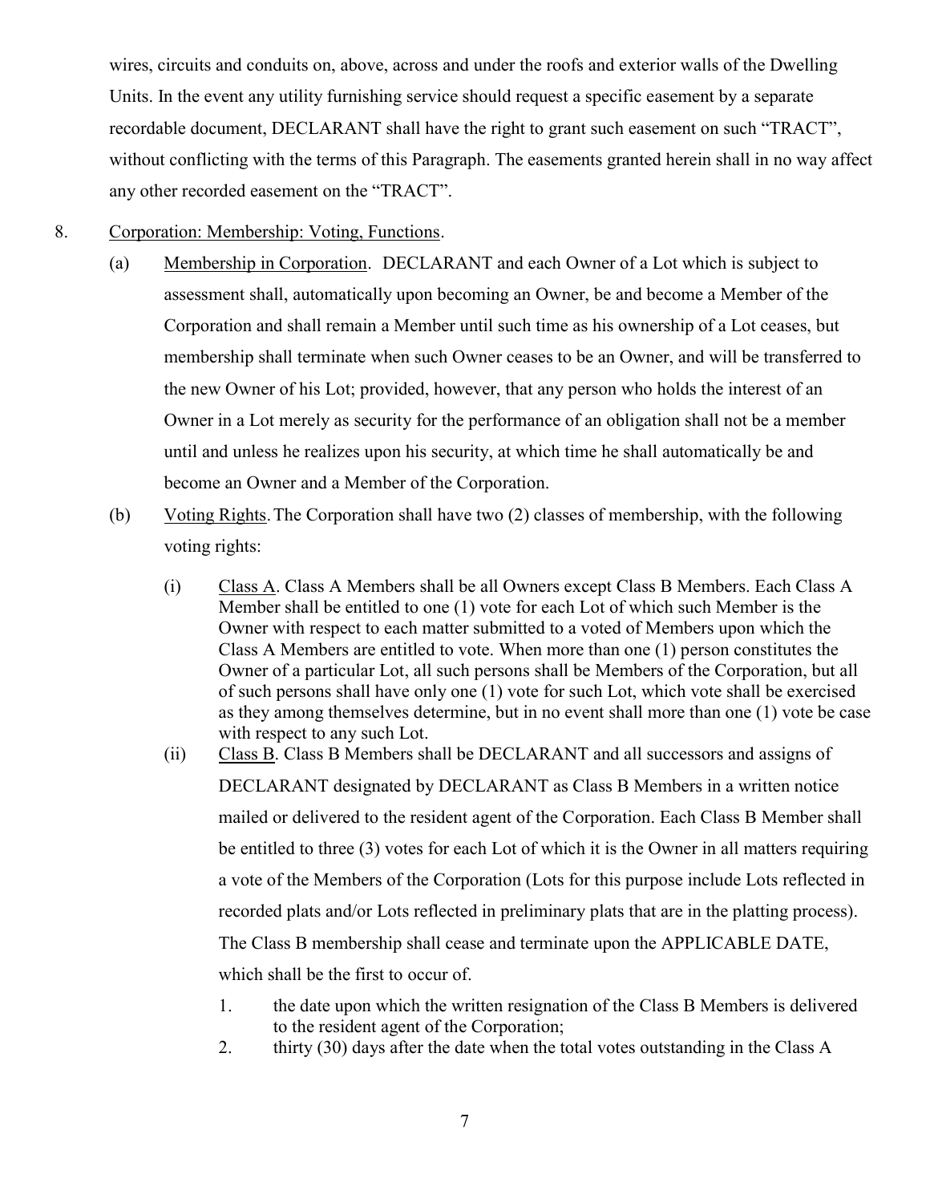wires, circuits and conduits on, above, across and under the roofs and exterior walls of the Dwelling Units. In the event any utility furnishing service should request a specific easement by a separate recordable document, DECLARANT shall have the right to grant such easement on such "TRACT", without conflicting with the terms of this Paragraph. The easements granted herein shall in no way affect any other recorded easement on the "TRACT".

8. Corporation: Membership: Voting, Functions.

   (a) Membership in Corporation. DECLARANT and each Owner of a Lot which is subject to assessment shall, automatically upon becoming an Owner, be and become a Member of the Corporation and shall remain a Member until such time as his ownership of a Lot ceases, but membership shall terminate when such Owner ceases to be an Owner, and will be transferred to the new Owner of his Lot; provided, however, that any person who holds the interest of an Owner in a Lot merely as security for the performance of an obligation shall not be a member until and unless he realizes upon his security, at which time he shall automatically be and become an Owner and a Member of the Corporation.

   (b) Voting Rights. The Corporation shall have two (2) classes of membership, with the following voting rights:

      (i) Class A. Class A Members shall be all Owners except Class B Members. Each Class A Member shall be entitled to one (1) vote for each Lot of which such Member is the Owner with respect to each matter submitted to a voted of Members upon which the Class A Members are entitled to vote. When more than one (1) person constitutes the Owner of a particular Lot, all such persons shall be Members of the Corporation, but all of such persons shall have only one (1) vote for such Lot, which vote shall be exercised as they among themselves determine, but in no event shall more than one (1) vote be case with respect to any such Lot.

      (ii) Class B. Class B Members shall be DECLARANT and all successors and assigns of DECLARANT designated by DECLARANT as Class B Members in a written notice mailed or delivered to the resident agent of the Corporation. Each Class B Member shall be entitled to three (3) votes for each Lot of which it is the Owner in all matters requiring a vote of the Members of the Corporation (Lots for this purpose include Lots reflected in recorded plats and/or Lots reflected in preliminary plats that are in the platting process). The Class B membership shall cease and terminate upon the APPLICABLE DATE, which shall be the first to occur of.

         1. the date upon which the written resignation of the Class B Members is delivered to the resident agent of the Corporation;
         2. thirty (30) days after the date when the total votes outstanding in the Class A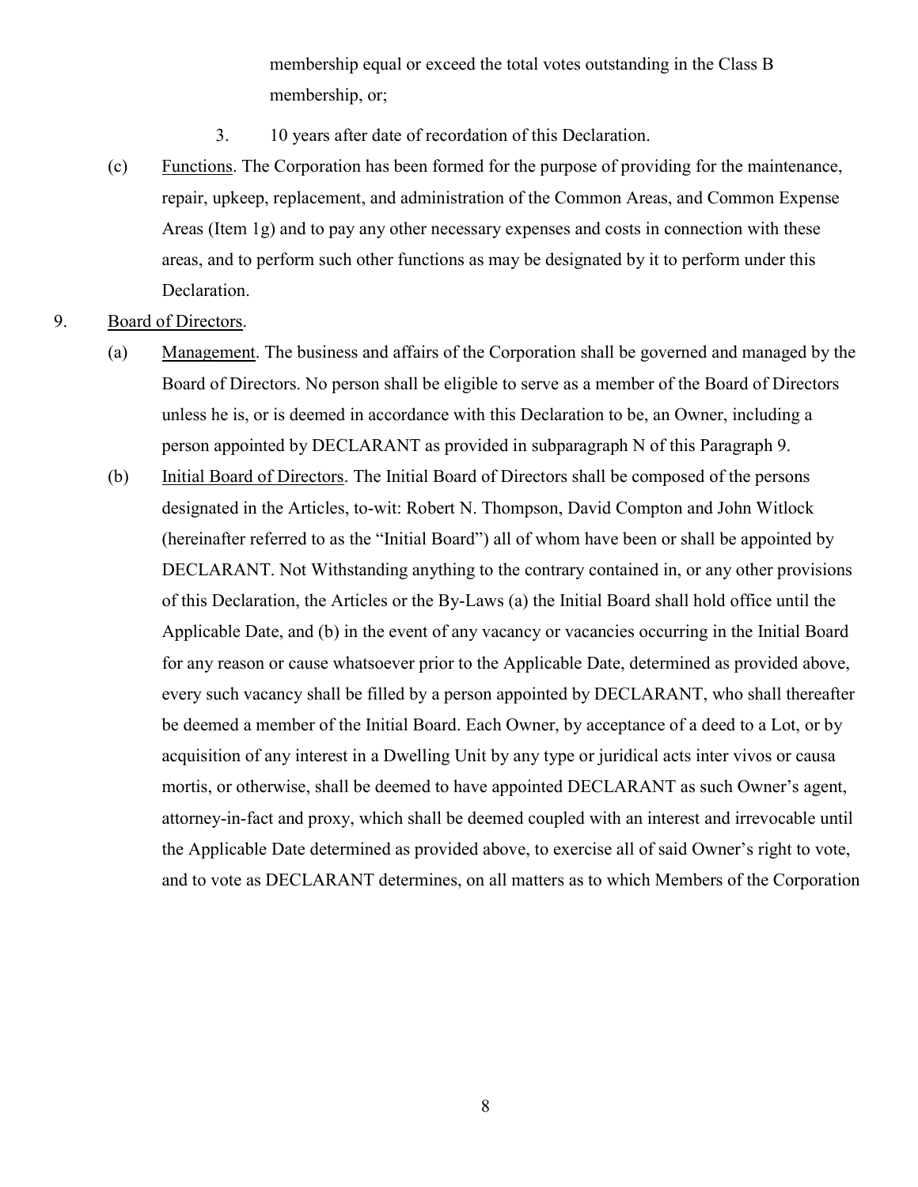membership equal or exceed the total votes outstanding in the Class B membership, or;

3. 10 years after date of recordation of this Declaration.

(c) Functions. The Corporation has been formed for the purpose of providing for the maintenance, repair, upkeep, replacement, and administration of the Common Areas, and Common Expense Areas (Item 1g) and to pay any other necessary expenses and costs in connection with these areas, and to perform such other functions as may be designated by it to perform under this Declaration.

9. Board of Directors.

(a) Management. The business and affairs of the Corporation shall be governed and managed by the Board of Directors. No person shall be eligible to serve as a member of the Board of Directors unless he is, or is deemed in accordance with this Declaration to be, an Owner, including a person appointed by DECLARANT as provided in subparagraph N of this Paragraph 9.

(b) Initial Board of Directors. The Initial Board of Directors shall be composed of the persons designated in the Articles, to-wit: Robert N. Thompson, David Compton and John Witlock (hereinafter referred to as the "Initial Board") all of whom have been or shall be appointed by DECLARANT. Not Withstanding anything to the contrary contained in, or any other provisions of this Declaration, the Articles or the By-Laws (a) the Initial Board shall hold office until the Applicable Date, and (b) in the event of any vacancy or vacancies occurring in the Initial Board for any reason or cause whatsoever prior to the Applicable Date, determined as provided above, every such vacancy shall be filled by a person appointed by DECLARANT, who shall thereafter be deemed a member of the Initial Board. Each Owner, by acceptance of a deed to a Lot, or by acquisition of any interest in a Dwelling Unit by any type or juridical acts inter vivos or causa mortis, or otherwise, shall be deemed to have appointed DECLARANT as such Owner's agent, attorney-in-fact and proxy, which shall be deemed coupled with an interest and irrevocable until the Applicable Date determined as provided above, to exercise all of said Owner's right to vote, and to vote as DECLARANT determines, on all matters as to which Members of the Corporation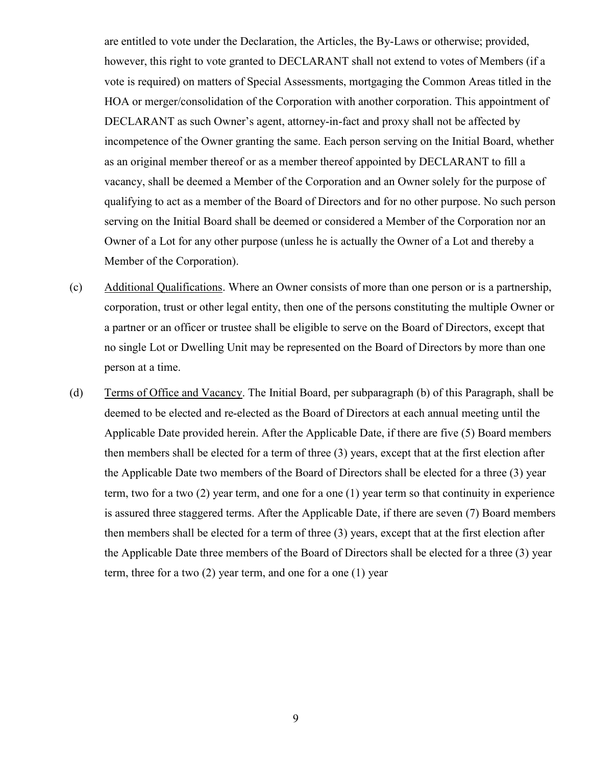are entitled to vote under the Declaration, the Articles, the By-Laws or otherwise; provided, however, this right to vote granted to DECLARANT shall not extend to votes of Members (if a vote is required) on matters of Special Assessments, mortgaging the Common Areas titled in the HOA or merger/consolidation of the Corporation with another corporation. This appointment of DECLARANT as such Owner's agent, attorney-in-fact and proxy shall not be affected by incompetence of the Owner granting the same. Each person serving on the Initial Board, whether as an original member thereof or as a member thereof appointed by DECLARANT to fill a vacancy, shall be deemed a Member of the Corporation and an Owner solely for the purpose of qualifying to act as a member of the Board of Directors and for no other purpose. No such person serving on the Initial Board shall be deemed or considered a Member of the Corporation nor an Owner of a Lot for any other purpose (unless he is actually the Owner of a Lot and thereby a Member of the Corporation).

(c) Additional Qualifications. Where an Owner consists of more than one person or is a partnership, corporation, trust or other legal entity, then one of the persons constituting the multiple Owner or a partner or an officer or trustee shall be eligible to serve on the Board of Directors, except that no single Lot or Dwelling Unit may be represented on the Board of Directors by more than one person at a time.

(d) Terms of Office and Vacancy. The Initial Board, per subparagraph (b) of this Paragraph, shall be deemed to be elected and re-elected as the Board of Directors at each annual meeting until the Applicable Date provided herein. After the Applicable Date, if there are five (5) Board members then members shall be elected for a term of three (3) years, except that at the first election after the Applicable Date two members of the Board of Directors shall be elected for a three (3) year term, two for a two (2) year term, and one for a one (1) year term so that continuity in experience is assured three staggered terms. After the Applicable Date, if there are seven (7) Board members then members shall be elected for a term of three (3) years, except that at the first election after the Applicable Date three members of the Board of Directors shall be elected for a three (3) year term, three for a two (2) year term, and one for a one (1) year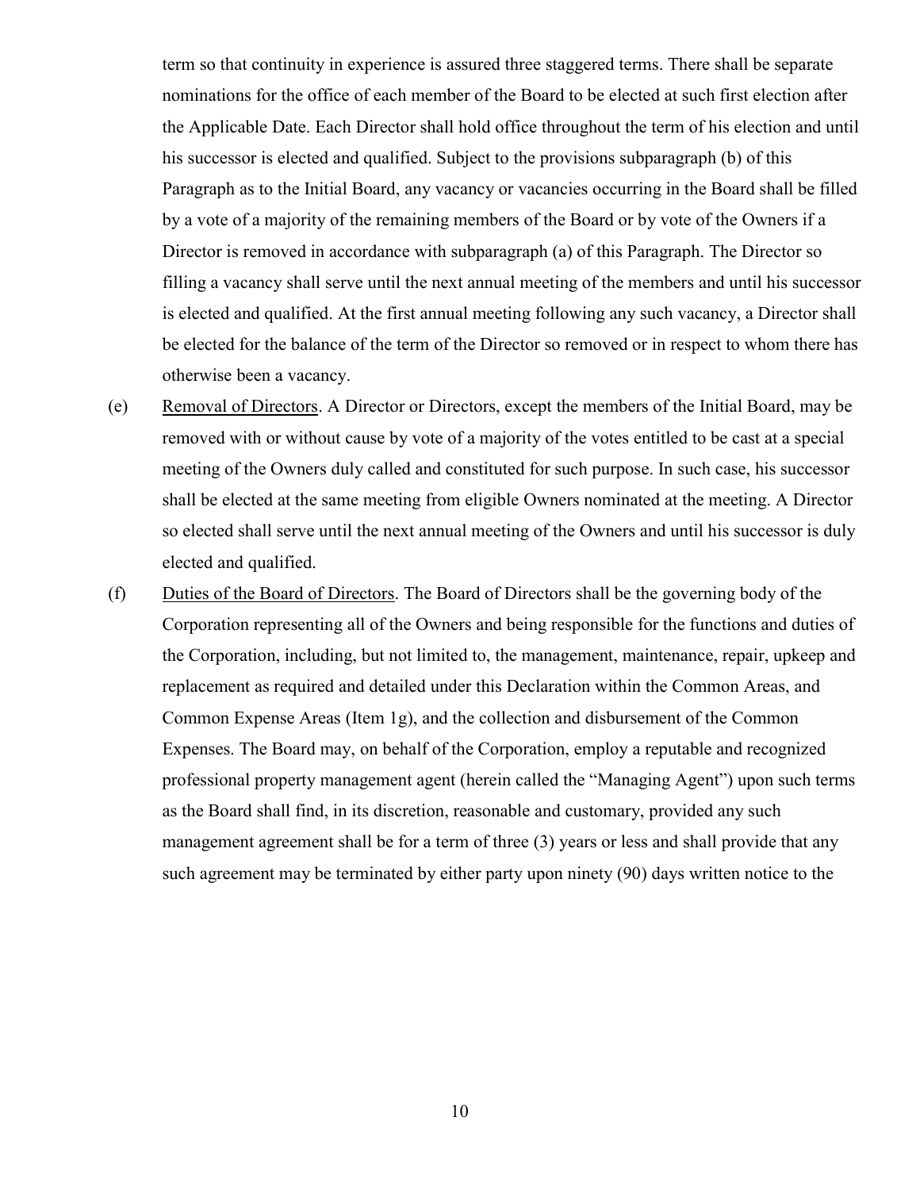term so that continuity in experience is assured three staggered terms. There shall be separate nominations for the office of each member of the Board to be elected at such first election after the Applicable Date. Each Director shall hold office throughout the term of his election and until his successor is elected and qualified. Subject to the provisions subparagraph (b) of this Paragraph as to the Initial Board, any vacancy or vacancies occurring in the Board shall be filled by a vote of a majority of the remaining members of the Board or by vote of the Owners if a Director is removed in accordance with subparagraph (a) of this Paragraph. The Director so filling a vacancy shall serve until the next annual meeting of the members and until his successor is elected and qualified. At the first annual meeting following any such vacancy, a Director shall be elected for the balance of the term of the Director so removed or in respect to whom there has otherwise been a vacancy.

(e) Removal of Directors. A Director or Directors, except the members of the Initial Board, may be removed with or without cause by vote of a majority of the votes entitled to be cast at a special meeting of the Owners duly called and constituted for such purpose. In such case, his successor shall be elected at the same meeting from eligible Owners nominated at the meeting. A Director so elected shall serve until the next annual meeting of the Owners and until his successor is duly elected and qualified.

(f) Duties of the Board of Directors. The Board of Directors shall be the governing body of the Corporation representing all of the Owners and being responsible for the functions and duties of the Corporation, including, but not limited to, the management, maintenance, repair, upkeep and replacement as required and detailed under this Declaration within the Common Areas, and Common Expense Areas (Item 1g), and the collection and disbursement of the Common Expenses. The Board may, on behalf of the Corporation, employ a reputable and recognized professional property management agent (herein called the "Managing Agent") upon such terms as the Board shall find, in its discretion, reasonable and customary, provided any such management agreement shall be for a term of three (3) years or less and shall provide that any such agreement may be terminated by either party upon ninety (90) days written notice to the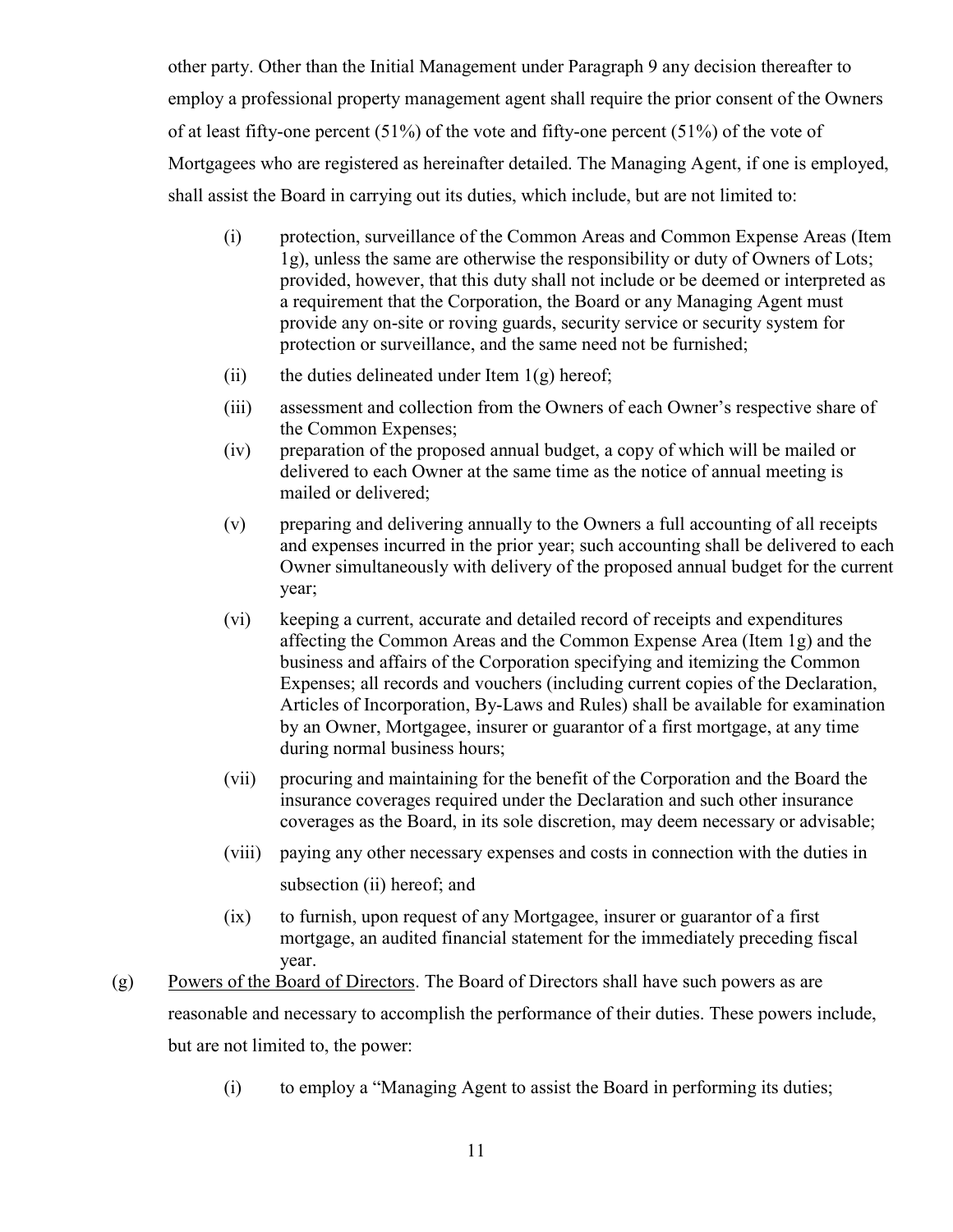other party. Other than the Initial Management under Paragraph 9 any decision thereafter to employ a professional property management agent shall require the prior consent of the Owners of at least fifty-one percent (51%) of the vote and fifty-one percent (51%) of the vote of Mortgagees who are registered as hereinafter detailed. The Managing Agent, if one is employed, shall assist the Board in carrying out its duties, which include, but are not limited to:

- (i) protection, surveillance of the Common Areas and Common Expense Areas (Item 1g), unless the same are otherwise the responsibility or duty of Owners of Lots; provided, however, that this duty shall not include or be deemed or interpreted as a requirement that the Corporation, the Board or any Managing Agent must provide any on-site or roving guards, security service or security system for protection or surveillance, and the same need not be furnished;
- (ii) the duties delineated under Item 1(g) hereof;
- (iii) assessment and collection from the Owners of each Owner's respective share of the Common Expenses;
- (iv) preparation of the proposed annual budget, a copy of which will be mailed or delivered to each Owner at the same time as the notice of annual meeting is mailed or delivered;
- (v) preparing and delivering annually to the Owners a full accounting of all receipts and expenses incurred in the prior year; such accounting shall be delivered to each Owner simultaneously with delivery of the proposed annual budget for the current year;
- (vi) keeping a current, accurate and detailed record of receipts and expenditures affecting the Common Areas and the Common Expense Area (Item 1g) and the business and affairs of the Corporation specifying and itemizing the Common Expenses; all records and vouchers (including current copies of the Declaration, Articles of Incorporation, By-Laws and Rules) shall be available for examination by an Owner, Mortgagee, insurer or guarantor of a first mortgage, at any time during normal business hours;
- (vii) procuring and maintaining for the benefit of the Corporation and the Board the insurance coverages required under the Declaration and such other insurance coverages as the Board, in its sole discretion, may deem necessary or advisable;
- (viii) paying any other necessary expenses and costs in connection with the duties in subsection (ii) hereof; and
- (ix) to furnish, upon request of any Mortgagee, insurer or guarantor of a first mortgage, an audited financial statement for the immediately preceding fiscal year.

(g) Powers of the Board of Directors. The Board of Directors shall have such powers as are reasonable and necessary to accomplish the performance of their duties. These powers include, but are not limited to, the power:

- (i) to employ a "Managing Agent to assist the Board in performing its duties;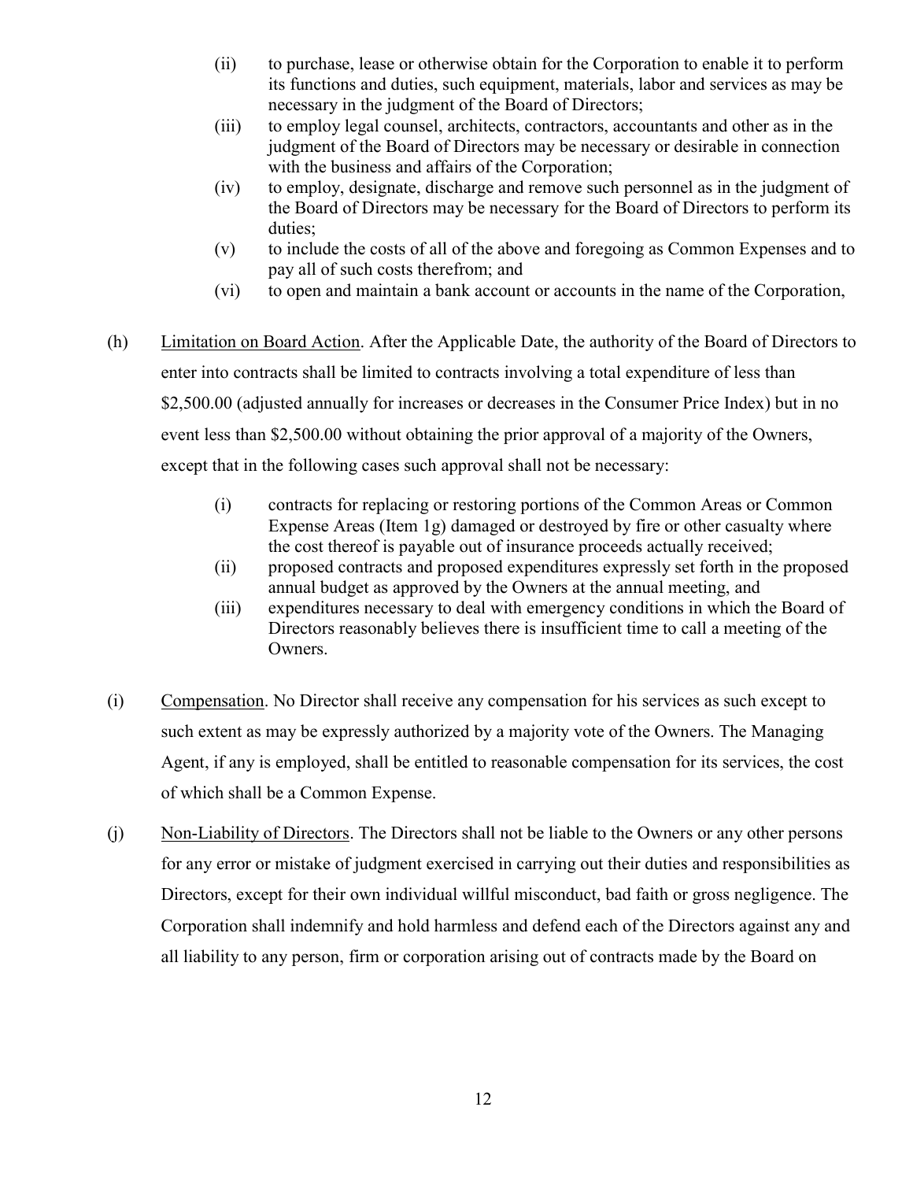(ii) to purchase, lease or otherwise obtain for the Corporation to enable it to perform its functions and duties, such equipment, materials, labor and services as may be necessary in the judgment of the Board of Directors;

(iii) to employ legal counsel, architects, contractors, accountants and other as in the judgment of the Board of Directors may be necessary or desirable in connection with the business and affairs of the Corporation;

(iv) to employ, designate, discharge and remove such personnel as in the judgment of the Board of Directors may be necessary for the Board of Directors to perform its duties;

(v) to include the costs of all of the above and foregoing as Common Expenses and to pay all of such costs therefrom; and

(vi) to open and maintain a bank account or accounts in the name of the Corporation,

(h) Limitation on Board Action. After the Applicable Date, the authority of the Board of Directors to enter into contracts shall be limited to contracts involving a total expenditure of less than $2,500.00 (adjusted annually for increases or decreases in the Consumer Price Index) but in no event less than $2,500.00 without obtaining the prior approval of a majority of the Owners, except that in the following cases such approval shall not be necessary:

(i) contracts for replacing or restoring portions of the Common Areas or Common Expense Areas (Item 1g) damaged or destroyed by fire or other casualty where the cost thereof is payable out of insurance proceeds actually received;

(ii) proposed contracts and proposed expenditures expressly set forth in the proposed annual budget as approved by the Owners at the annual meeting, and

(iii) expenditures necessary to deal with emergency conditions in which the Board of Directors reasonably believes there is insufficient time to call a meeting of the Owners.

(i) Compensation. No Director shall receive any compensation for his services as such except to such extent as may be expressly authorized by a majority vote of the Owners. The Managing Agent, if any is employed, shall be entitled to reasonable compensation for its services, the cost of which shall be a Common Expense.

(j) Non-Liability of Directors. The Directors shall not be liable to the Owners or any other persons for any error or mistake of judgment exercised in carrying out their duties and responsibilities as Directors, except for their own individual willful misconduct, bad faith or gross negligence. The Corporation shall indemnify and hold harmless and defend each of the Directors against any and all liability to any person, firm or corporation arising out of contracts made by the Board on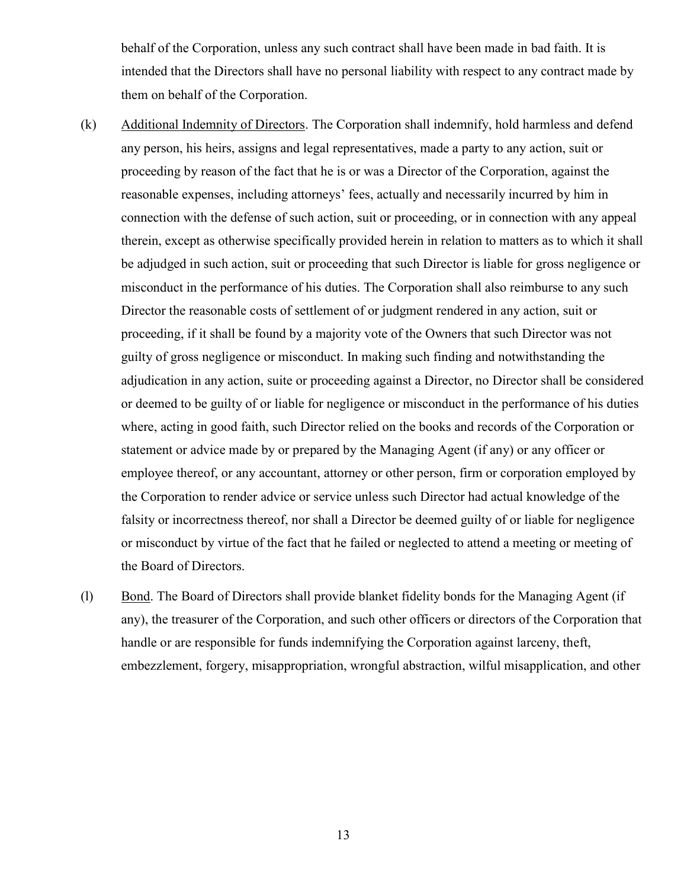behalf of the Corporation, unless any such contract shall have been made in bad faith. It is intended that the Directors shall have no personal liability with respect to any contract made by them on behalf of the Corporation.

(k) Additional Indemnity of Directors. The Corporation shall indemnify, hold harmless and defend any person, his heirs, assigns and legal representatives, made a party to any action, suit or proceeding by reason of the fact that he is or was a Director of the Corporation, against the reasonable expenses, including attorneys' fees, actually and necessarily incurred by him in connection with the defense of such action, suit or proceeding, or in connection with any appeal therein, except as otherwise specifically provided herein in relation to matters as to which it shall be adjudged in such action, suit or proceeding that such Director is liable for gross negligence or misconduct in the performance of his duties. The Corporation shall also reimburse to any such Director the reasonable costs of settlement of or judgment rendered in any action, suit or proceeding, if it shall be found by a majority vote of the Owners that such Director was not guilty of gross negligence or misconduct. In making such finding and notwithstanding the adjudication in any action, suite or proceeding against a Director, no Director shall be considered or deemed to be guilty of or liable for negligence or misconduct in the performance of his duties where, acting in good faith, such Director relied on the books and records of the Corporation or statement or advice made by or prepared by the Managing Agent (if any) or any officer or employee thereof, or any accountant, attorney or other person, firm or corporation employed by the Corporation to render advice or service unless such Director had actual knowledge of the falsity or incorrectness thereof, nor shall a Director be deemed guilty of or liable for negligence or misconduct by virtue of the fact that he failed or neglected to attend a meeting or meeting of the Board of Directors.

(l) Bond. The Board of Directors shall provide blanket fidelity bonds for the Managing Agent (if any), the treasurer of the Corporation, and such other officers or directors of the Corporation that handle or are responsible for funds indemnifying the Corporation against larceny, theft, embezzlement, forgery, misappropriation, wrongful abstraction, wilful misapplication, and other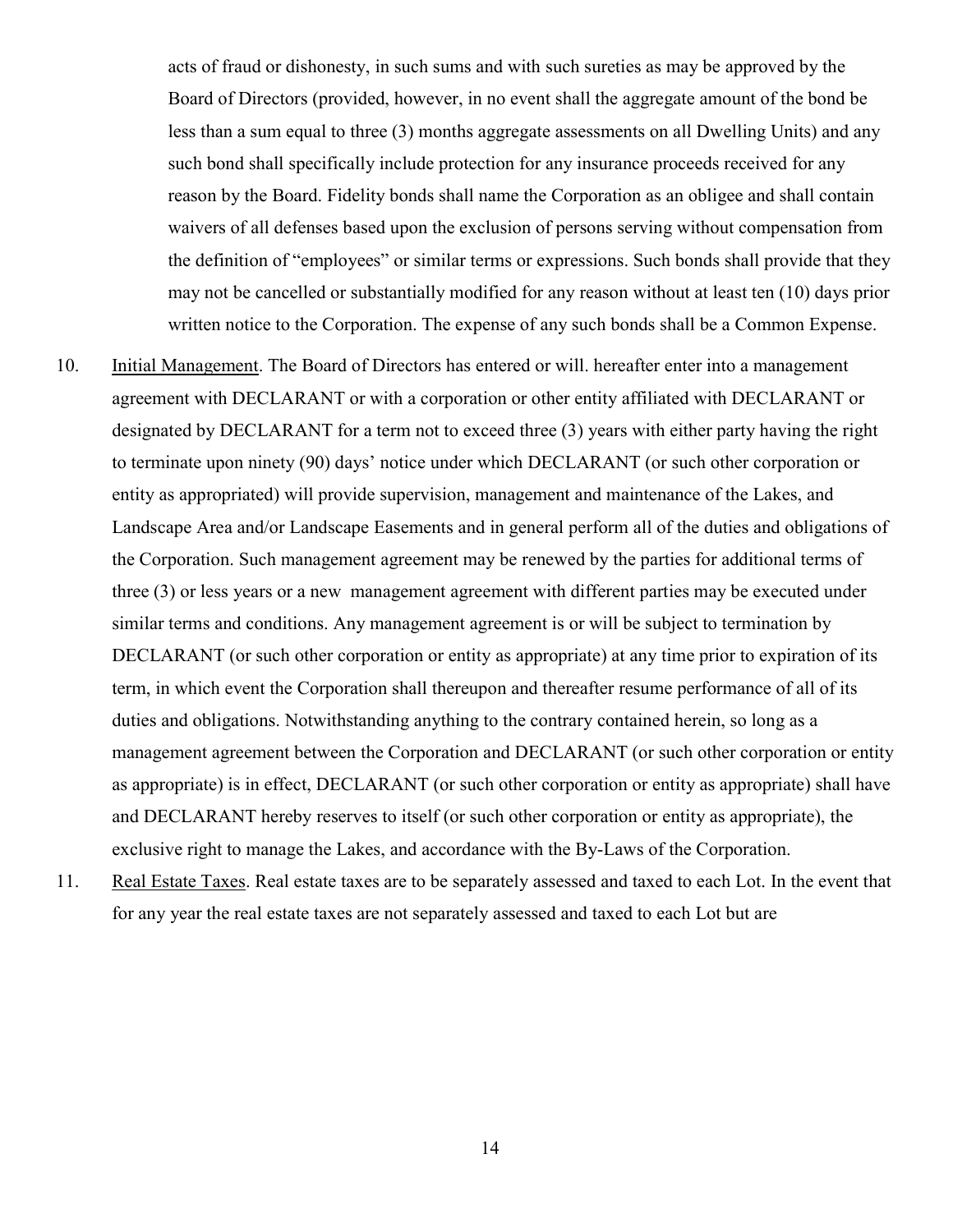acts of fraud or dishonesty, in such sums and with such sureties as may be approved by the Board of Directors (provided, however, in no event shall the aggregate amount of the bond be less than a sum equal to three (3) months aggregate assessments on all Dwelling Units) and any such bond shall specifically include protection for any insurance proceeds received for any reason by the Board. Fidelity bonds shall name the Corporation as an obligee and shall contain waivers of all defenses based upon the exclusion of persons serving without compensation from the definition of "employees" or similar terms or expressions. Such bonds shall provide that they may not be cancelled or substantially modified for any reason without at least ten (10) days prior written notice to the Corporation. The expense of any such bonds shall be a Common Expense.

10. Initial Management. The Board of Directors has entered or will. hereafter enter into a management agreement with DECLARANT or with a corporation or other entity affiliated with DECLARANT or designated by DECLARANT for a term not to exceed three (3) years with either party having the right to terminate upon ninety (90) days' notice under which DECLARANT (or such other corporation or entity as appropriated) will provide supervision, management and maintenance of the Lakes, and Landscape Area and/or Landscape Easements and in general perform all of the duties and obligations of the Corporation. Such management agreement may be renewed by the parties for additional terms of three (3) or less years or a new management agreement with different parties may be executed under similar terms and conditions. Any management agreement is or will be subject to termination by DECLARANT (or such other corporation or entity as appropriate) at any time prior to expiration of its term, in which event the Corporation shall thereupon and thereafter resume performance of all of its duties and obligations. Notwithstanding anything to the contrary contained herein, so long as a management agreement between the Corporation and DECLARANT (or such other corporation or entity as appropriate) is in effect, DECLARANT (or such other corporation or entity as appropriate) shall have and DECLARANT hereby reserves to itself (or such other corporation or entity as appropriate), the exclusive right to manage the Lakes, and accordance with the By-Laws of the Corporation.

11. Real Estate Taxes. Real estate taxes are to be separately assessed and taxed to each Lot. In the event that for any year the real estate taxes are not separately assessed and taxed to each Lot but are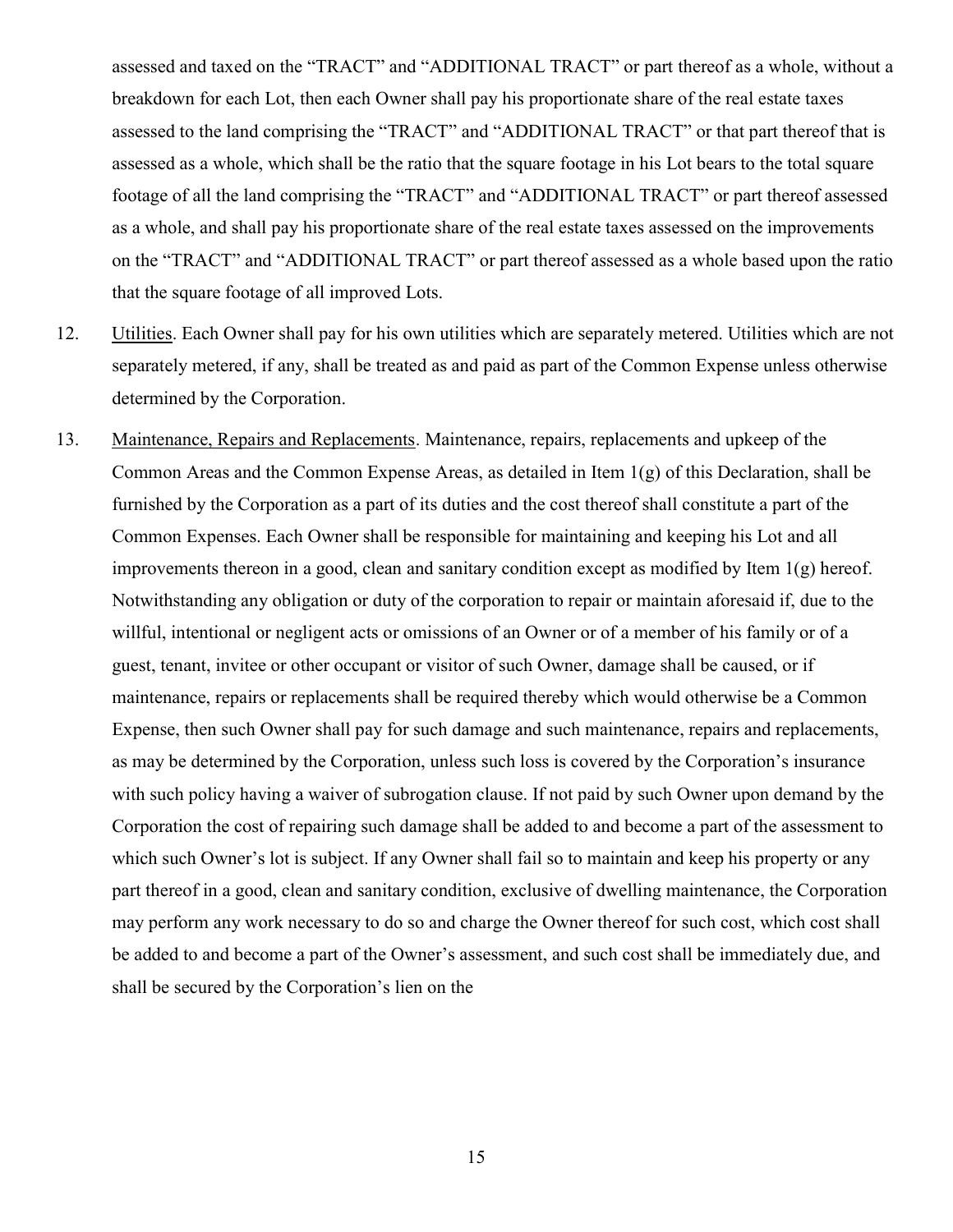assessed and taxed on the "TRACT" and "ADDITIONAL TRACT" or part thereof as a whole, without a breakdown for each Lot, then each Owner shall pay his proportionate share of the real estate taxes assessed to the land comprising the "TRACT" and "ADDITIONAL TRACT" or that part thereof that is assessed as a whole, which shall be the ratio that the square footage in his Lot bears to the total square footage of all the land comprising the "TRACT" and "ADDITIONAL TRACT" or part thereof assessed as a whole, and shall pay his proportionate share of the real estate taxes assessed on the improvements on the "TRACT" and "ADDITIONAL TRACT" or part thereof assessed as a whole based upon the ratio that the square footage of all improved Lots.

12. <u>Utilities</u>. Each Owner shall pay for his own utilities which are separately metered. Utilities which are not separately metered, if any, shall be treated as and paid as part of the Common Expense unless otherwise determined by the Corporation.

13. <u>Maintenance, Repairs and Replacements</u>. Maintenance, repairs, replacements and upkeep of the Common Areas and the Common Expense Areas, as detailed in Item 1(g) of this Declaration, shall be furnished by the Corporation as a part of its duties and the cost thereof shall constitute a part of the Common Expenses. Each Owner shall be responsible for maintaining and keeping his Lot and all improvements thereon in a good, clean and sanitary condition except as modified by Item 1(g) hereof. Notwithstanding any obligation or duty of the corporation to repair or maintain aforesaid if, due to the willful, intentional or negligent acts or omissions of an Owner or of a member of his family or of a guest, tenant, invitee or other occupant or visitor of such Owner, damage shall be caused, or if maintenance, repairs or replacements shall be required thereby which would otherwise be a Common Expense, then such Owner shall pay for such damage and such maintenance, repairs and replacements, as may be determined by the Corporation, unless such loss is covered by the Corporation's insurance with such policy having a waiver of subrogation clause. If not paid by such Owner upon demand by the Corporation the cost of repairing such damage shall be added to and become a part of the assessment to which such Owner's lot is subject. If any Owner shall fail so to maintain and keep his property or any part thereof in a good, clean and sanitary condition, exclusive of dwelling maintenance, the Corporation may perform any work necessary to do so and charge the Owner thereof for such cost, which cost shall be added to and become a part of the Owner's assessment, and such cost shall be immediately due, and shall be secured by the Corporation's lien on the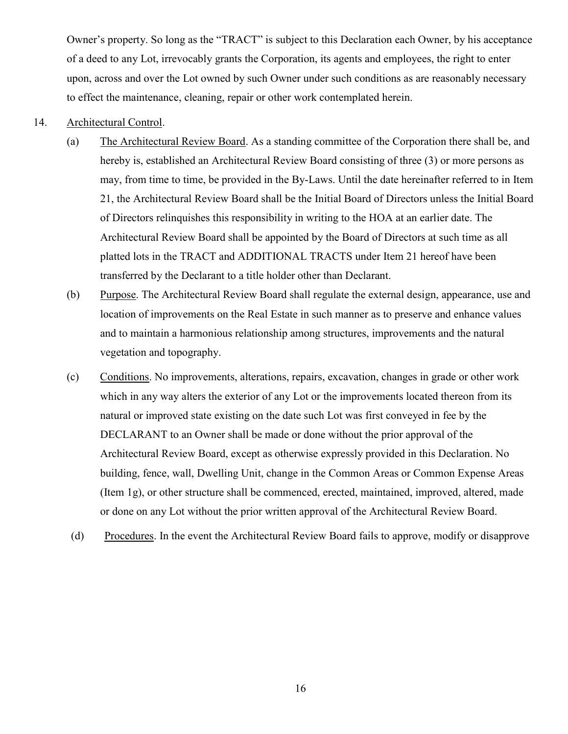Owner's property. So long as the "TRACT" is subject to this Declaration each Owner, by his acceptance of a deed to any Lot, irrevocably grants the Corporation, its agents and employees, the right to enter upon, across and over the Lot owned by such Owner under such conditions as are reasonably necessary to effect the maintenance, cleaning, repair or other work contemplated herein.

14. Architectural Control.

(a) The Architectural Review Board. As a standing committee of the Corporation there shall be, and hereby is, established an Architectural Review Board consisting of three (3) or more persons as may, from time to time, be provided in the By-Laws. Until the date hereinafter referred to in Item 21, the Architectural Review Board shall be the Initial Board of Directors unless the Initial Board of Directors relinquishes this responsibility in writing to the HOA at an earlier date. The Architectural Review Board shall be appointed by the Board of Directors at such time as all platted lots in the TRACT and ADDITIONAL TRACTS under Item 21 hereof have been transferred by the Declarant to a title holder other than Declarant.

(b) Purpose. The Architectural Review Board shall regulate the external design, appearance, use and location of improvements on the Real Estate in such manner as to preserve and enhance values and to maintain a harmonious relationship among structures, improvements and the natural vegetation and topography.

(c) Conditions. No improvements, alterations, repairs, excavation, changes in grade or other work which in any way alters the exterior of any Lot or the improvements located thereon from its natural or improved state existing on the date such Lot was first conveyed in fee by the DECLARANT to an Owner shall be made or done without the prior approval of the Architectural Review Board, except as otherwise expressly provided in this Declaration. No building, fence, wall, Dwelling Unit, change in the Common Areas or Common Expense Areas (Item 1g), or other structure shall be commenced, erected, maintained, improved, altered, made or done on any Lot without the prior written approval of the Architectural Review Board.

(d) Procedures. In the event the Architectural Review Board fails to approve, modify or disapprove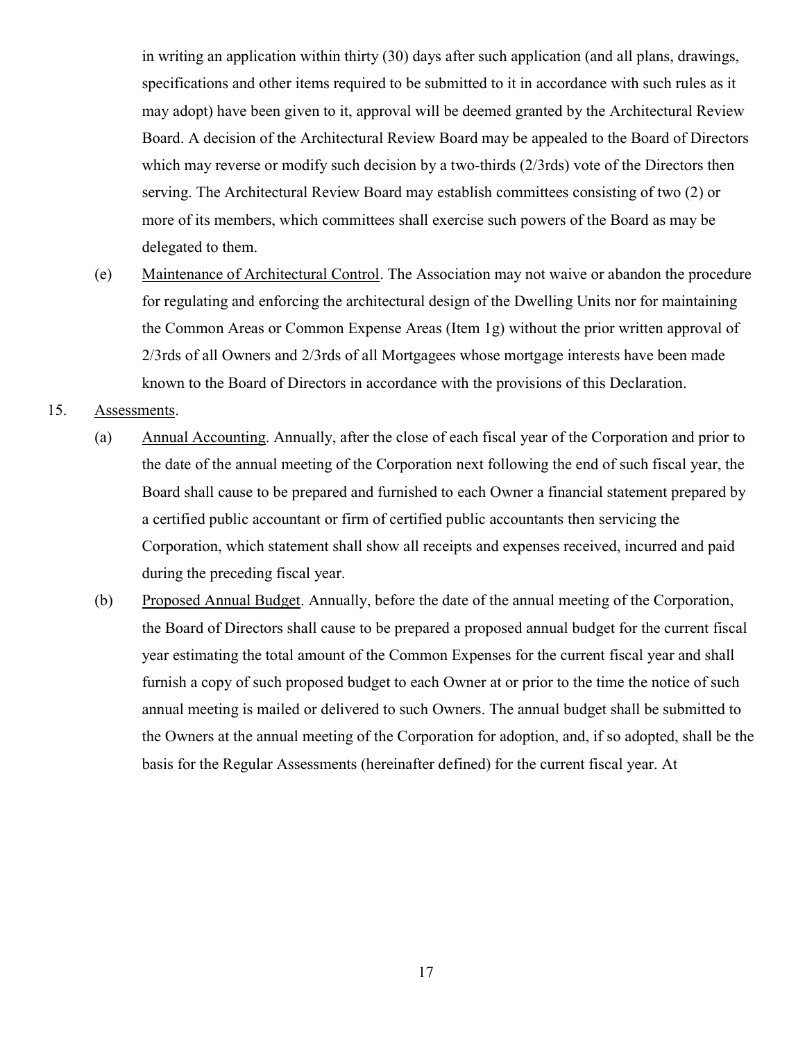in writing an application within thirty (30) days after such application (and all plans, drawings, specifications and other items required to be submitted to it in accordance with such rules as it may adopt) have been given to it, approval will be deemed granted by the Architectural Review Board. A decision of the Architectural Review Board may be appealed to the Board of Directors which may reverse or modify such decision by a two-thirds (2/3rds) vote of the Directors then serving. The Architectural Review Board may establish committees consisting of two (2) or more of its members, which committees shall exercise such powers of the Board as may be delegated to them.

(e) Maintenance of Architectural Control. The Association may not waive or abandon the procedure for regulating and enforcing the architectural design of the Dwelling Units nor for maintaining the Common Areas or Common Expense Areas (Item 1g) without the prior written approval of 2/3rds of all Owners and 2/3rds of all Mortgagees whose mortgage interests have been made known to the Board of Directors in accordance with the provisions of this Declaration.

15. Assessments.

(a) Annual Accounting. Annually, after the close of each fiscal year of the Corporation and prior to the date of the annual meeting of the Corporation next following the end of such fiscal year, the Board shall cause to be prepared and furnished to each Owner a financial statement prepared by a certified public accountant or firm of certified public accountants then servicing the Corporation, which statement shall show all receipts and expenses received, incurred and paid during the preceding fiscal year.

(b) Proposed Annual Budget. Annually, before the date of the annual meeting of the Corporation, the Board of Directors shall cause to be prepared a proposed annual budget for the current fiscal year estimating the total amount of the Common Expenses for the current fiscal year and shall furnish a copy of such proposed budget to each Owner at or prior to the time the notice of such annual meeting is mailed or delivered to such Owners. The annual budget shall be submitted to the Owners at the annual meeting of the Corporation for adoption, and, if so adopted, shall be the basis for the Regular Assessments (hereinafter defined) for the current fiscal year. At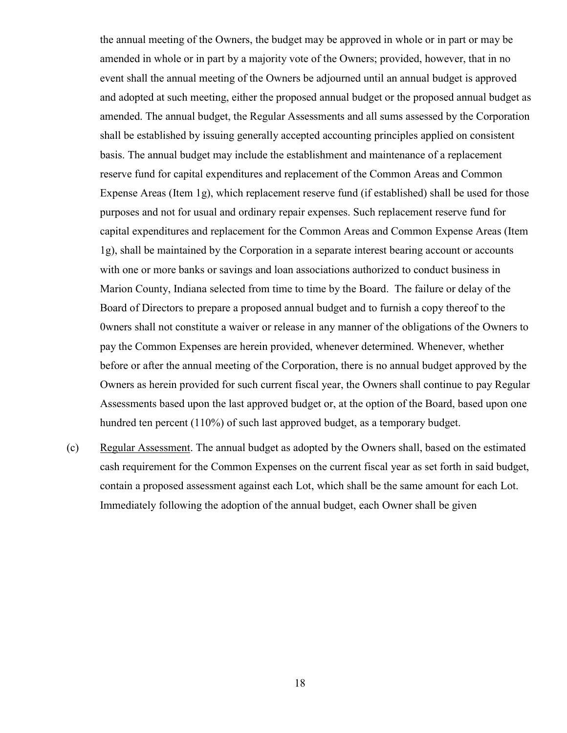the annual meeting of the Owners, the budget may be approved in whole or in part or may be amended in whole or in part by a majority vote of the Owners; provided, however, that in no event shall the annual meeting of the Owners be adjourned until an annual budget is approved and adopted at such meeting, either the proposed annual budget or the proposed annual budget as amended. The annual budget, the Regular Assessments and all sums assessed by the Corporation shall be established by issuing generally accepted accounting principles applied on consistent basis. The annual budget may include the establishment and maintenance of a replacement reserve fund for capital expenditures and replacement of the Common Areas and Common Expense Areas (Item 1g), which replacement reserve fund (if established) shall be used for those purposes and not for usual and ordinary repair expenses. Such replacement reserve fund for capital expenditures and replacement for the Common Areas and Common Expense Areas (Item 1g), shall be maintained by the Corporation in a separate interest bearing account or accounts with one or more banks or savings and loan associations authorized to conduct business in Marion County, Indiana selected from time to time by the Board. The failure or delay of the Board of Directors to prepare a proposed annual budget and to furnish a copy thereof to the 0wners shall not constitute a waiver or release in any manner of the obligations of the Owners to pay the Common Expenses are herein provided, whenever determined. Whenever, whether before or after the annual meeting of the Corporation, there is no annual budget approved by the Owners as herein provided for such current fiscal year, the Owners shall continue to pay Regular Assessments based upon the last approved budget or, at the option of the Board, based upon one hundred ten percent (110%) of such last approved budget, as a temporary budget.

(c) Regular Assessment. The annual budget as adopted by the Owners shall, based on the estimated cash requirement for the Common Expenses on the current fiscal year as set forth in said budget, contain a proposed assessment against each Lot, which shall be the same amount for each Lot. Immediately following the adoption of the annual budget, each Owner shall be given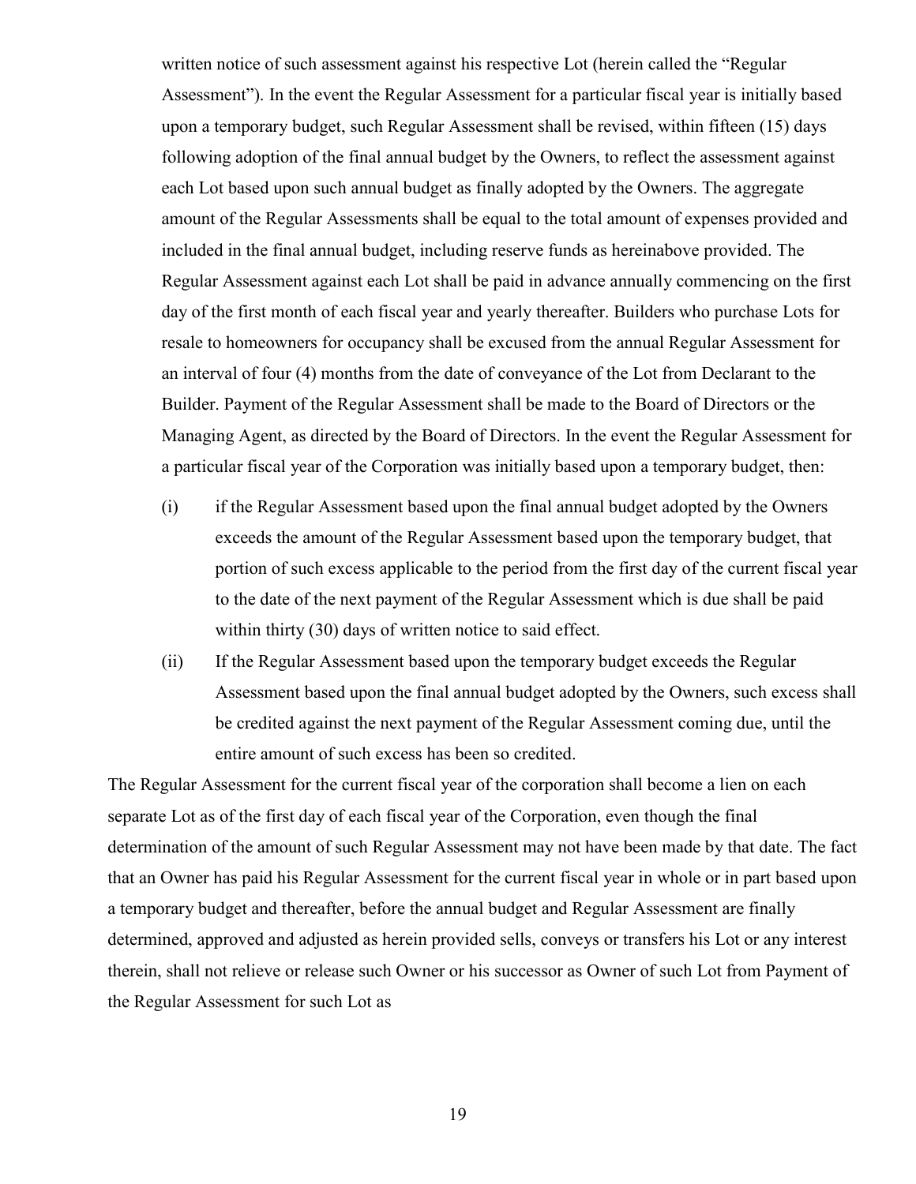written notice of such assessment against his respective Lot (herein called the "Regular Assessment"). In the event the Regular Assessment for a particular fiscal year is initially based upon a temporary budget, such Regular Assessment shall be revised, within fifteen (15) days following adoption of the final annual budget by the Owners, to reflect the assessment against each Lot based upon such annual budget as finally adopted by the Owners. The aggregate amount of the Regular Assessments shall be equal to the total amount of expenses provided and included in the final annual budget, including reserve funds as hereinabove provided. The Regular Assessment against each Lot shall be paid in advance annually commencing on the first day of the first month of each fiscal year and yearly thereafter. Builders who purchase Lots for resale to homeowners for occupancy shall be excused from the annual Regular Assessment for an interval of four (4) months from the date of conveyance of the Lot from Declarant to the Builder. Payment of the Regular Assessment shall be made to the Board of Directors or the Managing Agent, as directed by the Board of Directors. In the event the Regular Assessment for a particular fiscal year of the Corporation was initially based upon a temporary budget, then:

(i) if the Regular Assessment based upon the final annual budget adopted by the Owners exceeds the amount of the Regular Assessment based upon the temporary budget, that portion of such excess applicable to the period from the first day of the current fiscal year to the date of the next payment of the Regular Assessment which is due shall be paid within thirty (30) days of written notice to said effect.

(ii) If the Regular Assessment based upon the temporary budget exceeds the Regular Assessment based upon the final annual budget adopted by the Owners, such excess shall be credited against the next payment of the Regular Assessment coming due, until the entire amount of such excess has been so credited.

The Regular Assessment for the current fiscal year of the corporation shall become a lien on each separate Lot as of the first day of each fiscal year of the Corporation, even though the final determination of the amount of such Regular Assessment may not have been made by that date. The fact that an Owner has paid his Regular Assessment for the current fiscal year in whole or in part based upon a temporary budget and thereafter, before the annual budget and Regular Assessment are finally determined, approved and adjusted as herein provided sells, conveys or transfers his Lot or any interest therein, shall not relieve or release such Owner or his successor as Owner of such Lot from Payment of the Regular Assessment for such Lot as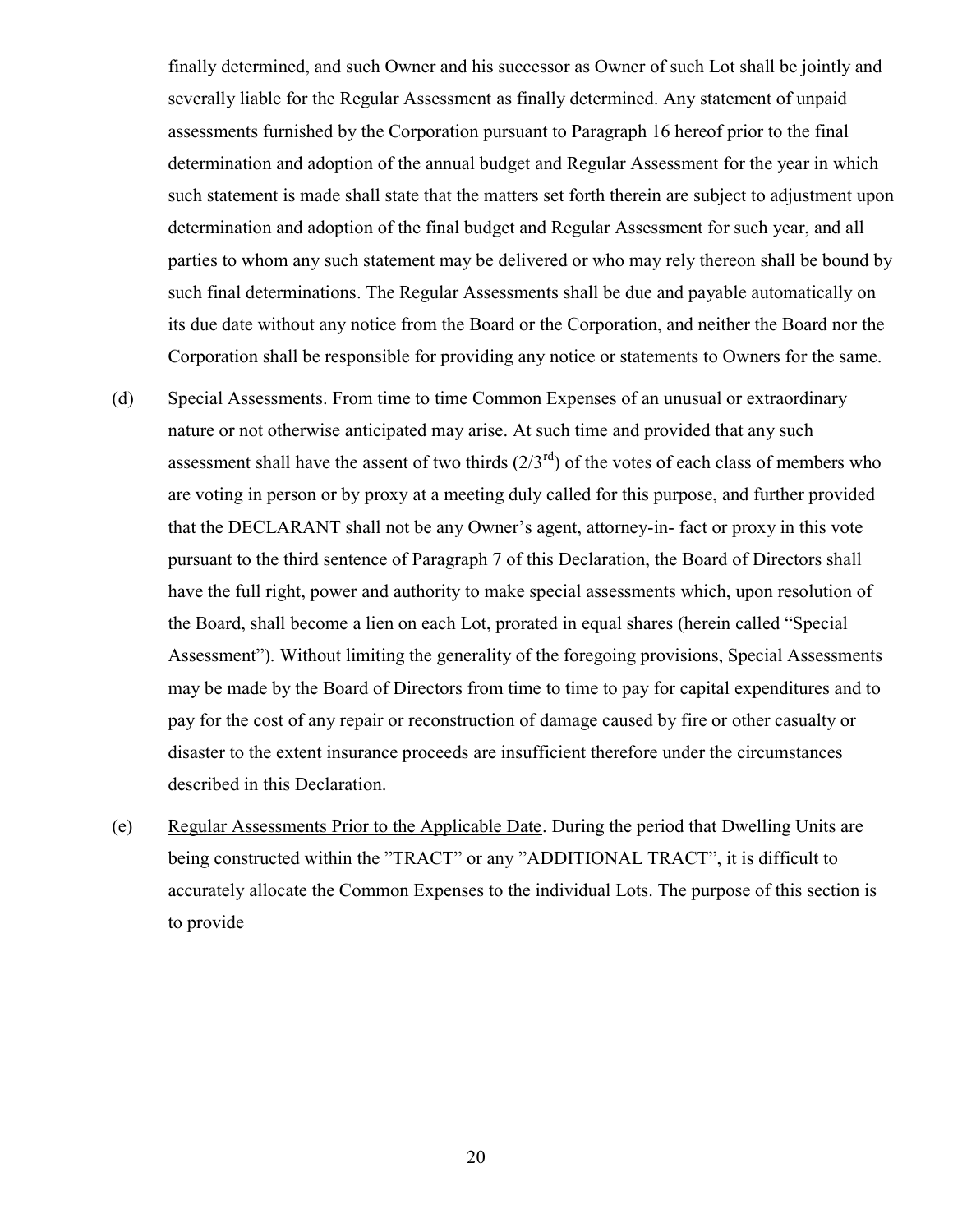finally determined, and such Owner and his successor as Owner of such Lot shall be jointly and severally liable for the Regular Assessment as finally determined. Any statement of unpaid assessments furnished by the Corporation pursuant to Paragraph 16 hereof prior to the final determination and adoption of the annual budget and Regular Assessment for the year in which such statement is made shall state that the matters set forth therein are subject to adjustment upon determination and adoption of the final budget and Regular Assessment for such year, and all parties to whom any such statement may be delivered or who may rely thereon shall be bound by such final determinations. The Regular Assessments shall be due and payable automatically on its due date without any notice from the Board or the Corporation, and neither the Board nor the Corporation shall be responsible for providing any notice or statements to Owners for the same.

(d) Special Assessments. From time to time Common Expenses of an unusual or extraordinary nature or not otherwise anticipated may arise. At such time and provided that any such assessment shall have the assent of two thirds (2/3rd) of the votes of each class of members who are voting in person or by proxy at a meeting duly called for this purpose, and further provided that the DECLARANT shall not be any Owner's agent, attorney-in- fact or proxy in this vote pursuant to the third sentence of Paragraph 7 of this Declaration, the Board of Directors shall have the full right, power and authority to make special assessments which, upon resolution of the Board, shall become a lien on each Lot, prorated in equal shares (herein called "Special Assessment"). Without limiting the generality of the foregoing provisions, Special Assessments may be made by the Board of Directors from time to time to pay for capital expenditures and to pay for the cost of any repair or reconstruction of damage caused by fire or other casualty or disaster to the extent insurance proceeds are insufficient therefore under the circumstances described in this Declaration.

(e) Regular Assessments Prior to the Applicable Date. During the period that Dwelling Units are being constructed within the "TRACT" or any "ADDITIONAL TRACT", it is difficult to accurately allocate the Common Expenses to the individual Lots. The purpose of this section is to provide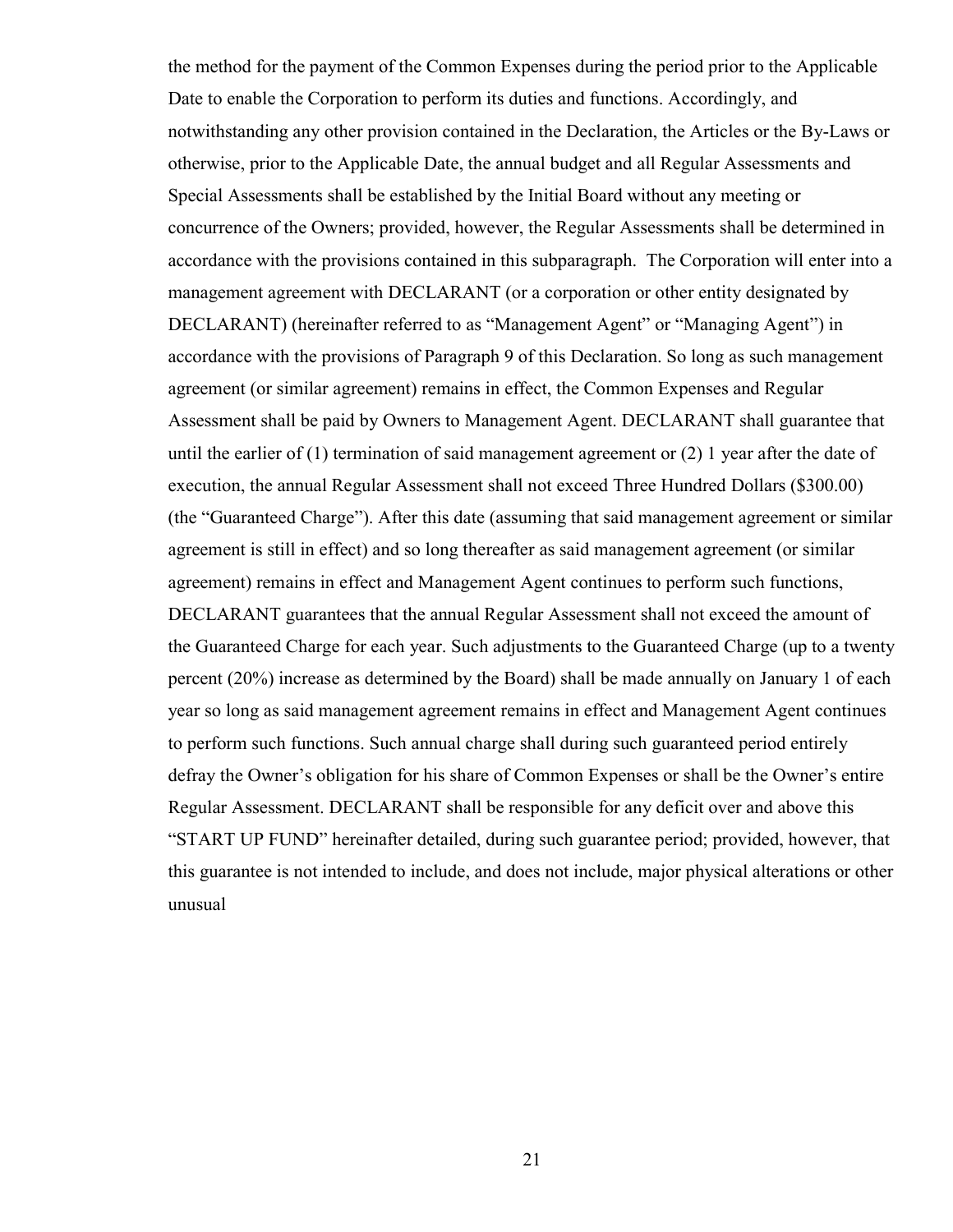the method for the payment of the Common Expenses during the period prior to the Applicable Date to enable the Corporation to perform its duties and functions. Accordingly, and notwithstanding any other provision contained in the Declaration, the Articles or the By-Laws or otherwise, prior to the Applicable Date, the annual budget and all Regular Assessments and Special Assessments shall be established by the Initial Board without any meeting or concurrence of the Owners; provided, however, the Regular Assessments shall be determined in accordance with the provisions contained in this subparagraph. The Corporation will enter into a management agreement with DECLARANT (or a corporation or other entity designated by DECLARANT) (hereinafter referred to as "Management Agent" or "Managing Agent") in accordance with the provisions of Paragraph 9 of this Declaration. So long as such management agreement (or similar agreement) remains in effect, the Common Expenses and Regular Assessment shall be paid by Owners to Management Agent. DECLARANT shall guarantee that until the earlier of (1) termination of said management agreement or (2) 1 year after the date of execution, the annual Regular Assessment shall not exceed Three Hundred Dollars ($300.00) (the "Guaranteed Charge"). After this date (assuming that said management agreement or similar agreement is still in effect) and so long thereafter as said management agreement (or similar agreement) remains in effect and Management Agent continues to perform such functions, DECLARANT guarantees that the annual Regular Assessment shall not exceed the amount of the Guaranteed Charge for each year. Such adjustments to the Guaranteed Charge (up to a twenty percent (20%) increase as determined by the Board) shall be made annually on January 1 of each year so long as said management agreement remains in effect and Management Agent continues to perform such functions. Such annual charge shall during such guaranteed period entirely defray the Owner's obligation for his share of Common Expenses or shall be the Owner's entire Regular Assessment. DECLARANT shall be responsible for any deficit over and above this "START UP FUND" hereinafter detailed, during such guarantee period; provided, however, that this guarantee is not intended to include, and does not include, major physical alterations or other unusual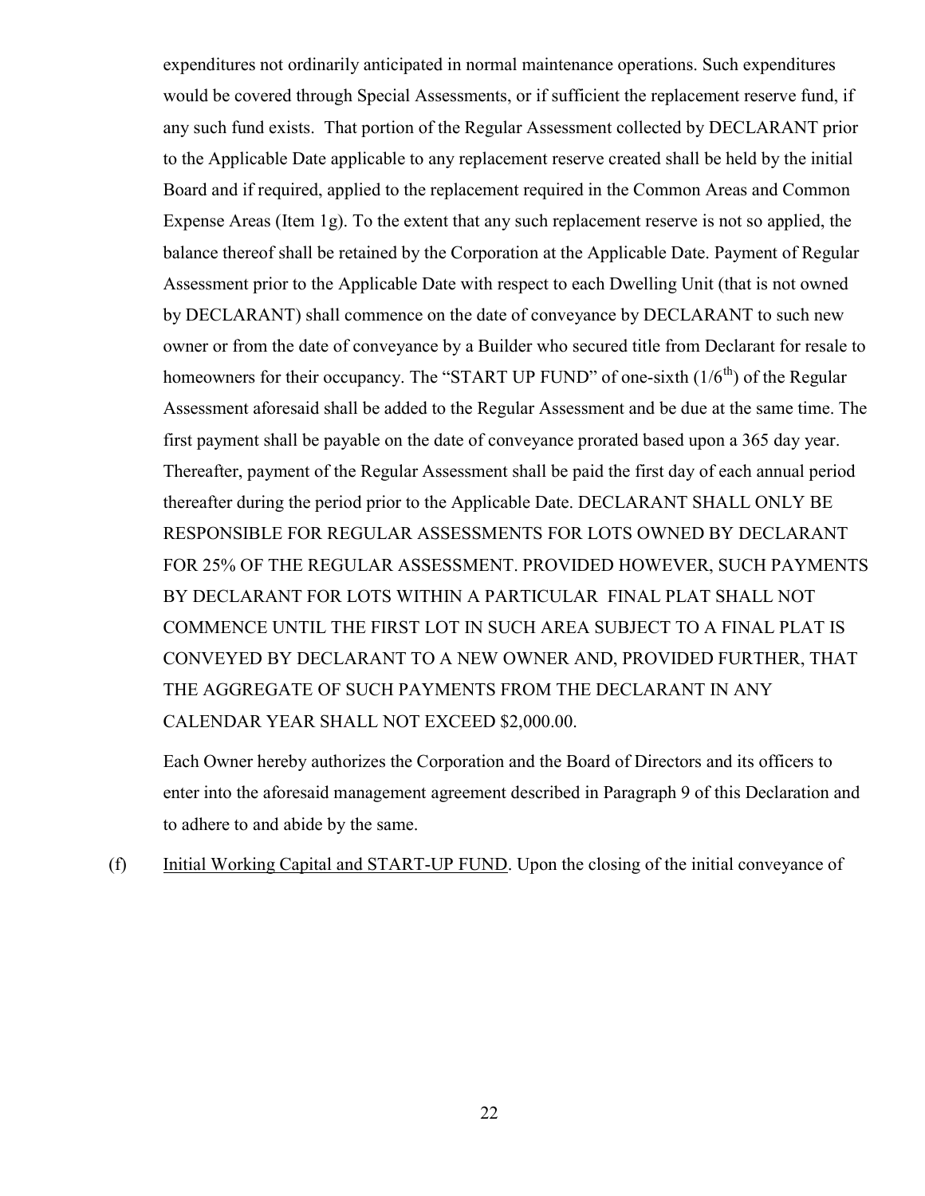expenditures not ordinarily anticipated in normal maintenance operations. Such expenditures would be covered through Special Assessments, or if sufficient the replacement reserve fund, if any such fund exists. That portion of the Regular Assessment collected by DECLARANT prior to the Applicable Date applicable to any replacement reserve created shall be held by the initial Board and if required, applied to the replacement required in the Common Areas and Common Expense Areas (Item 1g). To the extent that any such replacement reserve is not so applied, the balance thereof shall be retained by the Corporation at the Applicable Date. Payment of Regular Assessment prior to the Applicable Date with respect to each Dwelling Unit (that is not owned by DECLARANT) shall commence on the date of conveyance by DECLARANT to such new owner or from the date of conveyance by a Builder who secured title from Declarant for resale to homeowners for their occupancy. The "START UP FUND" of one-sixth ($1/6^{th}$) of the Regular Assessment aforesaid shall be added to the Regular Assessment and be due at the same time. The first payment shall be payable on the date of conveyance prorated based upon a 365 day year. Thereafter, payment of the Regular Assessment shall be paid the first day of each annual period thereafter during the period prior to the Applicable Date. DECLARANT SHALL ONLY BE RESPONSIBLE FOR REGULAR ASSESSMENTS FOR LOTS OWNED BY DECLARANT FOR 25% OF THE REGULAR ASSESSMENT. PROVIDED HOWEVER, SUCH PAYMENTS BY DECLARANT FOR LOTS WITHIN A PARTICULAR FINAL PLAT SHALL NOT COMMENCE UNTIL THE FIRST LOT IN SUCH AREA SUBJECT TO A FINAL PLAT IS CONVEYED BY DECLARANT TO A NEW OWNER AND, PROVIDED FURTHER, THAT THE AGGREGATE OF SUCH PAYMENTS FROM THE DECLARANT IN ANY CALENDAR YEAR SHALL NOT EXCEED $2,000.00.

Each Owner hereby authorizes the Corporation and the Board of Directors and its officers to enter into the aforesaid management agreement described in Paragraph 9 of this Declaration and to adhere to and abide by the same.

(f) Initial Working Capital and START-UP FUND. Upon the closing of the initial conveyance of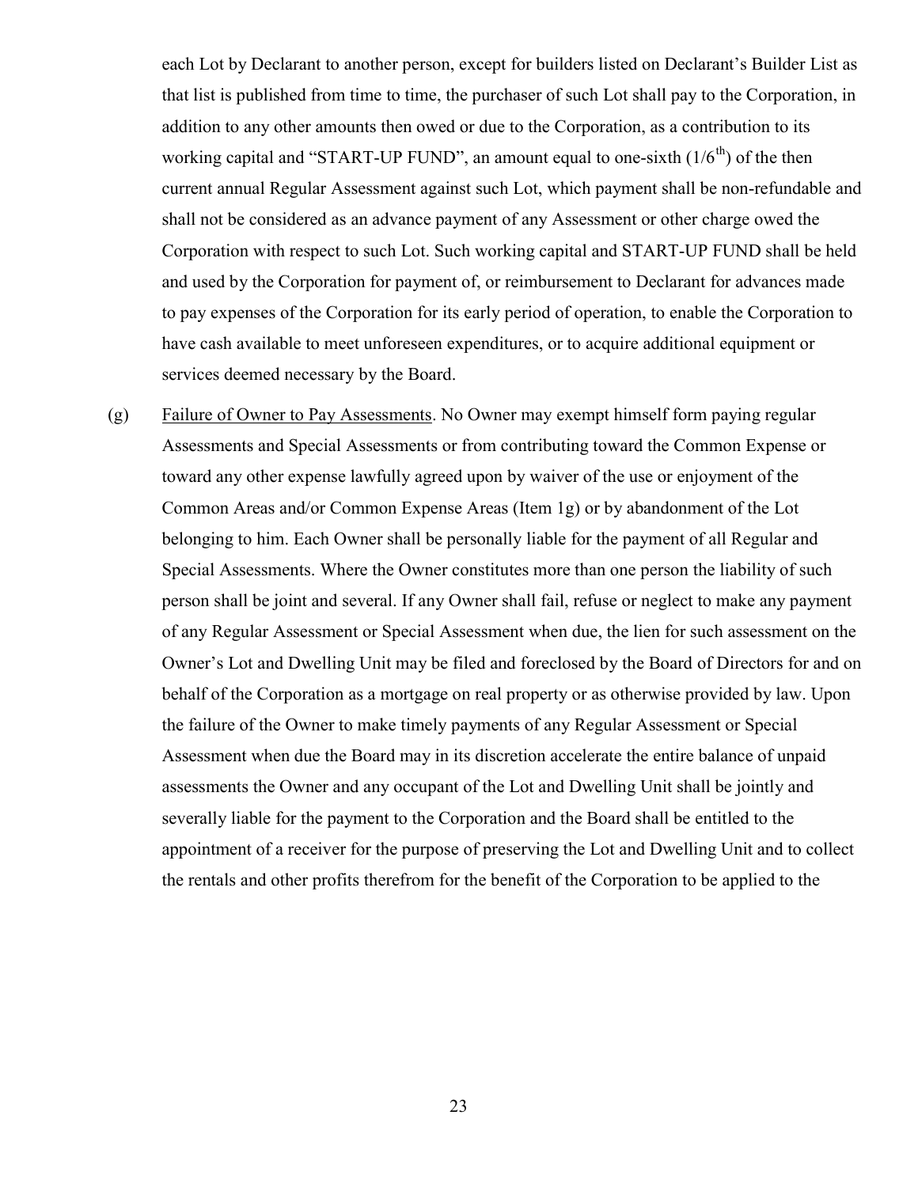each Lot by Declarant to another person, except for builders listed on Declarant's Builder List as that list is published from time to time, the purchaser of such Lot shall pay to the Corporation, in addition to any other amounts then owed or due to the Corporation, as a contribution to its working capital and "START-UP FUND", an amount equal to one-sixth ($1/6^{th}$) of the then current annual Regular Assessment against such Lot, which payment shall be non-refundable and shall not be considered as an advance payment of any Assessment or other charge owed the Corporation with respect to such Lot. Such working capital and START-UP FUND shall be held and used by the Corporation for payment of, or reimbursement to Declarant for advances made to pay expenses of the Corporation for its early period of operation, to enable the Corporation to have cash available to meet unforeseen expenditures, or to acquire additional equipment or services deemed necessary by the Board.

(g) Failure of Owner to Pay Assessments. No Owner may exempt himself form paying regular Assessments and Special Assessments or from contributing toward the Common Expense or toward any other expense lawfully agreed upon by waiver of the use or enjoyment of the Common Areas and/or Common Expense Areas (Item 1g) or by abandonment of the Lot belonging to him. Each Owner shall be personally liable for the payment of all Regular and Special Assessments. Where the Owner constitutes more than one person the liability of such person shall be joint and several. If any Owner shall fail, refuse or neglect to make any payment of any Regular Assessment or Special Assessment when due, the lien for such assessment on the Owner's Lot and Dwelling Unit may be filed and foreclosed by the Board of Directors for and on behalf of the Corporation as a mortgage on real property or as otherwise provided by law. Upon the failure of the Owner to make timely payments of any Regular Assessment or Special Assessment when due the Board may in its discretion accelerate the entire balance of unpaid assessments the Owner and any occupant of the Lot and Dwelling Unit shall be jointly and severally liable for the payment to the Corporation and the Board shall be entitled to the appointment of a receiver for the purpose of preserving the Lot and Dwelling Unit and to collect the rentals and other profits therefrom for the benefit of the Corporation to be applied to the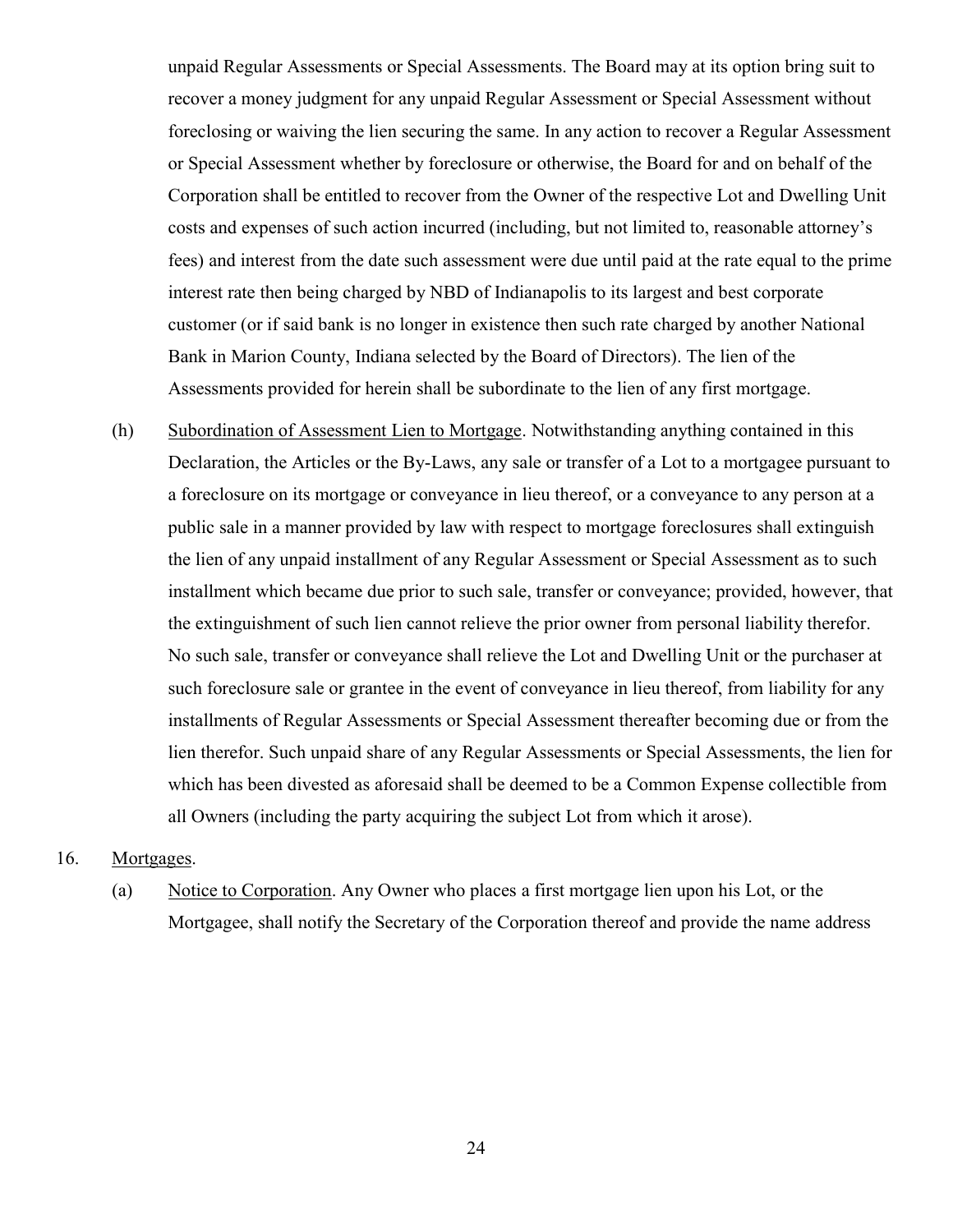unpaid Regular Assessments or Special Assessments. The Board may at its option bring suit to recover a money judgment for any unpaid Regular Assessment or Special Assessment without foreclosing or waiving the lien securing the same. In any action to recover a Regular Assessment or Special Assessment whether by foreclosure or otherwise, the Board for and on behalf of the Corporation shall be entitled to recover from the Owner of the respective Lot and Dwelling Unit costs and expenses of such action incurred (including, but not limited to, reasonable attorney's fees) and interest from the date such assessment were due until paid at the rate equal to the prime interest rate then being charged by NBD of Indianapolis to its largest and best corporate customer (or if said bank is no longer in existence then such rate charged by another National Bank in Marion County, Indiana selected by the Board of Directors). The lien of the Assessments provided for herein shall be subordinate to the lien of any first mortgage.

(h) Subordination of Assessment Lien to Mortgage. Notwithstanding anything contained in this Declaration, the Articles or the By-Laws, any sale or transfer of a Lot to a mortgagee pursuant to a foreclosure on its mortgage or conveyance in lieu thereof, or a conveyance to any person at a public sale in a manner provided by law with respect to mortgage foreclosures shall extinguish the lien of any unpaid installment of any Regular Assessment or Special Assessment as to such installment which became due prior to such sale, transfer or conveyance; provided, however, that the extinguishment of such lien cannot relieve the prior owner from personal liability therefor. No such sale, transfer or conveyance shall relieve the Lot and Dwelling Unit or the purchaser at such foreclosure sale or grantee in the event of conveyance in lieu thereof, from liability for any installments of Regular Assessments or Special Assessment thereafter becoming due or from the lien therefor. Such unpaid share of any Regular Assessments or Special Assessments, the lien for which has been divested as aforesaid shall be deemed to be a Common Expense collectible from all Owners (including the party acquiring the subject Lot from which it arose).

16. Mortgages.

(a) Notice to Corporation. Any Owner who places a first mortgage lien upon his Lot, or the Mortgagee, shall notify the Secretary of the Corporation thereof and provide the name address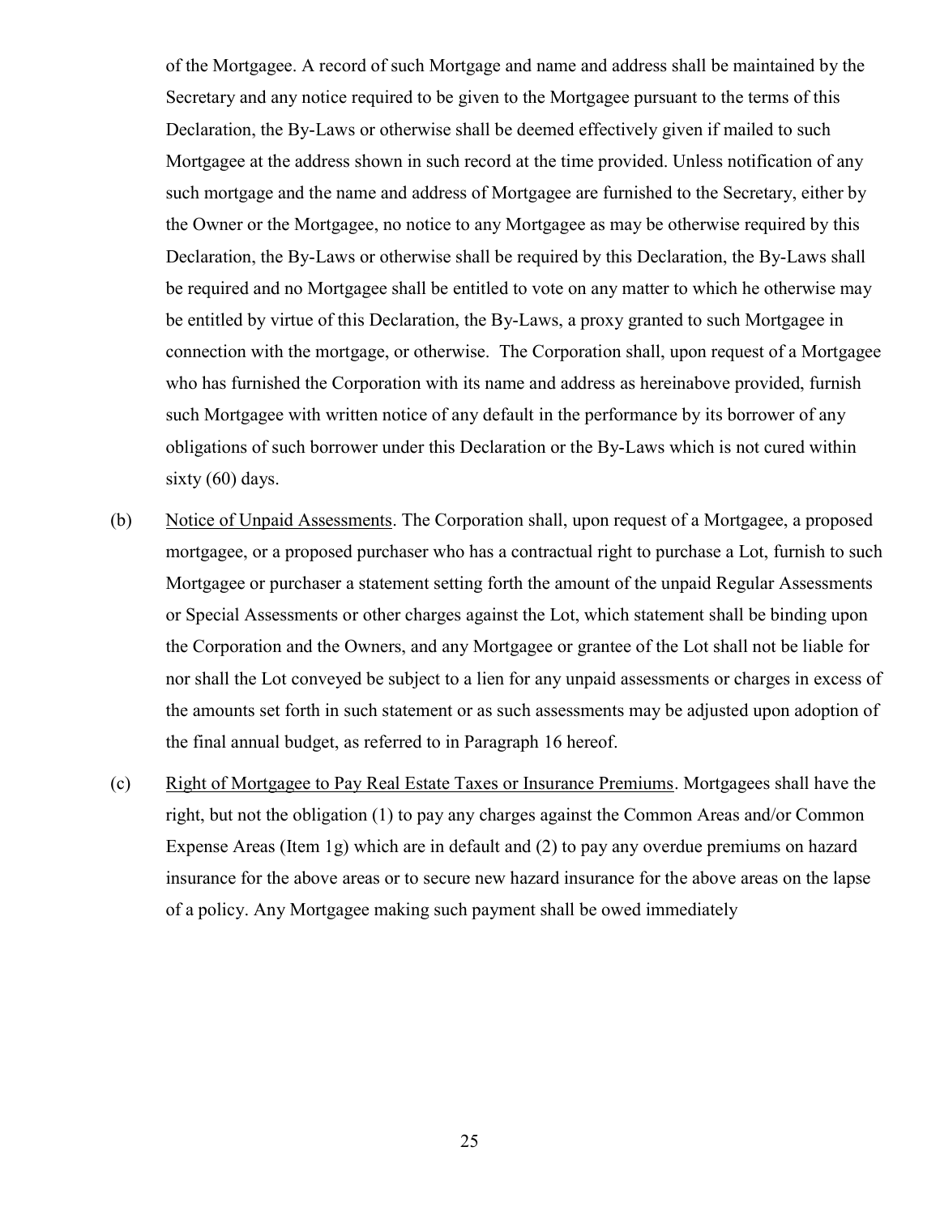of the Mortgagee. A record of such Mortgage and name and address shall be maintained by the Secretary and any notice required to be given to the Mortgagee pursuant to the terms of this Declaration, the By-Laws or otherwise shall be deemed effectively given if mailed to such Mortgagee at the address shown in such record at the time provided. Unless notification of any such mortgage and the name and address of Mortgagee are furnished to the Secretary, either by the Owner or the Mortgagee, no notice to any Mortgagee as may be otherwise required by this Declaration, the By-Laws or otherwise shall be required by this Declaration, the By-Laws shall be required and no Mortgagee shall be entitled to vote on any matter to which he otherwise may be entitled by virtue of this Declaration, the By-Laws, a proxy granted to such Mortgagee in connection with the mortgage, or otherwise. The Corporation shall, upon request of a Mortgagee who has furnished the Corporation with its name and address as hereinabove provided, furnish such Mortgagee with written notice of any default in the performance by its borrower of any obligations of such borrower under this Declaration or the By-Laws which is not cured within sixty (60) days.

(b) Notice of Unpaid Assessments. The Corporation shall, upon request of a Mortgagee, a proposed mortgagee, or a proposed purchaser who has a contractual right to purchase a Lot, furnish to such Mortgagee or purchaser a statement setting forth the amount of the unpaid Regular Assessments or Special Assessments or other charges against the Lot, which statement shall be binding upon the Corporation and the Owners, and any Mortgagee or grantee of the Lot shall not be liable for nor shall the Lot conveyed be subject to a lien for any unpaid assessments or charges in excess of the amounts set forth in such statement or as such assessments may be adjusted upon adoption of the final annual budget, as referred to in Paragraph 16 hereof.

(c) Right of Mortgagee to Pay Real Estate Taxes or Insurance Premiums. Mortgagees shall have the right, but not the obligation (1) to pay any charges against the Common Areas and/or Common Expense Areas (Item 1g) which are in default and (2) to pay any overdue premiums on hazard insurance for the above areas or to secure new hazard insurance for the above areas on the lapse of a policy. Any Mortgagee making such payment shall be owed immediately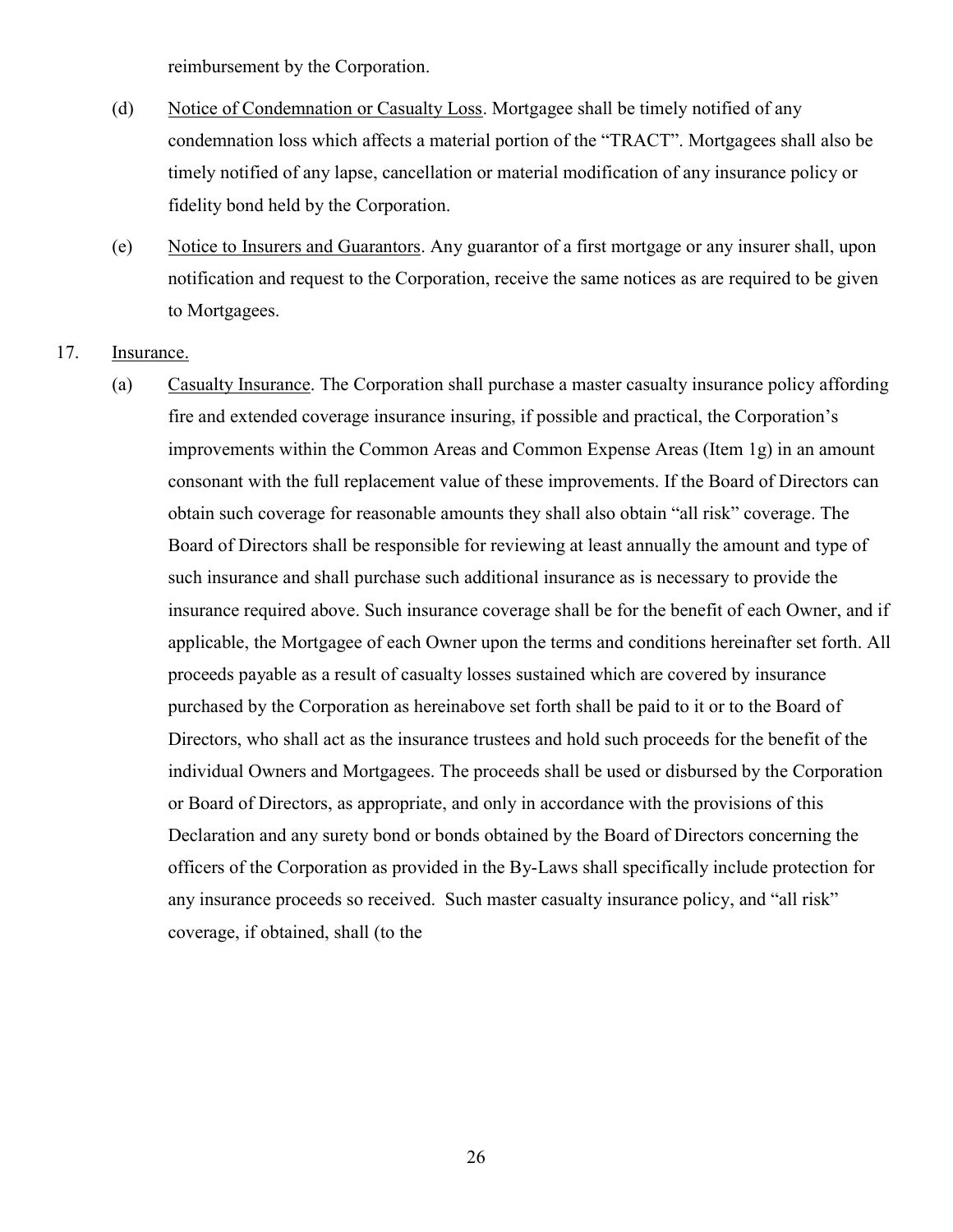reimbursement by the Corporation.

(d) <u>Notice of Condemnation or Casualty Loss</u>. Mortgagee shall be timely notified of any condemnation loss which affects a material portion of the "TRACT". Mortgagees shall also be timely notified of any lapse, cancellation or material modification of any insurance policy or fidelity bond held by the Corporation.

(e) <u>Notice to Insurers and Guarantors</u>. Any guarantor of a first mortgage or any insurer shall, upon notification and request to the Corporation, receive the same notices as are required to be given to Mortgagees.

17. <u>Insurance.</u>

(a) <u>Casualty Insurance</u>. The Corporation shall purchase a master casualty insurance policy affording fire and extended coverage insurance insuring, if possible and practical, the Corporation's improvements within the Common Areas and Common Expense Areas (Item 1g) in an amount consonant with the full replacement value of these improvements. If the Board of Directors can obtain such coverage for reasonable amounts they shall also obtain "all risk" coverage. The Board of Directors shall be responsible for reviewing at least annually the amount and type of such insurance and shall purchase such additional insurance as is necessary to provide the insurance required above. Such insurance coverage shall be for the benefit of each Owner, and if applicable, the Mortgagee of each Owner upon the terms and conditions hereinafter set forth. All proceeds payable as a result of casualty losses sustained which are covered by insurance purchased by the Corporation as hereinabove set forth shall be paid to it or to the Board of Directors, who shall act as the insurance trustees and hold such proceeds for the benefit of the individual Owners and Mortgagees. The proceeds shall be used or disbursed by the Corporation or Board of Directors, as appropriate, and only in accordance with the provisions of this Declaration and any surety bond or bonds obtained by the Board of Directors concerning the officers of the Corporation as provided in the By-Laws shall specifically include protection for any insurance proceeds so received. Such master casualty insurance policy, and "all risk" coverage, if obtained, shall (to the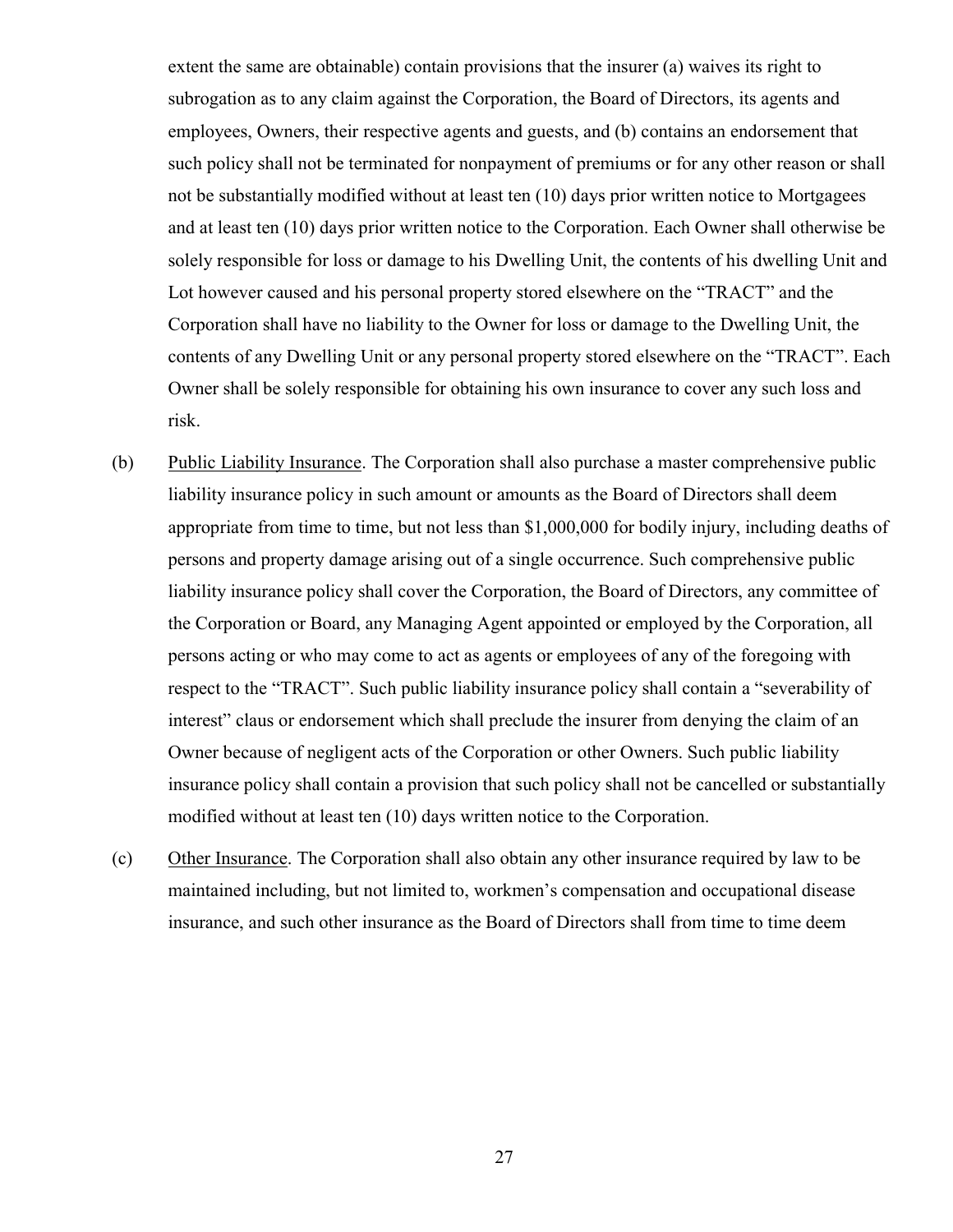extent the same are obtainable) contain provisions that the insurer (a) waives its right to subrogation as to any claim against the Corporation, the Board of Directors, its agents and employees, Owners, their respective agents and guests, and (b) contains an endorsement that such policy shall not be terminated for nonpayment of premiums or for any other reason or shall not be substantially modified without at least ten (10) days prior written notice to Mortgagees and at least ten (10) days prior written notice to the Corporation. Each Owner shall otherwise be solely responsible for loss or damage to his Dwelling Unit, the contents of his dwelling Unit and Lot however caused and his personal property stored elsewhere on the "TRACT" and the Corporation shall have no liability to the Owner for loss or damage to the Dwelling Unit, the contents of any Dwelling Unit or any personal property stored elsewhere on the "TRACT". Each Owner shall be solely responsible for obtaining his own insurance to cover any such loss and risk.

(b) Public Liability Insurance. The Corporation shall also purchase a master comprehensive public liability insurance policy in such amount or amounts as the Board of Directors shall deem appropriate from time to time, but not less than $1,000,000 for bodily injury, including deaths of persons and property damage arising out of a single occurrence. Such comprehensive public liability insurance policy shall cover the Corporation, the Board of Directors, any committee of the Corporation or Board, any Managing Agent appointed or employed by the Corporation, all persons acting or who may come to act as agents or employees of any of the foregoing with respect to the "TRACT". Such public liability insurance policy shall contain a "severability of interest" claus or endorsement which shall preclude the insurer from denying the claim of an Owner because of negligent acts of the Corporation or other Owners. Such public liability insurance policy shall contain a provision that such policy shall not be cancelled or substantially modified without at least ten (10) days written notice to the Corporation.

(c) Other Insurance. The Corporation shall also obtain any other insurance required by law to be maintained including, but not limited to, workmen's compensation and occupational disease insurance, and such other insurance as the Board of Directors shall from time to time deem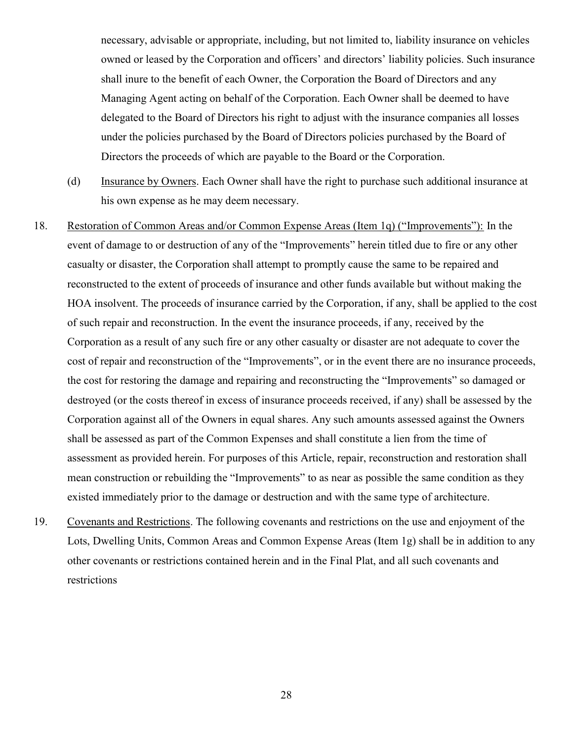necessary, advisable or appropriate, including, but not limited to, liability insurance on vehicles owned or leased by the Corporation and officers' and directors' liability policies. Such insurance shall inure to the benefit of each Owner, the Corporation the Board of Directors and any Managing Agent acting on behalf of the Corporation. Each Owner shall be deemed to have delegated to the Board of Directors his right to adjust with the insurance companies all losses under the policies purchased by the Board of Directors policies purchased by the Board of Directors the proceeds of which are payable to the Board or the Corporation.

(d) Insurance by Owners. Each Owner shall have the right to purchase such additional insurance at his own expense as he may deem necessary.

18. Restoration of Common Areas and/or Common Expense Areas (Item 1q) ("Improvements"): In the event of damage to or destruction of any of the "Improvements" herein titled due to fire or any other casualty or disaster, the Corporation shall attempt to promptly cause the same to be repaired and reconstructed to the extent of proceeds of insurance and other funds available but without making the HOA insolvent. The proceeds of insurance carried by the Corporation, if any, shall be applied to the cost of such repair and reconstruction. In the event the insurance proceeds, if any, received by the Corporation as a result of any such fire or any other casualty or disaster are not adequate to cover the cost of repair and reconstruction of the "Improvements", or in the event there are no insurance proceeds, the cost for restoring the damage and repairing and reconstructing the "Improvements" so damaged or destroyed (or the costs thereof in excess of insurance proceeds received, if any) shall be assessed by the Corporation against all of the Owners in equal shares. Any such amounts assessed against the Owners shall be assessed as part of the Common Expenses and shall constitute a lien from the time of assessment as provided herein. For purposes of this Article, repair, reconstruction and restoration shall mean construction or rebuilding the "Improvements" to as near as possible the same condition as they existed immediately prior to the damage or destruction and with the same type of architecture.

19. Covenants and Restrictions. The following covenants and restrictions on the use and enjoyment of the Lots, Dwelling Units, Common Areas and Common Expense Areas (Item 1g) shall be in addition to any other covenants or restrictions contained herein and in the Final Plat, and all such covenants and restrictions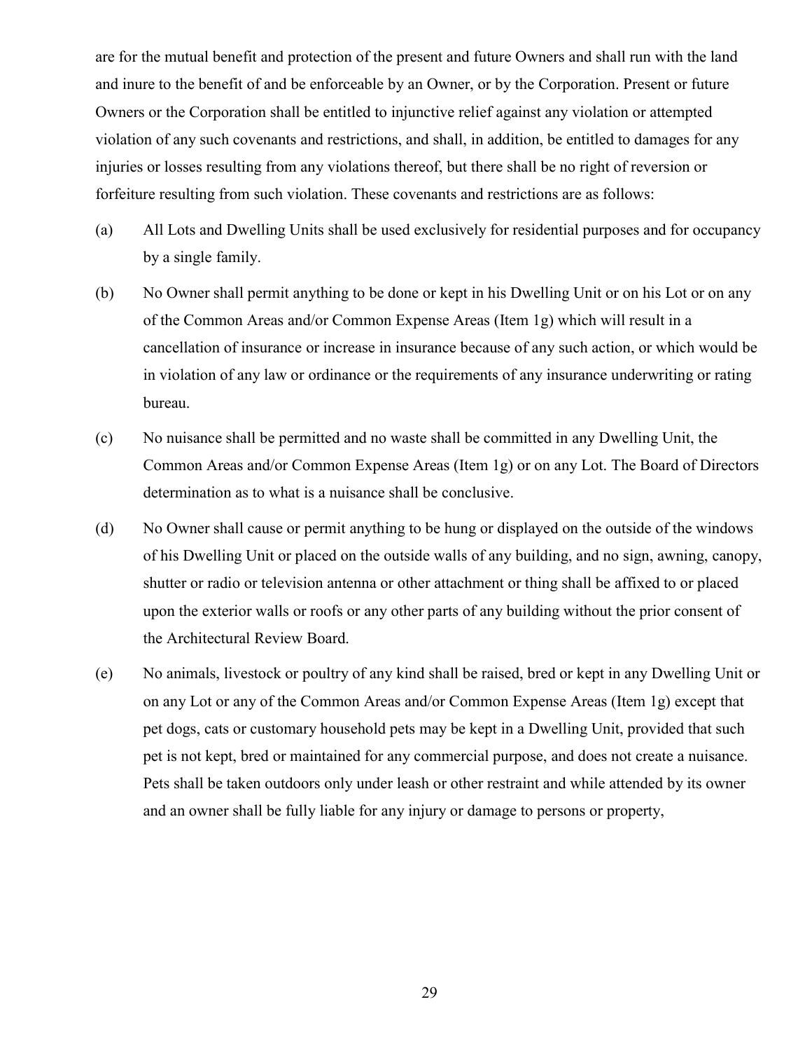are for the mutual benefit and protection of the present and future Owners and shall run with the land and inure to the benefit of and be enforceable by an Owner, or by the Corporation. Present or future Owners or the Corporation shall be entitled to injunctive relief against any violation or attempted violation of any such covenants and restrictions, and shall, in addition, be entitled to damages for any injuries or losses resulting from any violations thereof, but there shall be no right of reversion or forfeiture resulting from such violation. These covenants and restrictions are as follows:

(a) All Lots and Dwelling Units shall be used exclusively for residential purposes and for occupancy by a single family.

(b) No Owner shall permit anything to be done or kept in his Dwelling Unit or on his Lot or on any of the Common Areas and/or Common Expense Areas (Item 1g) which will result in a cancellation of insurance or increase in insurance because of any such action, or which would be in violation of any law or ordinance or the requirements of any insurance underwriting or rating bureau.

(c) No nuisance shall be permitted and no waste shall be committed in any Dwelling Unit, the Common Areas and/or Common Expense Areas (Item 1g) or on any Lot. The Board of Directors determination as to what is a nuisance shall be conclusive.

(d) No Owner shall cause or permit anything to be hung or displayed on the outside of the windows of his Dwelling Unit or placed on the outside walls of any building, and no sign, awning, canopy, shutter or radio or television antenna or other attachment or thing shall be affixed to or placed upon the exterior walls or roofs or any other parts of any building without the prior consent of the Architectural Review Board.

(e) No animals, livestock or poultry of any kind shall be raised, bred or kept in any Dwelling Unit or on any Lot or any of the Common Areas and/or Common Expense Areas (Item 1g) except that pet dogs, cats or customary household pets may be kept in a Dwelling Unit, provided that such pet is not kept, bred or maintained for any commercial purpose, and does not create a nuisance. Pets shall be taken outdoors only under leash or other restraint and while attended by its owner and an owner shall be fully liable for any injury or damage to persons or property,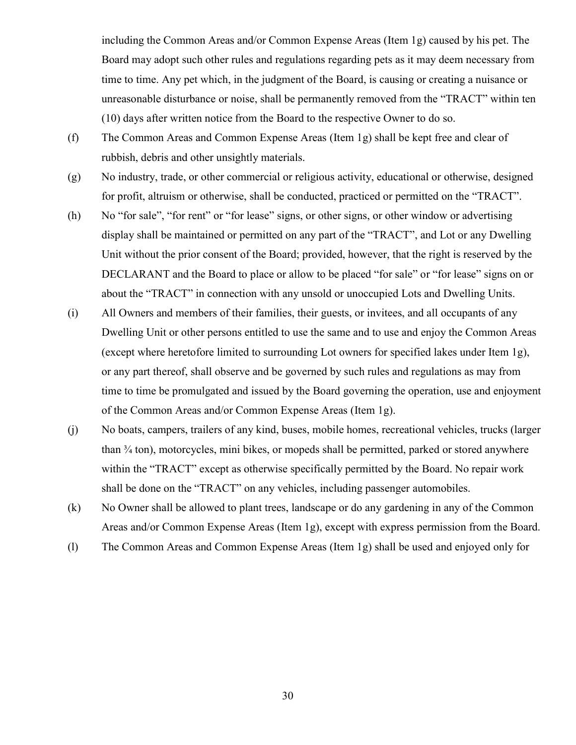including the Common Areas and/or Common Expense Areas (Item 1g) caused by his pet. The Board may adopt such other rules and regulations regarding pets as it may deem necessary from time to time. Any pet which, in the judgment of the Board, is causing or creating a nuisance or unreasonable disturbance or noise, shall be permanently removed from the "TRACT" within ten (10) days after written notice from the Board to the respective Owner to do so.

(f) The Common Areas and Common Expense Areas (Item 1g) shall be kept free and clear of rubbish, debris and other unsightly materials.

(g) No industry, trade, or other commercial or religious activity, educational or otherwise, designed for profit, altruism or otherwise, shall be conducted, practiced or permitted on the "TRACT".

(h) No "for sale", "for rent" or "for lease" signs, or other signs, or other window or advertising display shall be maintained or permitted on any part of the "TRACT", and Lot or any Dwelling Unit without the prior consent of the Board; provided, however, that the right is reserved by the DECLARANT and the Board to place or allow to be placed "for sale" or "for lease" signs on or about the "TRACT" in connection with any unsold or unoccupied Lots and Dwelling Units.

(i) All Owners and members of their families, their guests, or invitees, and all occupants of any Dwelling Unit or other persons entitled to use the same and to use and enjoy the Common Areas (except where heretofore limited to surrounding Lot owners for specified lakes under Item 1g), or any part thereof, shall observe and be governed by such rules and regulations as may from time to time be promulgated and issued by the Board governing the operation, use and enjoyment of the Common Areas and/or Common Expense Areas (Item 1g).

(j) No boats, campers, trailers of any kind, buses, mobile homes, recreational vehicles, trucks (larger than ¾ ton), motorcycles, mini bikes, or mopeds shall be permitted, parked or stored anywhere within the "TRACT" except as otherwise specifically permitted by the Board. No repair work shall be done on the "TRACT" on any vehicles, including passenger automobiles.

(k) No Owner shall be allowed to plant trees, landscape or do any gardening in any of the Common Areas and/or Common Expense Areas (Item 1g), except with express permission from the Board.

(l) The Common Areas and Common Expense Areas (Item 1g) shall be used and enjoyed only for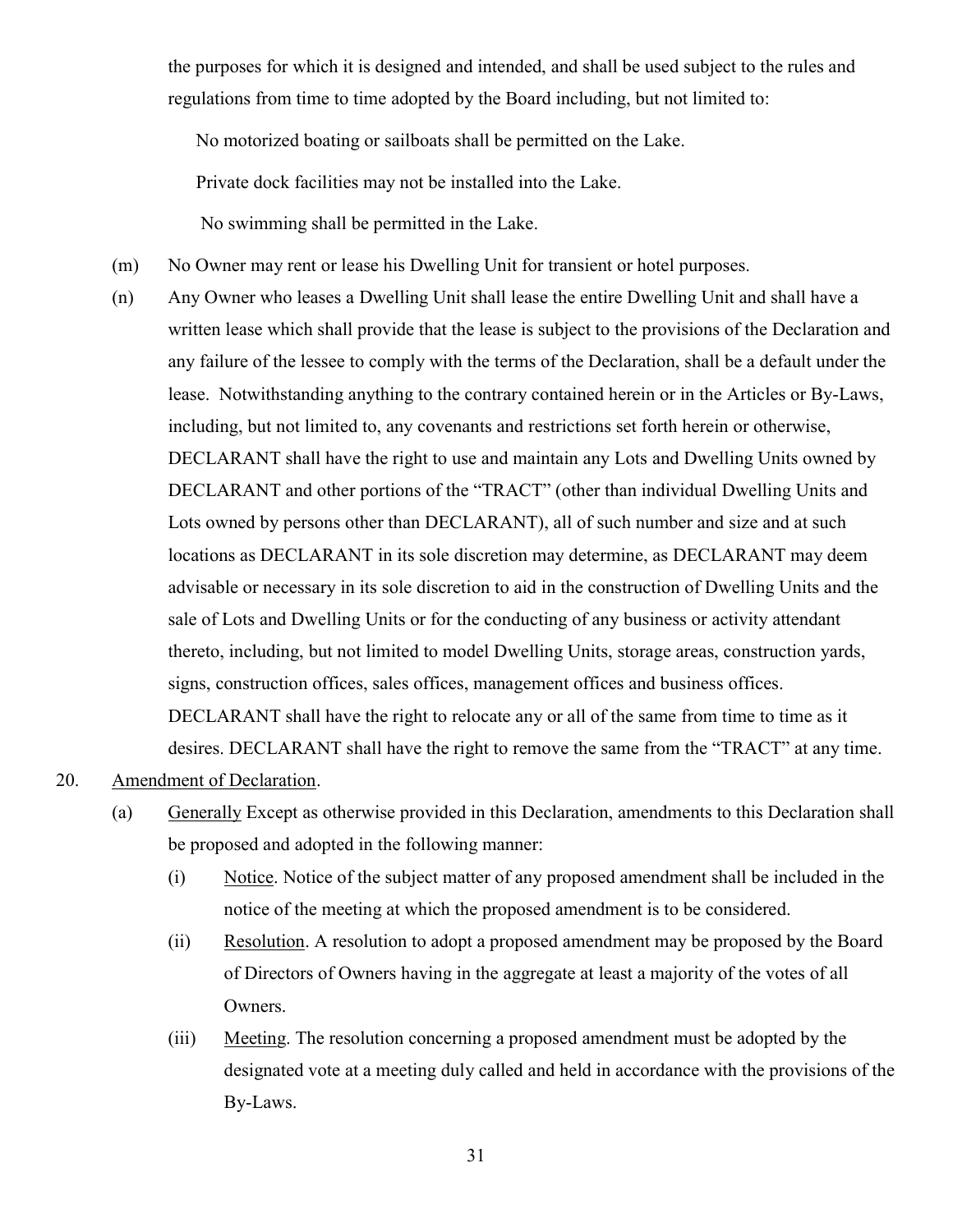the purposes for which it is designed and intended, and shall be used subject to the rules and regulations from time to time adopted by the Board including, but not limited to:

No motorized boating or sailboats shall be permitted on the Lake.

Private dock facilities may not be installed into the Lake.

No swimming shall be permitted in the Lake.

(m) No Owner may rent or lease his Dwelling Unit for transient or hotel purposes.

(n) Any Owner who leases a Dwelling Unit shall lease the entire Dwelling Unit and shall have a written lease which shall provide that the lease is subject to the provisions of the Declaration and any failure of the lessee to comply with the terms of the Declaration, shall be a default under the lease. Notwithstanding anything to the contrary contained herein or in the Articles or By-Laws, including, but not limited to, any covenants and restrictions set forth herein or otherwise, DECLARANT shall have the right to use and maintain any Lots and Dwelling Units owned by DECLARANT and other portions of the "TRACT" (other than individual Dwelling Units and Lots owned by persons other than DECLARANT), all of such number and size and at such locations as DECLARANT in its sole discretion may determine, as DECLARANT may deem advisable or necessary in its sole discretion to aid in the construction of Dwelling Units and the sale of Lots and Dwelling Units or for the conducting of any business or activity attendant thereto, including, but not limited to model Dwelling Units, storage areas, construction yards, signs, construction offices, sales offices, management offices and business offices. DECLARANT shall have the right to relocate any or all of the same from time to time as it desires. DECLARANT shall have the right to remove the same from the "TRACT" at any time.

20. Amendment of Declaration.

(a) Generally Except as otherwise provided in this Declaration, amendments to this Declaration shall be proposed and adopted in the following manner:

(i) Notice. Notice of the subject matter of any proposed amendment shall be included in the notice of the meeting at which the proposed amendment is to be considered.

(ii) Resolution. A resolution to adopt a proposed amendment may be proposed by the Board of Directors of Owners having in the aggregate at least a majority of the votes of all Owners.

(iii) Meeting. The resolution concerning a proposed amendment must be adopted by the designated vote at a meeting duly called and held in accordance with the provisions of the By-Laws.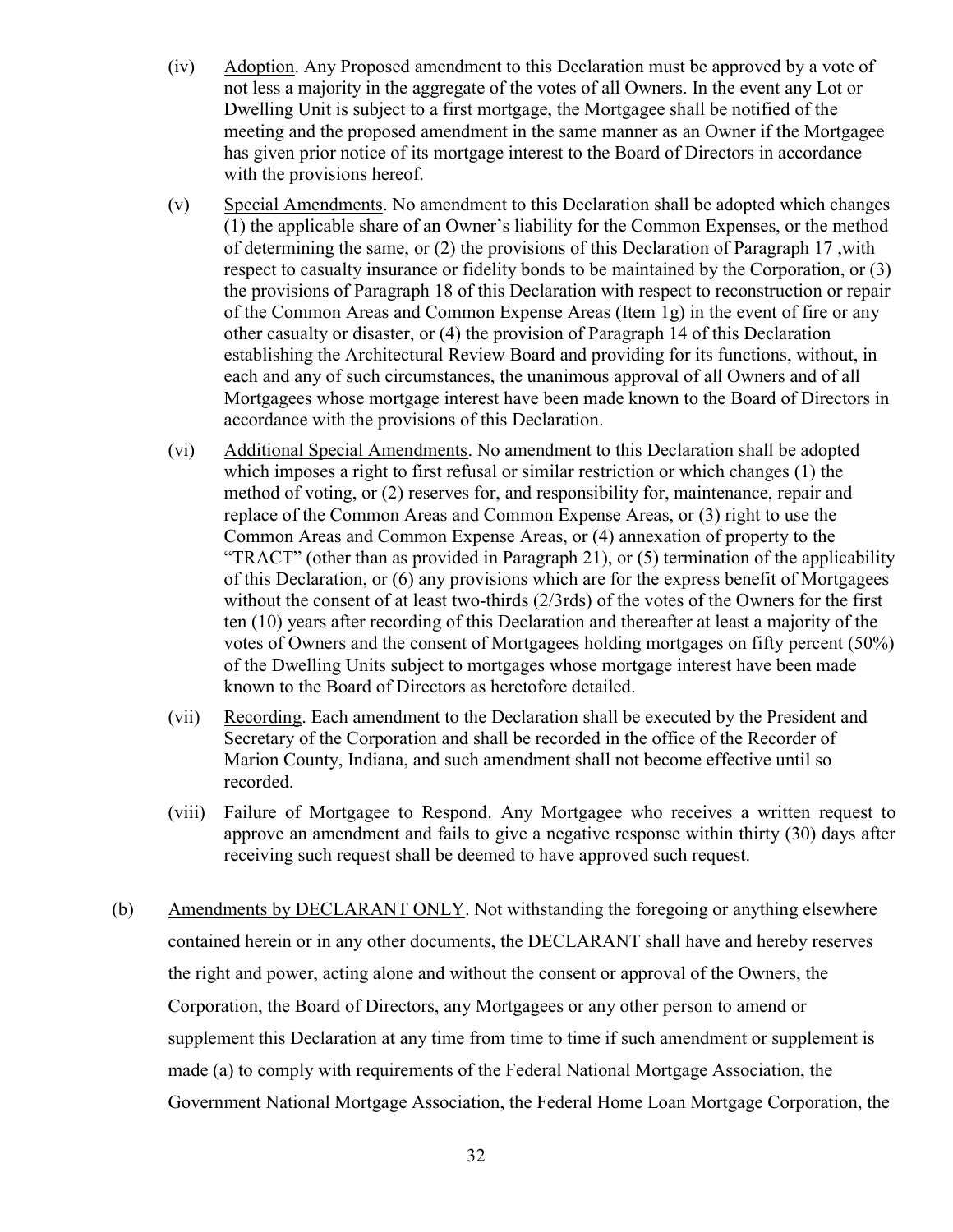(iv) Adoption. Any Proposed amendment to this Declaration must be approved by a vote of not less a majority in the aggregate of the votes of all Owners. In the event any Lot or Dwelling Unit is subject to a first mortgage, the Mortgagee shall be notified of the meeting and the proposed amendment in the same manner as an Owner if the Mortgagee has given prior notice of its mortgage interest to the Board of Directors in accordance with the provisions hereof.

(v) Special Amendments. No amendment to this Declaration shall be adopted which changes (1) the applicable share of an Owner's liability for the Common Expenses, or the method of determining the same, or (2) the provisions of this Declaration of Paragraph 17 ,with respect to casualty insurance or fidelity bonds to be maintained by the Corporation, or (3) the provisions of Paragraph 18 of this Declaration with respect to reconstruction or repair of the Common Areas and Common Expense Areas (Item 1g) in the event of fire or any other casualty or disaster, or (4) the provision of Paragraph 14 of this Declaration establishing the Architectural Review Board and providing for its functions, without, in each and any of such circumstances, the unanimous approval of all Owners and of all Mortgagees whose mortgage interest have been made known to the Board of Directors in accordance with the provisions of this Declaration.

(vi) Additional Special Amendments. No amendment to this Declaration shall be adopted which imposes a right to first refusal or similar restriction or which changes (1) the method of voting, or (2) reserves for, and responsibility for, maintenance, repair and replace of the Common Areas and Common Expense Areas, or (3) right to use the Common Areas and Common Expense Areas, or (4) annexation of property to the "TRACT" (other than as provided in Paragraph 21), or (5) termination of the applicability of this Declaration, or (6) any provisions which are for the express benefit of Mortgagees without the consent of at least two-thirds (2/3rds) of the votes of the Owners for the first ten (10) years after recording of this Declaration and thereafter at least a majority of the votes of Owners and the consent of Mortgagees holding mortgages on fifty percent (50%) of the Dwelling Units subject to mortgages whose mortgage interest have been made known to the Board of Directors as heretofore detailed.

(vii) Recording. Each amendment to the Declaration shall be executed by the President and Secretary of the Corporation and shall be recorded in the office of the Recorder of Marion County, Indiana, and such amendment shall not become effective until so recorded.

(viii) Failure of Mortgagee to Respond. Any Mortgagee who receives a written request to approve an amendment and fails to give a negative response within thirty (30) days after receiving such request shall be deemed to have approved such request.

(b) Amendments by DECLARANT ONLY. Not withstanding the foregoing or anything elsewhere contained herein or in any other documents, the DECLARANT shall have and hereby reserves the right and power, acting alone and without the consent or approval of the Owners, the Corporation, the Board of Directors, any Mortgagees or any other person to amend or supplement this Declaration at any time from time to time if such amendment or supplement is made (a) to comply with requirements of the Federal National Mortgage Association, the Government National Mortgage Association, the Federal Home Loan Mortgage Corporation, the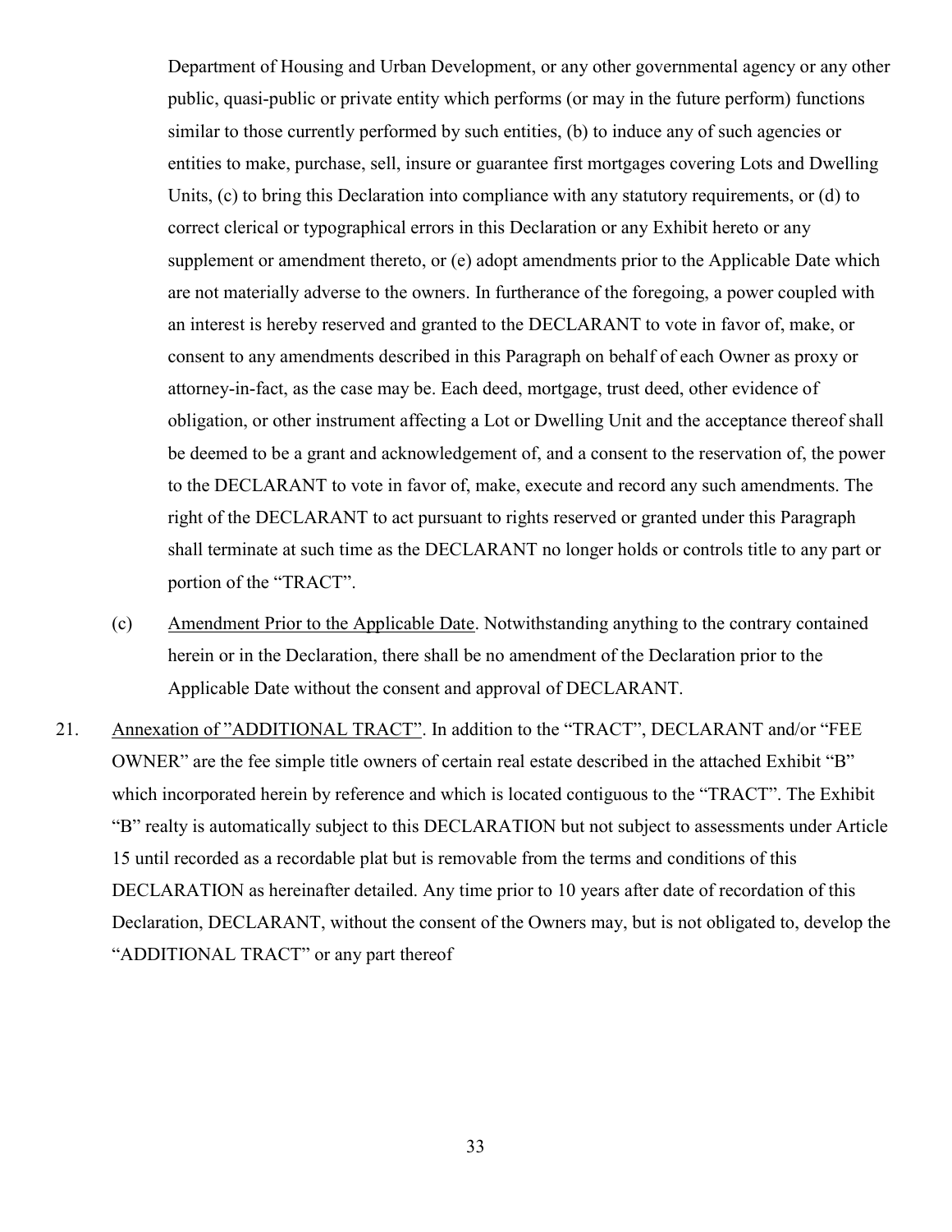Department of Housing and Urban Development, or any other governmental agency or any other public, quasi-public or private entity which performs (or may in the future perform) functions similar to those currently performed by such entities, (b) to induce any of such agencies or entities to make, purchase, sell, insure or guarantee first mortgages covering Lots and Dwelling Units, (c) to bring this Declaration into compliance with any statutory requirements, or (d) to correct clerical or typographical errors in this Declaration or any Exhibit hereto or any supplement or amendment thereto, or (e) adopt amendments prior to the Applicable Date which are not materially adverse to the owners. In furtherance of the foregoing, a power coupled with an interest is hereby reserved and granted to the DECLARANT to vote in favor of, make, or consent to any amendments described in this Paragraph on behalf of each Owner as proxy or attorney-in-fact, as the case may be. Each deed, mortgage, trust deed, other evidence of obligation, or other instrument affecting a Lot or Dwelling Unit and the acceptance thereof shall be deemed to be a grant and acknowledgement of, and a consent to the reservation of, the power to the DECLARANT to vote in favor of, make, execute and record any such amendments. The right of the DECLARANT to act pursuant to rights reserved or granted under this Paragraph shall terminate at such time as the DECLARANT no longer holds or controls title to any part or portion of the "TRACT".

(c) Amendment Prior to the Applicable Date. Notwithstanding anything to the contrary contained herein or in the Declaration, there shall be no amendment of the Declaration prior to the Applicable Date without the consent and approval of DECLARANT.

21. Annexation of "ADDITIONAL TRACT". In addition to the "TRACT", DECLARANT and/or "FEE OWNER" are the fee simple title owners of certain real estate described in the attached Exhibit "B" which incorporated herein by reference and which is located contiguous to the "TRACT". The Exhibit "B" realty is automatically subject to this DECLARATION but not subject to assessments under Article 15 until recorded as a recordable plat but is removable from the terms and conditions of this DECLARATION as hereinafter detailed. Any time prior to 10 years after date of recordation of this Declaration, DECLARANT, without the consent of the Owners may, but is not obligated to, develop the "ADDITIONAL TRACT" or any part thereof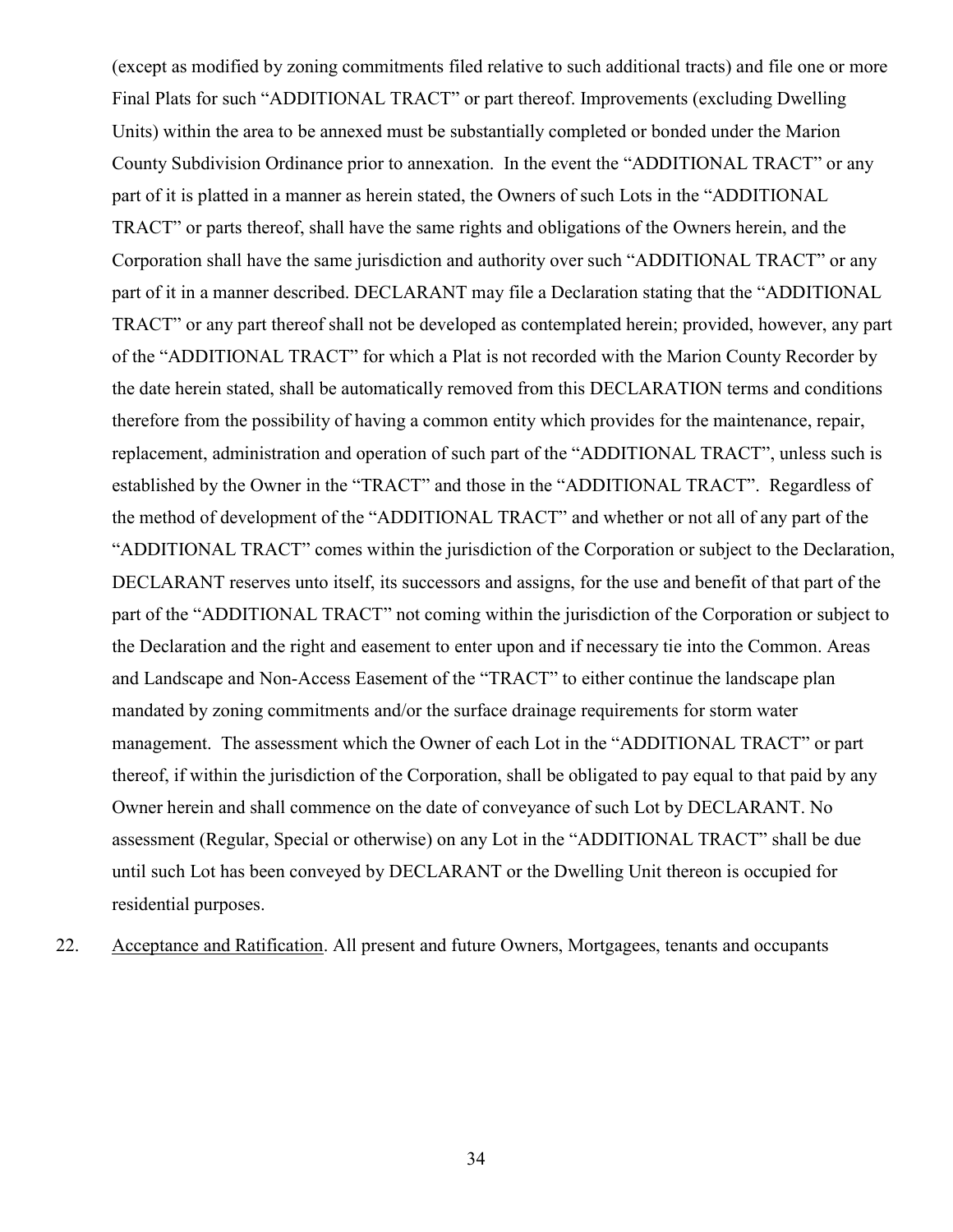(except as modified by zoning commitments filed relative to such additional tracts) and file one or more Final Plats for such "ADDITIONAL TRACT" or part thereof. Improvements (excluding Dwelling Units) within the area to be annexed must be substantially completed or bonded under the Marion County Subdivision Ordinance prior to annexation. In the event the "ADDITIONAL TRACT" or any part of it is platted in a manner as herein stated, the Owners of such Lots in the "ADDITIONAL TRACT" or parts thereof, shall have the same rights and obligations of the Owners herein, and the Corporation shall have the same jurisdiction and authority over such "ADDITIONAL TRACT" or any part of it in a manner described. DECLARANT may file a Declaration stating that the "ADDITIONAL TRACT" or any part thereof shall not be developed as contemplated herein; provided, however, any part of the "ADDITIONAL TRACT" for which a Plat is not recorded with the Marion County Recorder by the date herein stated, shall be automatically removed from this DECLARATION terms and conditions therefore from the possibility of having a common entity which provides for the maintenance, repair, replacement, administration and operation of such part of the "ADDITIONAL TRACT", unless such is established by the Owner in the "TRACT" and those in the "ADDITIONAL TRACT". Regardless of the method of development of the "ADDITIONAL TRACT" and whether or not all of any part of the "ADDITIONAL TRACT" comes within the jurisdiction of the Corporation or subject to the Declaration, DECLARANT reserves unto itself, its successors and assigns, for the use and benefit of that part of the part of the "ADDITIONAL TRACT" not coming within the jurisdiction of the Corporation or subject to the Declaration and the right and easement to enter upon and if necessary tie into the Common. Areas and Landscape and Non-Access Easement of the "TRACT" to either continue the landscape plan mandated by zoning commitments and/or the surface drainage requirements for storm water management. The assessment which the Owner of each Lot in the "ADDITIONAL TRACT" or part thereof, if within the jurisdiction of the Corporation, shall be obligated to pay equal to that paid by any Owner herein and shall commence on the date of conveyance of such Lot by DECLARANT. No assessment (Regular, Special or otherwise) on any Lot in the "ADDITIONAL TRACT" shall be due until such Lot has been conveyed by DECLARANT or the Dwelling Unit thereon is occupied for residential purposes.

22. Acceptance and Ratification. All present and future Owners, Mortgagees, tenants and occupants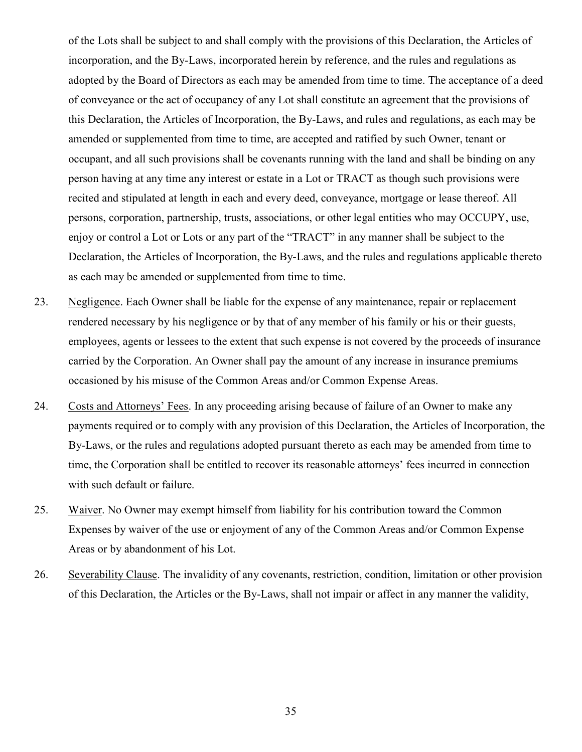of the Lots shall be subject to and shall comply with the provisions of this Declaration, the Articles of incorporation, and the By-Laws, incorporated herein by reference, and the rules and regulations as adopted by the Board of Directors as each may be amended from time to time. The acceptance of a deed of conveyance or the act of occupancy of any Lot shall constitute an agreement that the provisions of this Declaration, the Articles of Incorporation, the By-Laws, and rules and regulations, as each may be amended or supplemented from time to time, are accepted and ratified by such Owner, tenant or occupant, and all such provisions shall be covenants running with the land and shall be binding on any person having at any time any interest or estate in a Lot or TRACT as though such provisions were recited and stipulated at length in each and every deed, conveyance, mortgage or lease thereof. All persons, corporation, partnership, trusts, associations, or other legal entities who may OCCUPY, use, enjoy or control a Lot or Lots or any part of the "TRACT" in any manner shall be subject to the Declaration, the Articles of Incorporation, the By-Laws, and the rules and regulations applicable thereto as each may be amended or supplemented from time to time.

23. Negligence. Each Owner shall be liable for the expense of any maintenance, repair or replacement rendered necessary by his negligence or by that of any member of his family or his or their guests, employees, agents or lessees to the extent that such expense is not covered by the proceeds of insurance carried by the Corporation. An Owner shall pay the amount of any increase in insurance premiums occasioned by his misuse of the Common Areas and/or Common Expense Areas.

24. Costs and Attorneys' Fees. In any proceeding arising because of failure of an Owner to make any payments required or to comply with any provision of this Declaration, the Articles of Incorporation, the By-Laws, or the rules and regulations adopted pursuant thereto as each may be amended from time to time, the Corporation shall be entitled to recover its reasonable attorneys' fees incurred in connection with such default or failure.

25. Waiver. No Owner may exempt himself from liability for his contribution toward the Common Expenses by waiver of the use or enjoyment of any of the Common Areas and/or Common Expense Areas or by abandonment of his Lot.

26. Severability Clause. The invalidity of any covenants, restriction, condition, limitation or other provision of this Declaration, the Articles or the By-Laws, shall not impair or affect in any manner the validity,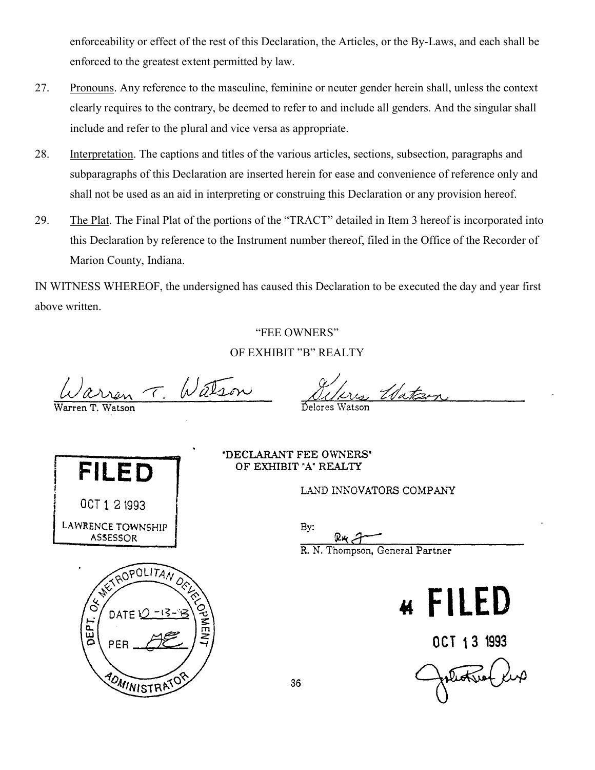enforceability or effect of the rest of this Declaration, the Articles, or the By-Laws, and each shall be enforced to the greatest extent permitted by law.

27. Pronouns. Any reference to the masculine, feminine or neuter gender herein shall, unless the context clearly requires to the contrary, be deemed to refer to and include all genders. And the singular shall include and refer to the plural and vice versa as appropriate.

28. Interpretation. The captions and titles of the various articles, sections, subsection, paragraphs and subparagraphs of this Declaration are inserted herein for ease and convenience of reference only and shall not be used as an aid in interpreting or construing this Declaration or any provision hereof.

29. The Plat. The Final Plat of the portions of the "TRACT" detailed in Item 3 hereof is incorporated into this Declaration by reference to the Instrument number thereof, filed in the Office of the Recorder of Marion County, Indiana.

IN WITNESS WHEREOF, the undersigned has caused this Declaration to be executed the day and year first above written.

"FEE OWNERS"
OF EXHIBIT "B" REALTY

Warren T. Watson — Warren T. Watson

Delores Watson — Delores Watson

FILED
OCT 12 1993
LAWRENCE TOWNSHIP
ASSESSOR

"DECLARANT FEE OWNERS"
OF EXHIBIT "A" REALTY

LAND INNOVATORS COMPANY

By:
R. N. Thompson, General Partner

DEPT. OF METROPOLITAN DEVELOPMENT
DATE 10-13-93
PER
ADMINISTRATOR

44 FILED
OCT 13 1993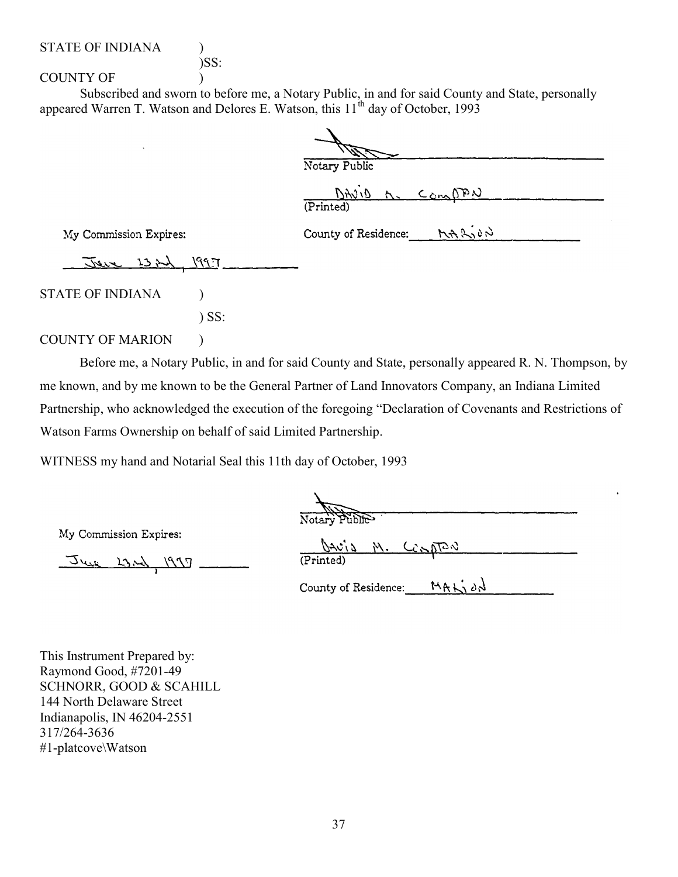STATE OF INDIANA )
)SS:
COUNTY OF )

Subscribed and sworn to before me, a Notary Public, in and for said County and State, personally appeared Warren T. Watson and Delores E. Watson, this 11th day of October, 1993

Notary Public

DAVID M. COMPTON
(Printed)

My Commission Expires: County of Residence: MARION

June 23rd, 1997

STATE OF INDIANA )
) SS:
COUNTY OF MARION )

Before me, a Notary Public, in and for said County and State, personally appeared R. N. Thompson, by me known, and by me known to be the General Partner of Land Innovators Company, an Indiana Limited Partnership, who acknowledged the execution of the foregoing "Declaration of Covenants and Restrictions of Watson Farms Ownership on behalf of said Limited Partnership.

WITNESS my hand and Notarial Seal this 11th day of October, 1993

Notary Public

My Commission Expires:

June 23rd, 1997

DAVID M. COMPTON
(Printed)

County of Residence: MARION

This Instrument Prepared by:
Raymond Good, #7201-49
SCHNORR, GOOD & SCAHILL
144 North Delaware Street
Indianapolis, IN 46204-2551
317/264-3636
#1-platcove\Watson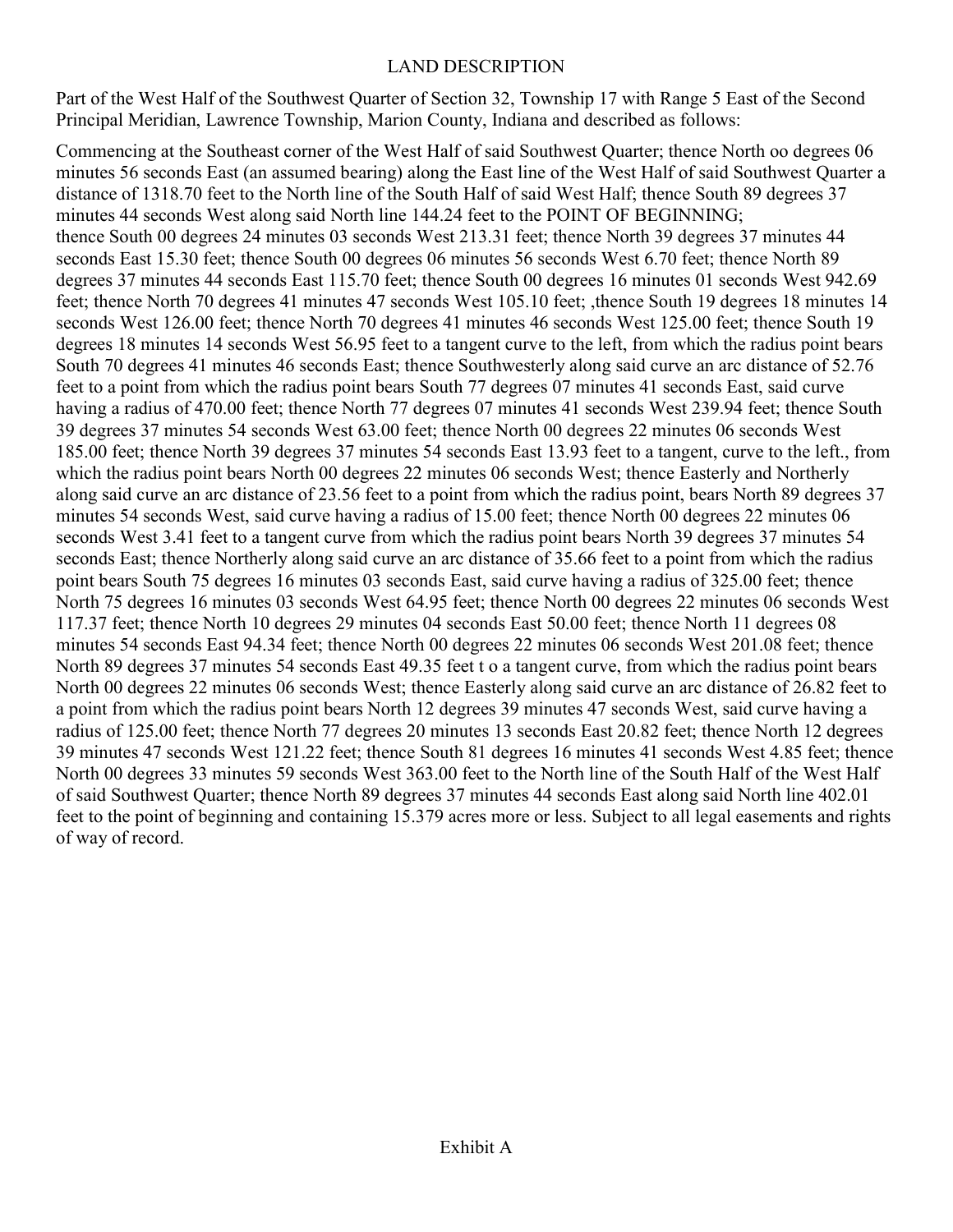LAND DESCRIPTION

Part of the West Half of the Southwest Quarter of Section 32, Township 17 with Range 5 East of the Second Principal Meridian, Lawrence Township, Marion County, Indiana and described as follows:

Commencing at the Southeast corner of the West Half of said Southwest Quarter; thence North oo degrees 06 minutes 56 seconds East (an assumed bearing) along the East line of the West Half of said Southwest Quarter a distance of 1318.70 feet to the North line of the South Half of said West Half; thence South 89 degrees 37 minutes 44 seconds West along said North line 144.24 feet to the POINT OF BEGINNING; thence South 00 degrees 24 minutes 03 seconds West 213.31 feet; thence North 39 degrees 37 minutes 44 seconds East 15.30 feet; thence South 00 degrees 06 minutes 56 seconds West 6.70 feet; thence North 89 degrees 37 minutes 44 seconds East 115.70 feet; thence South 00 degrees 16 minutes 01 seconds West 942.69 feet; thence North 70 degrees 41 minutes 47 seconds West 105.10 feet; ,thence South 19 degrees 18 minutes 14 seconds West 126.00 feet; thence North 70 degrees 41 minutes 46 seconds West 125.00 feet; thence South 19 degrees 18 minutes 14 seconds West 56.95 feet to a tangent curve to the left, from which the radius point bears South 70 degrees 41 minutes 46 seconds East; thence Southwesterly along said curve an arc distance of 52.76 feet to a point from which the radius point bears South 77 degrees 07 minutes 41 seconds East, said curve having a radius of 470.00 feet; thence North 77 degrees 07 minutes 41 seconds West 239.94 feet; thence South 39 degrees 37 minutes 54 seconds West 63.00 feet; thence North 00 degrees 22 minutes 06 seconds West 185.00 feet; thence North 39 degrees 37 minutes 54 seconds East 13.93 feet to a tangent, curve to the left., from which the radius point bears North 00 degrees 22 minutes 06 seconds West; thence Easterly and Northerly along said curve an arc distance of 23.56 feet to a point from which the radius point, bears North 89 degrees 37 minutes 54 seconds West, said curve having a radius of 15.00 feet; thence North 00 degrees 22 minutes 06 seconds West 3.41 feet to a tangent curve from which the radius point bears North 39 degrees 37 minutes 54 seconds East; thence Northerly along said curve an arc distance of 35.66 feet to a point from which the radius point bears South 75 degrees 16 minutes 03 seconds East, said curve having a radius of 325.00 feet; thence North 75 degrees 16 minutes 03 seconds West 64.95 feet; thence North 00 degrees 22 minutes 06 seconds West 117.37 feet; thence North 10 degrees 29 minutes 04 seconds East 50.00 feet; thence North 11 degrees 08 minutes 54 seconds East 94.34 feet; thence North 00 degrees 22 minutes 06 seconds West 201.08 feet; thence North 89 degrees 37 minutes 54 seconds East 49.35 feet t o a tangent curve, from which the radius point bears North 00 degrees 22 minutes 06 seconds West; thence Easterly along said curve an arc distance of 26.82 feet to a point from which the radius point bears North 12 degrees 39 minutes 47 seconds West, said curve having a radius of 125.00 feet; thence North 77 degrees 20 minutes 13 seconds East 20.82 feet; thence North 12 degrees 39 minutes 47 seconds West 121.22 feet; thence South 81 degrees 16 minutes 41 seconds West 4.85 feet; thence North 00 degrees 33 minutes 59 seconds West 363.00 feet to the North line of the South Half of the West Half of said Southwest Quarter; thence North 89 degrees 37 minutes 44 seconds East along said North line 402.01 feet to the point of beginning and containing 15.379 acres more or less. Subject to all legal easements and rights of way of record.

Exhibit A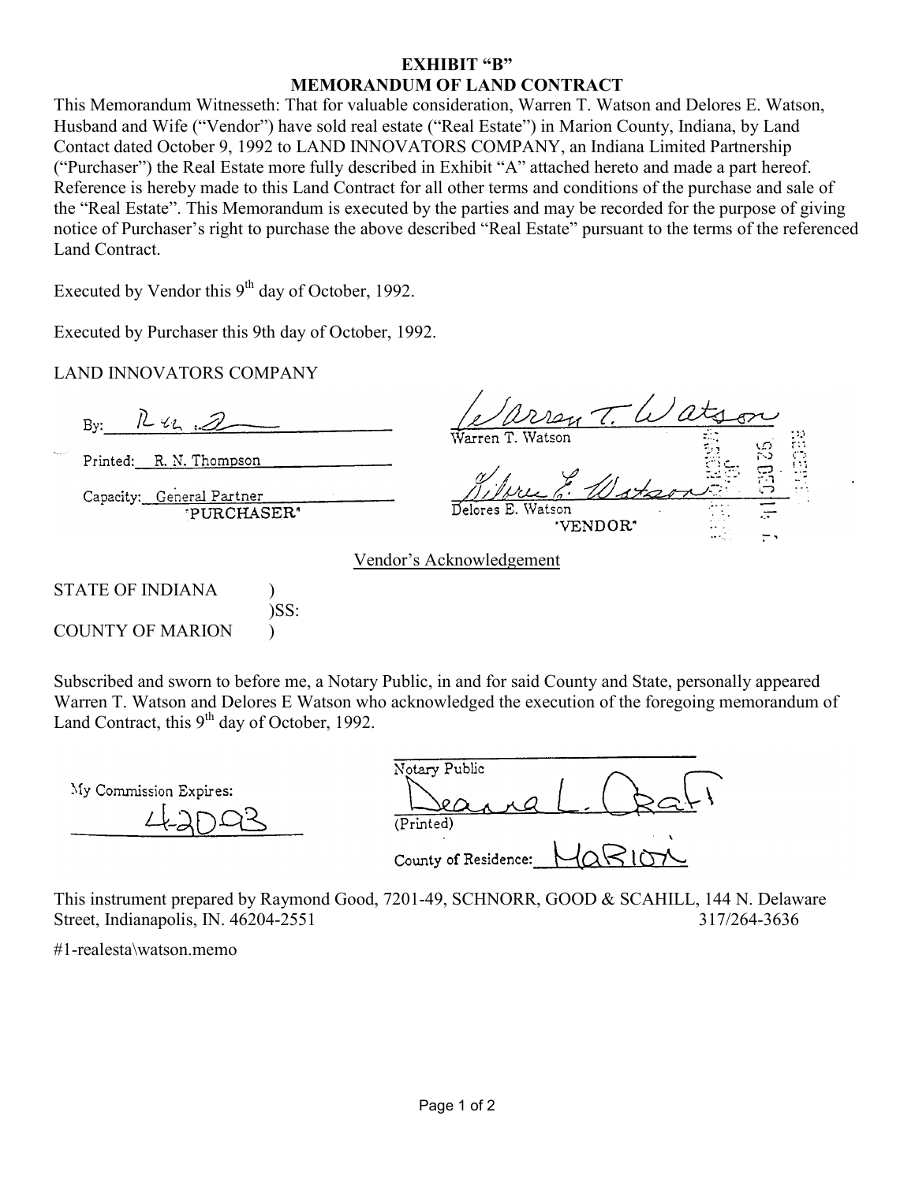# EXHIBIT "B"
## MEMORANDUM OF LAND CONTRACT

This Memorandum Witnesseth: That for valuable consideration, Warren T. Watson and Delores E. Watson, Husband and Wife ("Vendor") have sold real estate ("Real Estate") in Marion County, Indiana, by Land Contact dated October 9, 1992 to LAND INNOVATORS COMPANY, an Indiana Limited Partnership ("Purchaser") the Real Estate more fully described in Exhibit "A" attached hereto and made a part hereof. Reference is hereby made to this Land Contract for all other terms and conditions of the purchase and sale of the "Real Estate". This Memorandum is executed by the parties and may be recorded for the purpose of giving notice of Purchaser's right to purchase the above described "Real Estate" pursuant to the terms of the referenced Land Contract.

Executed by Vendor this 9th day of October, 1992.

Executed by Purchaser this 9th day of October, 1992.

LAND INNOVATORS COMPANY

By: R. N. Thompson

Printed: R. N. Thompson

Capacity: General Partner

"PURCHASER"

Warren T. Watson

Warren T. Watson

Delores E. Watson

Delores E. Watson

"VENDOR"

Vendor's Acknowledgement

STATE OF INDIANA )
)SS:
COUNTY OF MARION )

Subscribed and sworn to before me, a Notary Public, in and for said County and State, personally appeared Warren T. Watson and Delores E Watson who acknowledged the execution of the foregoing memorandum of Land Contract, this 9th day of October, 1992.

My Commission Expires: 4-20-93

Notary Public

Deanna L. Craft

(Printed)

County of Residence: Marion

This instrument prepared by Raymond Good, 7201-49, SCHNORR, GOOD & SCAHILL, 144 N. Delaware Street, Indianapolis, IN. 46204-2551 317/264-3636

#1-realesta\watson.memo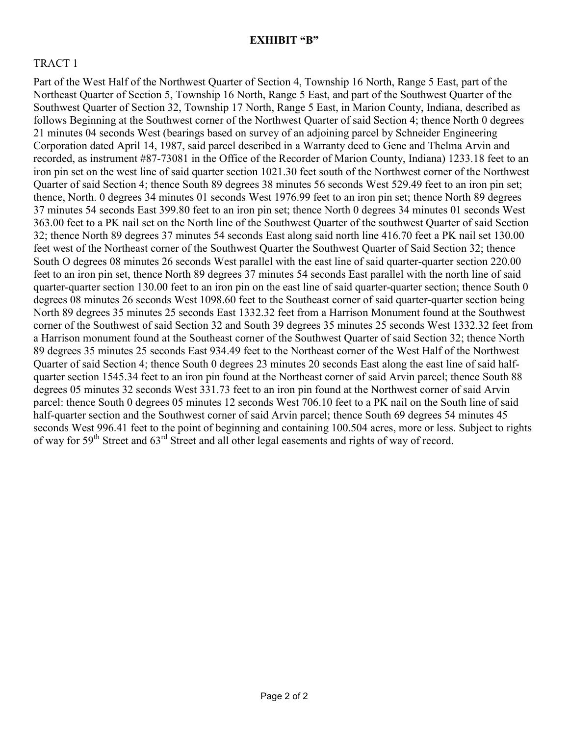**EXHIBIT "B"**

TRACT 1

Part of the West Half of the Northwest Quarter of Section 4, Township 16 North, Range 5 East, part of the Northeast Quarter of Section 5, Township 16 North, Range 5 East, and part of the Southwest Quarter of the Southwest Quarter of Section 32, Township 17 North, Range 5 East, in Marion County, Indiana, described as follows Beginning at the Southwest corner of the Northwest Quarter of said Section 4; thence North 0 degrees 21 minutes 04 seconds West (bearings based on survey of an adjoining parcel by Schneider Engineering Corporation dated April 14, 1987, said parcel described in a Warranty deed to Gene and Thelma Arvin and recorded, as instrument #87-73081 in the Office of the Recorder of Marion County, Indiana) 1233.18 feet to an iron pin set on the west line of said quarter section 1021.30 feet south of the Northwest corner of the Northwest Quarter of said Section 4; thence South 89 degrees 38 minutes 56 seconds West 529.49 feet to an iron pin set; thence, North. 0 degrees 34 minutes 01 seconds West 1976.99 feet to an iron pin set; thence North 89 degrees 37 minutes 54 seconds East 399.80 feet to an iron pin set; thence North 0 degrees 34 minutes 01 seconds West 363.00 feet to a PK nail set on the North line of the Southwest Quarter of the southwest Quarter of said Section 32; thence North 89 degrees 37 minutes 54 seconds East along said north line 416.70 feet a PK nail set 130.00 feet west of the Northeast corner of the Southwest Quarter the Southwest Quarter of Said Section 32; thence South O degrees 08 minutes 26 seconds West parallel with the east line of said quarter-quarter section 220.00 feet to an iron pin set, thence North 89 degrees 37 minutes 54 seconds East parallel with the north line of said quarter-quarter section 130.00 feet to an iron pin on the east line of said quarter-quarter section; thence South 0 degrees 08 minutes 26 seconds West 1098.60 feet to the Southeast corner of said quarter-quarter section being North 89 degrees 35 minutes 25 seconds East 1332.32 feet from a Harrison Monument found at the Southwest corner of the Southwest of said Section 32 and South 39 degrees 35 minutes 25 seconds West 1332.32 feet from a Harrison monument found at the Southeast corner of the Southwest Quarter of said Section 32; thence North 89 degrees 35 minutes 25 seconds East 934.49 feet to the Northeast corner of the West Half of the Northwest Quarter of said Section 4; thence South 0 degrees 23 minutes 20 seconds East along the east line of said half-quarter section 1545.34 feet to an iron pin found at the Northeast corner of said Arvin parcel; thence South 88 degrees 05 minutes 32 seconds West 331.73 feet to an iron pin found at the Northwest corner of said Arvin parcel: thence South 0 degrees 05 minutes 12 seconds West 706.10 feet to a PK nail on the South line of said half-quarter section and the Southwest corner of said Arvin parcel; thence South 69 degrees 54 minutes 45 seconds West 996.41 feet to the point of beginning and containing 100.504 acres, more or less. Subject to rights of way for 59th Street and 63rd Street and all other legal easements and rights of way of record.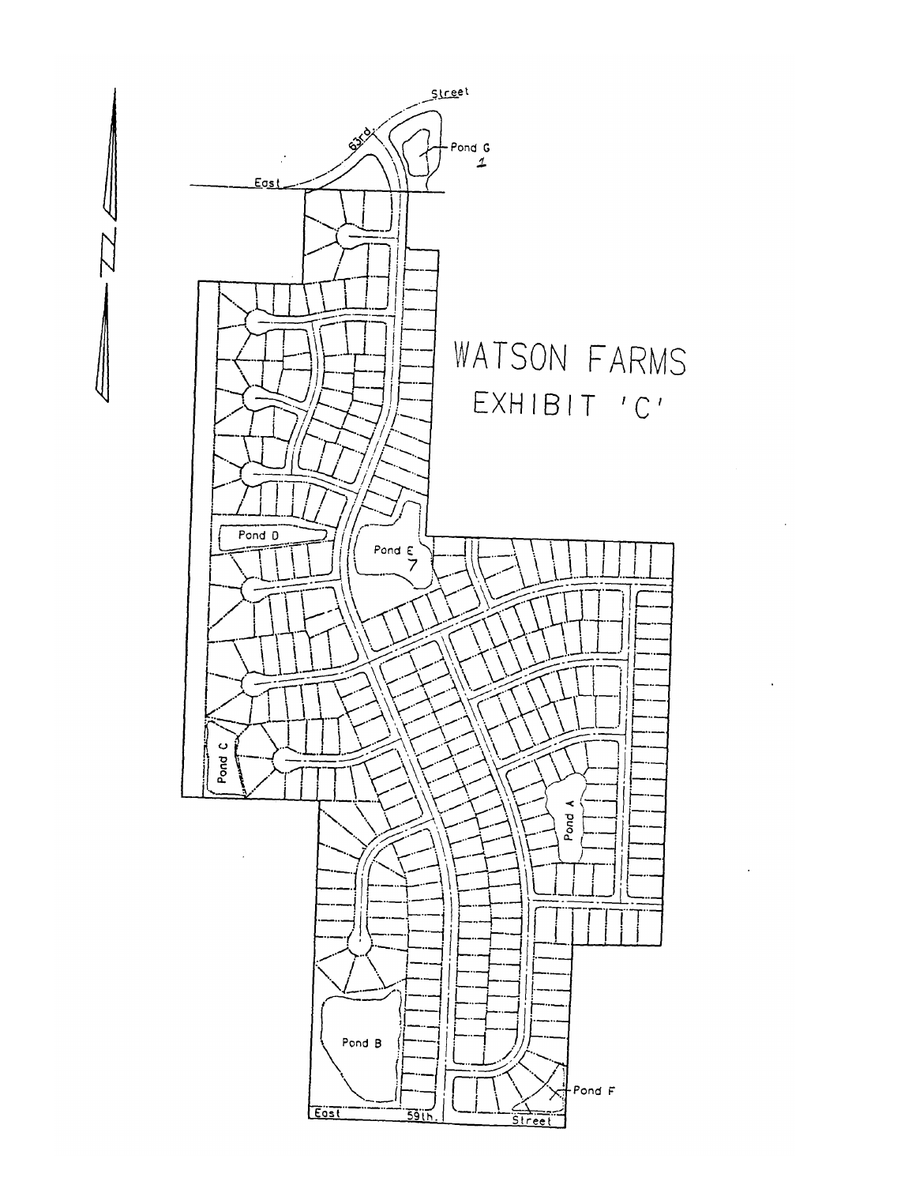# WATSON FARMS

## EXHIBIT 'C'

East 63rd Street

Pond G
1

Pond D

Pond E
7

Pond C

Pond A

Pond B

Pond F

East 59th. Street